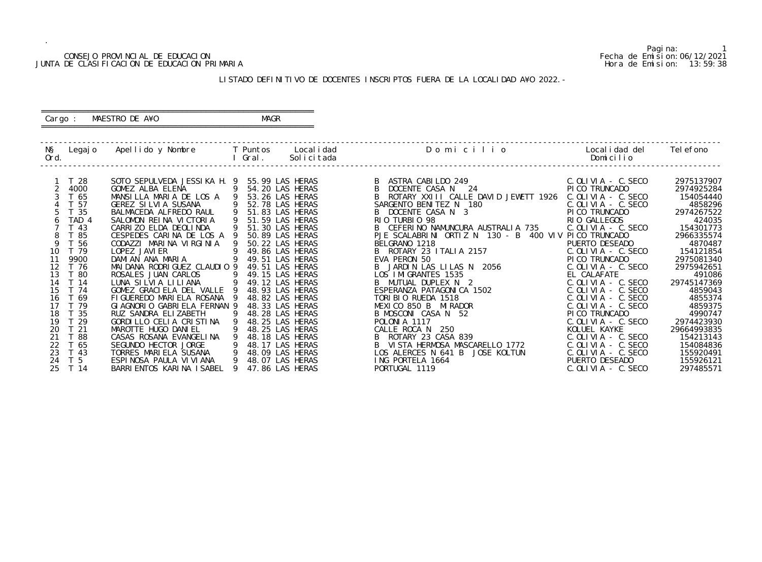CONSEJO PROVINCIAL DE EDUCACION
JUNTA DE CLASIFICACION DE EDUCACION PRIMARIA

Fecha de Emision: 06/12/2021
Hora de Emision: 13:59:38

## LISTADO DEFINITIVO DE DOCENTES INSCRIPTOS FUERA DE LA LOCALIDAD A¥O 2022.-

Cargo : MAESTRO DE A¥O    MAGR

| N§ Ord. | Legajo | Apellido y Nombre | T I | Puntos Gral. | Localidad Solicitada | Domicilio | Localidad del Domicilio | Telefono |
|---|---|---|---|---|---|---|---|---|
| 1 | T 28 | SOTO SEPULVEDA JESSIKA H. | 9 | 55.99 | LAS HERAS | B ASTRA CABILDO 249 | C.OLIVIA - C.SECO | 2975137907 |
| 2 | 4000 | GOMEZ ALBA ELENA | 9 | 54.20 | LAS HERAS | B DOCENTE CASA N 24 | PICO TRUNCADO | 2974925284 |
| 3 | T 65 | MANSILLA MARIA DE LOS A | 9 | 53.26 | LAS HERAS | B ROTARY XXIII CALLE DAVID JEWETT 1926 | C.OLIVIA - C.SECO | 154054440 |
| 4 | T 57 | GEREZ SILVIA SUSANA | 9 | 52.78 | LAS HERAS | SARGENTO BENITEZ N 180 | C.OLIVIA - C.SECO | 4858296 |
| 5 | T 35 | BALMACEDA ALFREDO RAUL | 9 | 51.83 | LAS HERAS | B DOCENTE CASA N 3 | PICO TRUNCADO | 2974267522 |
| 6 | TAD 4 | SALOMON REINA VICTORIA | 9 | 51.59 | LAS HERAS | RIO TURBIO 98 | RIO GALLEGOS | 424035 |
| 7 | T 43 | CARRIZO ELDA DEOLINDA | 9 | 51.30 | LAS HERAS | B CEFERINO NAMUNCURA AUSTRALIA 735 | C.OLIVIA - C.SECO | 154301773 |
| 8 | T 85 | CESPEDES CARINA DE LOS A | 9 | 50.89 | LAS HERAS | PJE SCALABRINI ORTIZ N 130 - B 400 VIV | PICO TRUNCADO | 2966335574 |
| 9 | T 56 | CODAZZI MARINA VIRGINIA | 9 | 50.22 | LAS HERAS | BELGRANO 1218 | PUERTO DESEADO | 4870487 |
| 10 | T 79 | LOPEZ JAVIER | 9 | 49.86 | LAS HERAS | B ROTARY 23 ITALIA 2157 | C.OLIVIA - C.SECO | 154121854 |
| 11 | 9900 | DAMIAN ANA MARIA | 9 | 49.51 | LAS HERAS | EVA PERON 50 | PICO TRUNCADO | 2975081340 |
| 12 | T 76 | MAIDANA RODRIGUEZ CLAUDIO | 9 | 49.51 | LAS HERAS | B JARDIN LAS LILAS N 2056 | C.OLIVIA - C.SECO | 2975942651 |
| 13 | T 80 | ROSALES JUAN CARLOS | 9 | 49.15 | LAS HERAS | LOS IMIGRANTES 1535 | EL CALAFATE | 491086 |
| 14 | T 14 | LUNA SILVIA LILIANA | 9 | 49.12 | LAS HERAS | B MUTUAL DUPLEX N 2 | C.OLIVIA - C.SECO | 29745147369 |
| 15 | T 74 | GOMEZ GRACIELA DEL VALLE | 9 | 48.93 | LAS HERAS | ESPERANZA PATAGONICA 1502 | C.OLIVIA - C.SECO | 4859043 |
| 16 | T 69 | FIGUEREDO MARIELA ROSANA | 9 | 48.82 | LAS HERAS | TORIBIO RUEDA 1518 | C.OLIVIA - C.SECO | 4855374 |
| 17 | T 79 | GIAGNORIO GABRIELA FERNAN | 9 | 48.33 | LAS HERAS | MEXICO 850 B MIRADOR | C.OLIVIA - C.SECO | 4859375 |
| 18 | T 35 | RUZ SANDRA ELIZABETH | 9 | 48.28 | LAS HERAS | B MOSCONI CASA N 52 | PICO TRUNCADO | 4990747 |
| 19 | T 29 | GORDILLO CELIA CRISTINA | 9 | 48.25 | LAS HERAS | POLONIA 1117 | C.OLIVIA - C.SECO | 2974423930 |
| 20 | T 21 | MAROTTE HUGO DANIEL | 9 | 48.25 | LAS HERAS | CALLE ROCA N 250 | KOLUEL KAYKE | 29664993835 |
| 21 | T 88 | CASAS ROSANA EVANGELINA | 9 | 48.18 | LAS HERAS | B ROTARY 23 CASA 839 | C.OLIVIA - C.SECO | 154213143 |
| 22 | T 65 | SEGUNDO HECTOR JORGE | 9 | 48.17 | LAS HERAS | B VISTA HERMOSA MASCARELLO 1772 | C.OLIVIA - C.SECO | 154084836 |
| 23 | T 43 | TORRES MARIELA SUSANA | 9 | 48.09 | LAS HERAS | LOS ALERCES N 641 B JOSE KOLTUN | C.OLIVIA - C.SECO | 155920491 |
| 24 | T 5 | ESPINOSA PAULA VIVIANA | 9 | 48.07 | LAS HERAS | ING PORTELA 1664 | PUERTO DESEADO | 155926121 |
| 25 | T 14 | BARRIENTOS KARINA ISABEL | 9 | 47.86 | LAS HERAS | PORTUGAL 1119 | C.OLIVIA - C.SECO | 297485571 |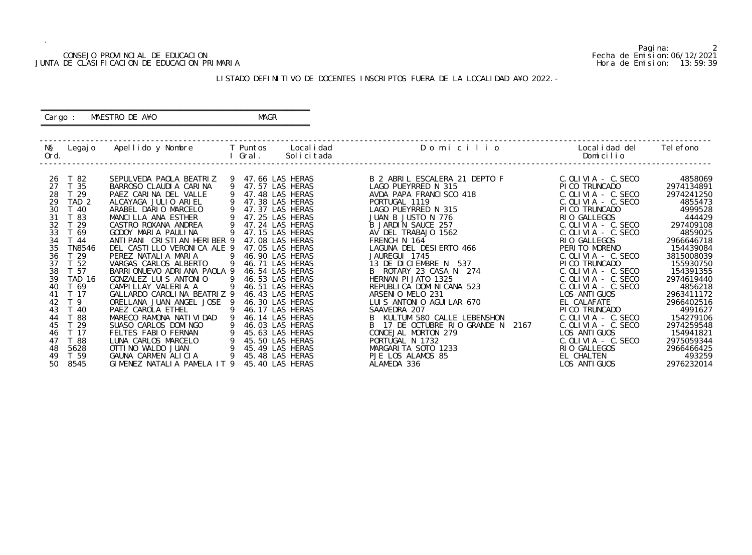CONSEJO PROVINCIAL DE EDUCACION
JUNTA DE CLASIFICACION DE EDUCACION PRIMARIA

Fecha de Emision: 06/12/2021
Hora de Emision: 13:59:39

## LISTADO DEFINITIVO DE DOCENTES INSCRIPTOS FUERA DE LA LOCALIDAD A¥O 2022.-

Cargo : MAESTRO DE A¥O MAGR

| N§ Ord. | Legajo | Apellido y Nombre | T I | Puntos Gral. | Localidad Solicitada | D o m i c i l i o | Localidad del Domicilio | Telefono |
|---|---|---|---|---|---|---|---|---|
| 26 | T 82 | SEPULVEDA PAOLA BEATRIZ | 9 | 47.66 | LAS HERAS | B 2 ABRIL ESCALERA 21 DEPTO F | C.OLIVIA - C.SECO | 4858069 |
| 27 | T 35 | BARROSO CLAUDIA CARINA | 9 | 47.57 | LAS HERAS | LAGO PUEYRRED N 315 | PICO TRUNCADO | 2974134891 |
| 28 | T 29 | PAEZ CARINA DEL VALLE | 9 | 47.48 | LAS HERAS | AVDA PAPA FRANCISCO 418 | C.OLIVIA - C.SECO | 2974241250 |
| 29 | TAD 2 | ALCAYAGA JULIO ARIEL | 9 | 47.38 | LAS HERAS | PORTUGAL 1119 | C.OLIVIA - C.SECO | 4855473 |
| 30 | T 40 | ARABEL DARIO MARCELO | 9 | 47.37 | LAS HERAS | LAGO PUEYRRED N 315 | PICO TRUNCADO | 4999528 |
| 31 | T 83 | MANCILLA ANA ESTHER | 9 | 47.25 | LAS HERAS | JUAN B JUSTO N 776 | RIO GALLEGOS | 444429 |
| 32 | T 29 | CASTRO ROXANA ANDREA | 9 | 47.24 | LAS HERAS | B JARDIN SAUCE 257 | C.OLIVIA - C.SECO | 297409108 |
| 33 | T 69 | GODOY MARIA PAULINA | 9 | 47.15 | LAS HERAS | AV DEL TRABAJO 1562 | C.OLIVIA - C.SECO | 4859025 |
| 34 | T 44 | ANTIPANI CRISTIAN HERIBER | 9 | 47.08 | LAS HERAS | FRENCH N 164 | RIO GALLEGOS | 2966646718 |
| 35 | TN8546 | DEL CASTILLO VERONICA ALE | 9 | 47.05 | LAS HERAS | LAGUNA DEL DESIERTO 466 | PERITO MORENO | 154439084 |
| 36 | T 29 | PEREZ NATALIA MARIA | 9 | 46.90 | LAS HERAS | JAUREGUI 1745 | C.OLIVIA - C.SECO | 3815008039 |
| 37 | T 52 | VARGAS CARLOS ALBERTO | 9 | 46.71 | LAS HERAS | 13 DE DICIEMBRE N 537 | PICO TRUNCADO | 155930750 |
| 38 | T 57 | BARRIONUEVO ADRIANA PAOLA | 9 | 46.54 | LAS HERAS | B ROTARY 23 CASA N 274 | C.OLIVIA - C.SECO | 154391355 |
| 39 | TAD 16 | GONZALEZ LUIS ANTONIO | 9 | 46.53 | LAS HERAS | HERNAN PIJATO 1325 | C.OLIVIA - C.SECO | 2974619440 |
| 40 | T 69 | CAMPILLAY VALERIA A | 9 | 46.51 | LAS HERAS | REPUBLICA DOMINICANA 523 | C.OLIVIA - C.SECO | 4856218 |
| 41 | T 17 | GALLARDO CAROLINA BEATRIZ | 9 | 46.43 | LAS HERAS | ARSENIO MELO 231 | LOS ANTIGUOS | 2963411172 |
| 42 | T 9 | ORELLANA JUAN ANGEL JOSE | 9 | 46.30 | LAS HERAS | LUIS ANTONIO AGUILAR 670 | EL CALAFATE | 2966402516 |
| 43 | T 40 | PAEZ CAROLA ETHEL | 9 | 46.17 | LAS HERAS | SAAVEDRA 207 | PICO TRUNCADO | 4991627 |
| 44 | T 88 | MARECO RAMONA NATIVIDAD | 9 | 46.14 | LAS HERAS | B KULTUM 580 CALLE LEBENSHON | C.OLIVIA - C.SECO | 154279106 |
| 45 | T 29 | SUASO CARLOS DOMINGO | 9 | 46.03 | LAS HERAS | B 17 DE OCTUBRE RIO GRANDE N 2167 | C.OLIVIA - C.SECO | 2974259548 |
| 46 | T 17 | FELTES FABIO FERNAN | 9 | 45.63 | LAS HERAS | CONCEJAL MORTON 279 | LOS ANTIGUOS | 154941821 |
| 47 | T 88 | LUNA CARLOS MARCELO | 9 | 45.50 | LAS HERAS | PORTUGAL N 1732 | C.OLIVIA - C.SECO | 2975059344 |
| 48 | 5628 | OTTINO WALDO JUAN | 9 | 45.49 | LAS HERAS | MARGARITA SOTO 1233 | RIO GALLEGOS | 2966466425 |
| 49 | T 59 | GAUNA CARMEN ALICIA | 9 | 45.48 | LAS HERAS | PJE LOS ALAMOS 85 | EL CHALTEN | 493259 |
| 50 | 8545 | GIMENEZ NATALIA PAMELA IT | 9 | 45.40 | LAS HERAS | ALAMEDA 336 | LOS ANTIGUOS | 2976232014 |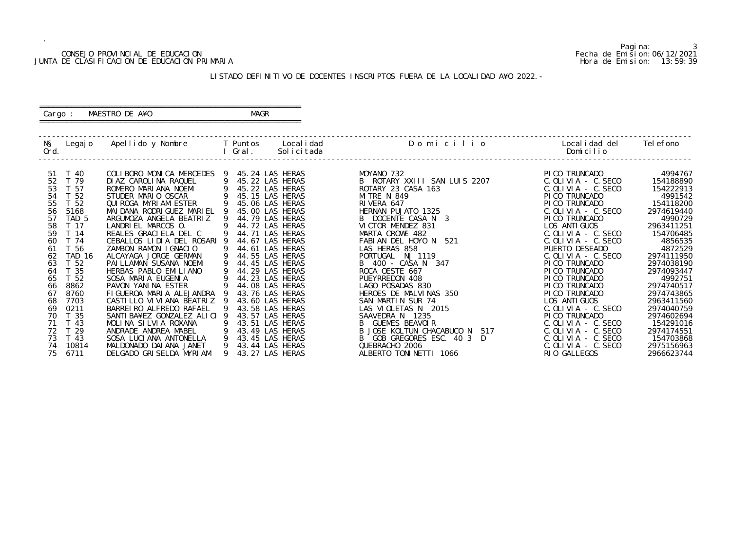CONSEJO PROVINCIAL DE EDUCACION
JUNTA DE CLASIFICACION DE EDUCACION PRIMARIA

Fecha de Emision: 06/12/2021
Hora de Emision: 13:59:39

## LISTADO DEFINITIVO DE DOCENTES INSCRIPTOS FUERA DE LA LOCALIDAD A¥O 2022.-

Cargo : MAESTRO DE A¥O MAGR

| N§ Ord. | Legajo | Apellido y Nombre | T I | Puntos Gral. | Localidad Solicitada | D o m i c i l i o | Localidad del Domicilio | Telefono |
|---|---|---|---|---|---|---|---|---|
| 51 | T 40 | COLIBORO MONICA MERCEDES | 9 | 45.24 | LAS HERAS | MOYANO 732 | PICO TRUNCADO | 4994767 |
| 52 | T 79 | DIAZ CAROLINA RAQUEL | 9 | 45.22 | LAS HERAS | B ROTARY XXIII SAN LUIS 2207 | C.OLIVIA - C.SECO | 154188890 |
| 53 | T 57 | ROMERO MARIANA NOEMI | 9 | 45.22 | LAS HERAS | ROTARY 23 CASA 163 | C.OLIVIA - C.SECO | 154222913 |
| 54 | T 52 | STUDER MARIO OSCAR | 9 | 45.15 | LAS HERAS | MITRE N 849 | PICO TRUNCADO | 4991542 |
| 55 | T 52 | QUIROGA MYRIAM ESTER | 9 | 45.06 | LAS HERAS | RIVERA 647 | PICO TRUNCADO | 154118200 |
| 56 | 5168 | MAIDANA RODRIGUEZ MARIEL | 9 | 45.00 | LAS HERAS | HERNAN PUJATO 1325 | C.OLIVIA - C.SECO | 2974619440 |
| 57 | TAD 5 | ARGUMOZA ANGELA BEATRIZ | 9 | 44.79 | LAS HERAS | B DOCENTE CASA N 3 | PICO TRUNCADO | 4990729 |
| 58 | T 17 | LANDRIEL MARCOS O. | 9 | 44.72 | LAS HERAS | VICTOR MENDEZ 831 | LOS ANTIGUOS | 2963411251 |
| 59 | T 14 | REALES GRACIELA DEL C | 9 | 44.71 | LAS HERAS | MARTA CROWE 482 | C.OLIVIA - C.SECO | 154706485 |
| 60 | T 74 | CEBALLOS LIDIA DEL ROSARI | 9 | 44.67 | LAS HERAS | FABIAN DEL HOYO N 521 | C.OLIVIA - C.SECO | 4856535 |
| 61 | T 56 | ZAMBON RAMON IGNACIO | 9 | 44.61 | LAS HERAS | LAS HERAS 858 | PUERTO DESEADO | 4872529 |
| 62 | TAD 16 | ALCAYAGA JORGE GERMAN | 9 | 44.55 | LAS HERAS | PORTUGAL N| 1119 | C.OLIVIA - C.SECO | 2974111950 |
| 63 | T 52 | PAILLAMAN SUSANA NOEMI | 9 | 44.45 | LAS HERAS | B 400 - CASA N 347 | PICO TRUNCADO | 2974038190 |
| 64 | T 35 | HERBAS PABLO EMILIANO | 9 | 44.29 | LAS HERAS | ROCA OESTE 667 | PICO TRUNCADO | 2974093447 |
| 65 | T 52 | SOSA MARIA EUGENIA | 9 | 44.23 | LAS HERAS | PUEYRREDON 408 | PICO TRUNCADO | 4992751 |
| 66 | 8862 | PAVON YANINA ESTER | 9 | 44.08 | LAS HERAS | LAGO POSADAS 830 | PICO TRUNCADO | 2974740517 |
| 67 | 8760 | FIGUEROA MARIA ALEJANDRA | 9 | 43.76 | LAS HERAS | HEROES DE MALVINAS 350 | PICO TRUNCADO | 2974743865 |
| 68 | 7703 | CASTILLO VIVIANA BEATRIZ | 9 | 43.60 | LAS HERAS | SAN MARTIN SUR 74 | LOS ANTIGUOS | 2963411560 |
| 69 | 0211 | BARREIRO ALFREDO RAFAEL | 9 | 43.58 | LAS HERAS | LAS VIOLETAS N 2015 | C.OLIVIA - C.SECO | 2974040759 |
| 70 | T 35 | SANTIBA¥EZ GONZALEZ ALICI | 9 | 43.57 | LAS HERAS | SAAVEDRA N 1235 | PICO TRUNCADO | 2974602694 |
| 71 | T 43 | MOLINA SILVIA ROXANA | 9 | 43.51 | LAS HERAS | B GUEMES BEAVOIR | C.OLIVIA - C.SECO | 154291016 |
| 72 | T 29 | ANDRADE ANDREA MABEL | 9 | 43.49 | LAS HERAS | B JOSE KOLTUN CHACABUCO N 517 | C.OLIVIA - C.SECO | 2974174551 |
| 73 | T 43 | SOSA LUCIANA ANTONELLA | 9 | 43.45 | LAS HERAS | B GOB GREGORES ESC. 40 3 D | C.OLIVIA - C.SECO | 154703868 |
| 74 | 10814 | MALDONADO DAIANA JANET | 9 | 43.44 | LAS HERAS | QUEBRACHO 2006 | C.OLIVIA - C.SECO | 2975156963 |
| 75 | 6711 | DELGADO GRISELDA MYRIAM | 9 | 43.27 | LAS HERAS | ALBERTO TONINETTI 1066 | RIO GALLEGOS | 2966623744 |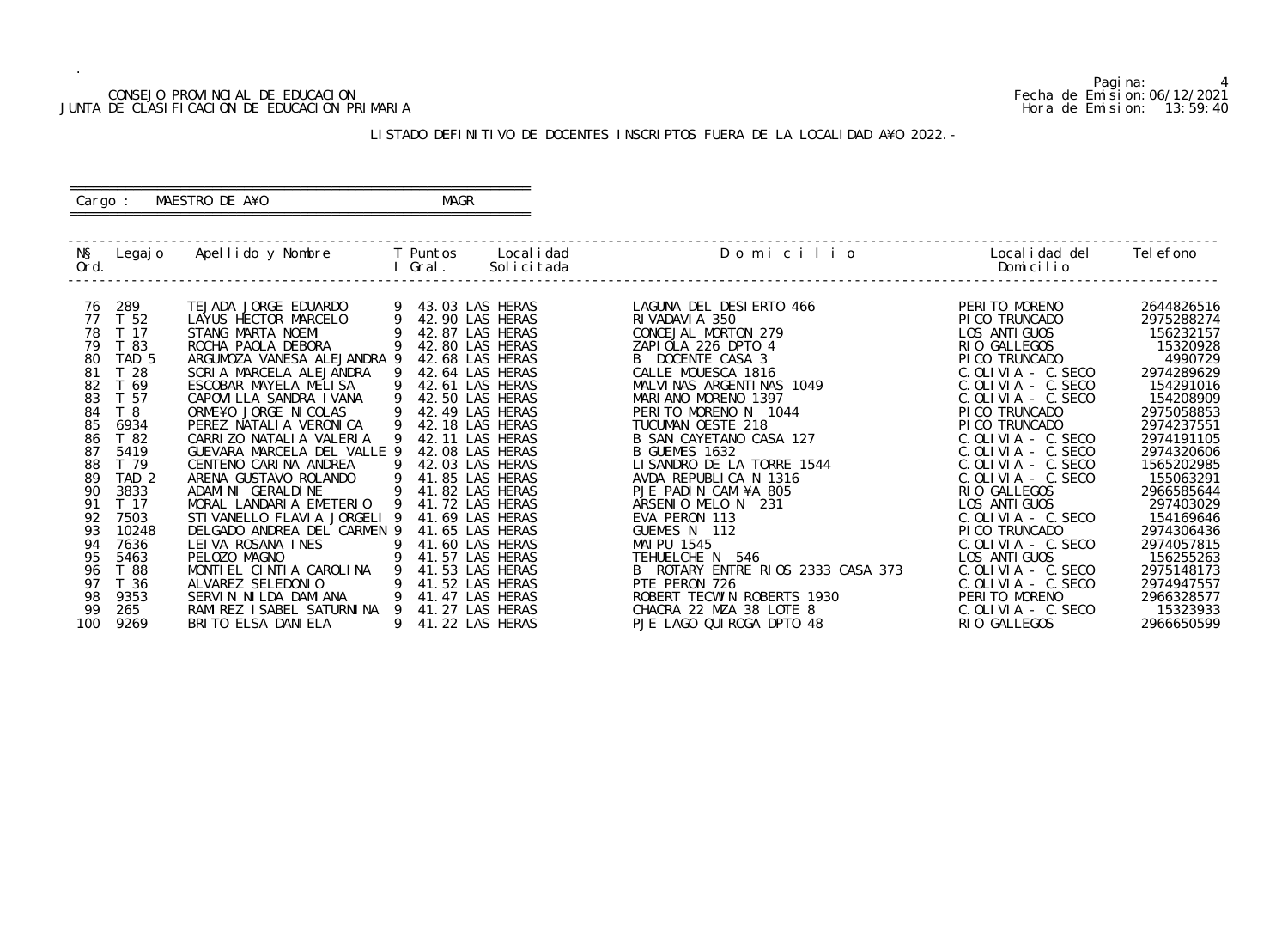CONSEJO PROVINCIAL DE EDUCACION
JUNTA DE CLASIFICACION DE EDUCACION PRIMARIA

Fecha de Emision: 06/12/2021
Hora de Emision: 13:59:40

LISTADO DEFINITIVO DE DOCENTES INSCRIPTOS FUERA DE LA LOCALIDAD A¥O 2022.-

Cargo : MAESTRO DE A¥O    MAGR

| N§ Ord. | Legajo | Apellido y Nombre | T I | Puntos Gral. | Localidad Solicitada | D o m i c i l i o | Localidad del Domicilio | Telefono |
|---|---|---|---|---|---|---|---|---|
| 76 | 289 | TEJADA JORGE EDUARDO | 9 | 43.03 | LAS HERAS | LAGUNA DEL DESIERTO 466 | PERITO MORENO | 2644826516 |
| 77 | T 52 | LAYUS HECTOR MARCELO | 9 | 42.90 | LAS HERAS | RIVADAVIA 350 | PICO TRUNCADO | 2975288274 |
| 78 | T 17 | STANG MARTA NOEMI | 9 | 42.87 | LAS HERAS | CONCEJAL MORTON 279 | LOS ANTIGUOS | 156232157 |
| 79 | T 83 | ROCHA PAOLA DEBORA | 9 | 42.80 | LAS HERAS | ZAPIOLA 226 DPTO 4 | RIO GALLEGOS | 15320928 |
| 80 | TAD 5 | ARGUMOZA VANESA ALEJANDRA | 9 | 42.68 | LAS HERAS | B DOCENTE CASA 3 | PICO TRUNCADO | 4990729 |
| 81 | T 28 | SORIA MARCELA ALEJANDRA | 9 | 42.64 | LAS HERAS | CALLE MOUESCA 1816 | C.OLIVIA - C.SECO | 2974289629 |
| 82 | T 69 | ESCOBAR MAYELA MELISA | 9 | 42.61 | LAS HERAS | MALVINAS ARGENTINAS 1049 | C.OLIVIA - C.SECO | 154291016 |
| 83 | T 57 | CAPOVILLA SANDRA IVANA | 9 | 42.50 | LAS HERAS | MARIANO MORENO 1397 | C.OLIVIA - C.SECO | 154208909 |
| 84 | T 8 | ORME¥O JORGE NICOLAS | 9 | 42.49 | LAS HERAS | PERITO MORENO N 1044 | PICO TRUNCADO | 2975058853 |
| 85 | 6934 | PEREZ NATALIA VERONICA | 9 | 42.18 | LAS HERAS | TUCUMAN OESTE 218 | PICO TRUNCADO | 2974237551 |
| 86 | T 82 | CARRIZO NATALIA VALERIA | 9 | 42.11 | LAS HERAS | B SAN CAYETANO CASA 127 | C.OLIVIA - C.SECO | 2974191105 |
| 87 | 5419 | GUEVARA MARCELA DEL VALLE | 9 | 42.08 | LAS HERAS | B GUEMES 1632 | C.OLIVIA - C.SECO | 2974320606 |
| 88 | T 79 | CENTENO CARINA ANDREA | 9 | 42.03 | LAS HERAS | LISANDRO DE LA TORRE 1544 | C.OLIVIA - C.SECO | 1565202985 |
| 89 | TAD 2 | ARENA GUSTAVO ROLANDO | 9 | 41.85 | LAS HERAS | AVDA REPUBLICA N 1316 | C.OLIVIA - C.SECO | 155063291 |
| 90 | 3833 | ADAMINI GERALDINE | 9 | 41.82 | LAS HERAS | PJE PADIN CAMI¥A 805 | RIO GALLEGOS | 2966585644 |
| 91 | T 17 | MORAL LANDARIA EMETERIO | 9 | 41.72 | LAS HERAS | ARSENIO MELO N 231 | LOS ANTIGUOS | 297403029 |
| 92 | 7503 | STIVANELLO FLAVIA JORGELI | 9 | 41.69 | LAS HERAS | EVA PERON 113 | C.OLIVIA - C.SECO | 154169646 |
| 93 | 10248 | DELGADO ANDREA DEL CARMEN | 9 | 41.65 | LAS HERAS | GUEMES N 112 | PICO TRUNCADO | 2974306436 |
| 94 | 7636 | LEIVA ROSANA INES | 9 | 41.60 | LAS HERAS | MAIPU 1545 | C.OLIVIA - C.SECO | 2974057815 |
| 95 | 5463 | PELOZO MAGNO | 9 | 41.57 | LAS HERAS | TEHUELCHE N 546 | LOS ANTIGUOS | 156255263 |
| 96 | T 88 | MONTIEL CINTIA CAROLINA | 9 | 41.53 | LAS HERAS | B ROTARY ENTRE RIOS 2333 CASA 373 | C.OLIVIA - C.SECO | 2975148173 |
| 97 | T 36 | ALVAREZ SELEDONIO | 9 | 41.52 | LAS HERAS | PTE PERON 726 | C.OLIVIA - C.SECO | 2974947557 |
| 98 | 9353 | SERVIN NILDA DAMIANA | 9 | 41.47 | LAS HERAS | ROBERT TECWIN ROBERTS 1930 | PERITO MORENO | 2966328577 |
| 99 | 265 | RAMIREZ ISABEL SATURNINA | 9 | 41.27 | LAS HERAS | CHACRA 22 MZA 38 LOTE 8 | C.OLIVIA - C.SECO | 15323933 |
| 100 | 9269 | BRITO ELSA DANIELA | 9 | 41.22 | LAS HERAS | PJE LAGO QUIROGA DPTO 48 | RIO GALLEGOS | 2966650599 |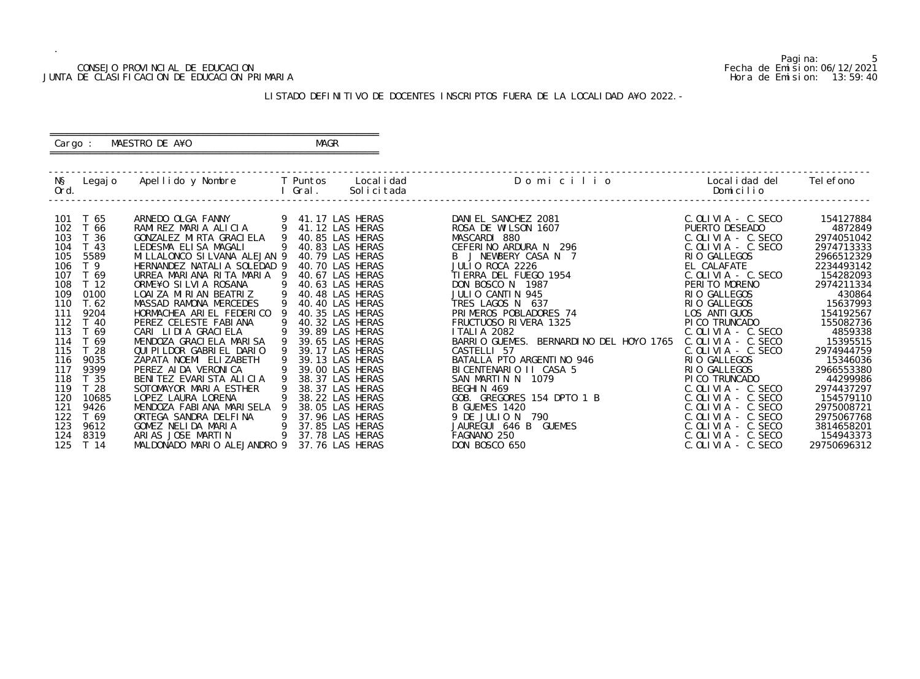CONSEJO PROVINCIAL DE EDUCACION
JUNTA DE CLASIFICACION DE EDUCACION PRIMARIA

Fecha de Emision: 06/12/2021
Hora de Emision: 13:59:40

LISTADO DEFINITIVO DE DOCENTES INSCRIPTOS FUERA DE LA LOCALIDAD A¥O 2022.-

Cargo : MAESTRO DE A¥O MAGR

| Nº Ord. | Legajo | Apellido y Nombre | T I | Puntos Gral. | Localidad Solicitada | Domicilio | Localidad del Domicilio | Telefono |
|---|---|---|---|---|---|---|---|---|
| 101 | T 65 | ARNEDO OLGA FANNY | 9 | 41.17 | LAS HERAS | DANIEL SANCHEZ 2081 | C.OLIVIA - C.SECO | 154127884 |
| 102 | T 66 | RAMIREZ MARIA ALICIA | 9 | 41.12 | LAS HERAS | ROSA DE WILSON 1607 | PUERTO DESEADO | 4872849 |
| 103 | T 36 | GONZALEZ MIRTA GRACIELA | 9 | 40.85 | LAS HERAS | MASCARDI 880 | C.OLIVIA - C.SECO | 2974051042 |
| 104 | T 43 | LEDESMA ELISA MAGALI | 9 | 40.83 | LAS HERAS | CEFERINO ARDURA N 296 | C.OLIVIA - C.SECO | 2974713333 |
| 105 | 5589 | MILLALONCO SILVANA ALEJAN | 9 | 40.79 | LAS HERAS | B J NEWBERY CASA N 7 | RIO GALLEGOS | 2966512329 |
| 106 | T 9 | HERNANDEZ NATALIA SOLEDAD | 9 | 40.70 | LAS HERAS | JULIO ROCA 2226 | EL CALAFATE | 2234493142 |
| 107 | T 69 | URREA MARIANA RITA MARIA | 9 | 40.67 | LAS HERAS | TIERRA DEL FUEGO 1954 | C.OLIVIA - C.SECO | 154282093 |
| 108 | T 12 | ORME¥O SILVIA ROSANA | 9 | 40.63 | LAS HERAS | DON BOSCO N 1987 | PERITO MORENO | 2974211334 |
| 109 | 0100 | LOAIZA MIRIAN BEATRIZ | 9 | 40.48 | LAS HERAS | JULIO CANTIN 945 | RIO GALLEGOS | 430864 |
| 110 | T.62 | MASSAD RAMONA MERCEDES | 9 | 40.40 | LAS HERAS | TRES LAGOS N 637 | RIO GALLEGOS | 15637993 |
| 111 | 9204 | HORMACHEA ARIEL FEDERICO | 9 | 40.35 | LAS HERAS | PRIMEROS POBLADORES 74 | LOS ANTIGUOS | 154192567 |
| 112 | T 40 | PEREZ CELESTE FABIANA | 9 | 40.32 | LAS HERAS | FRUCTUOSO RIVERA 1325 | PICO TRUNCADO | 155082736 |
| 113 | T 69 | CARI LIDIA GRACIELA | 9 | 39.89 | LAS HERAS | ITALIA 2082 | C.OLIVIA - C.SECO | 4859338 |
| 114 | T 69 | MENDOZA GRACIELA MARISA | 9 | 39.65 | LAS HERAS | BARRIO GUEMES. BERNARDINO DEL HOYO 1765 | C.OLIVIA - C.SECO | 15395515 |
| 115 | T 28 | QUIPILDOR GABRIEL DARIO | 9 | 39.17 | LAS HERAS | CASTELLI 57 | C.OLIVIA - C.SECO | 2974944759 |
| 116 | 9035 | ZAPATA NOEMI ELIZABETH | 9 | 39.13 | LAS HERAS | BATALLA PTO ARGENTINO 946 | RIO GALLEGOS | 15346036 |
| 117 | 9399 | PEREZ AIDA VERONICA | 9 | 39.00 | LAS HERAS | BICENTENARIO II CASA 5 | RIO GALLEGOS | 2966553380 |
| 118 | T 35 | BENITEZ EVARISTA ALICIA | 9 | 38.37 | LAS HERAS | SAN MARTIN N 1079 | PICO TRUNCADO | 44299986 |
| 119 | T 28 | SOTOMAYOR MARIA ESTHER | 9 | 38.37 | LAS HERAS | BEGHIN 469 | C.OLIVIA - C.SECO | 2974437297 |
| 120 | 10685 | LOPEZ LAURA LORENA | 9 | 38.22 | LAS HERAS | GOB. GREGORES 154 DPTO 1 B | C.OLIVIA - C.SECO | 154579110 |
| 121 | 9426 | MENDOZA FABIANA MARISELA | 9 | 38.05 | LAS HERAS | B GUEMES 1420 | C.OLIVIA - C.SECO | 2975008721 |
| 122 | T 69 | ORTEGA SANDRA DELFINA | 9 | 37.96 | LAS HERAS | 9 DE JULIO N 790 | C.OLIVIA - C.SECO | 2975067768 |
| 123 | 9612 | GOMEZ NELIDA MARIA | 9 | 37.85 | LAS HERAS | JAUREGUI 646 B GUEMES | C.OLIVIA - C.SECO | 3814658201 |
| 124 | 8319 | ARIAS JOSE MARTIN | 9 | 37.78 | LAS HERAS | FAGNANO 250 | C.OLIVIA - C.SECO | 154943373 |
| 125 | T 14 | MALDONADO MARIO ALEJANDRO | 9 | 37.76 | LAS HERAS | DON BOSCO 650 | C.OLIVIA - C.SECO | 29750696312 |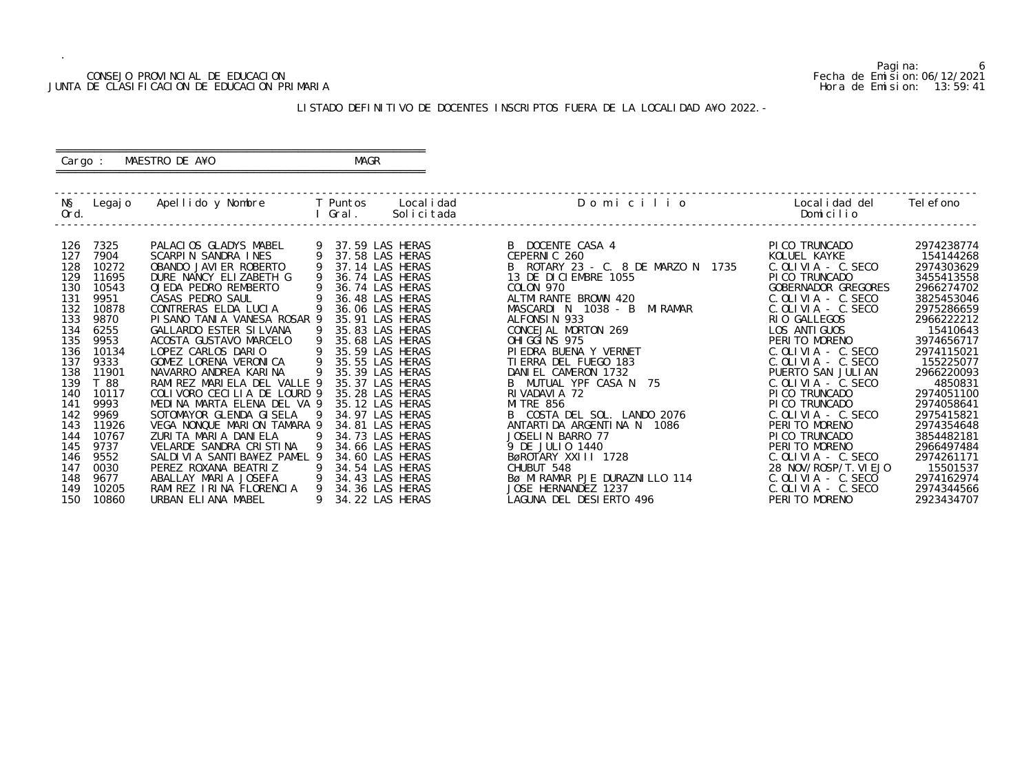CONSEJO PROVINCIAL DE EDUCACION
JUNTA DE CLASIFICACION DE EDUCACION PRIMARIA

Pagina: 6
Fecha de Emision: 06/12/2021
Hora de Emision: 13:59:41

LISTADO DEFINITIVO DE DOCENTES INSCRIPTOS FUERA DE LA LOCALIDAD A¥O 2022.-

Cargo : MAESTRO DE A¥O MAGR

| N§ Ord. | Legajo | Apellido y Nombre | T I | Puntos Gral. | Localidad Solicitada | D o m i c i l i o | Localidad del Domicilio | Telefono |
|---|---|---|---|---|---|---|---|---|
| 126 | 7325 | PALACIOS GLADYS MABEL | 9 | 37.59 | LAS HERAS | B DOCENTE CASA 4 | PICO TRUNCADO | 2974238774 |
| 127 | 7904 | SCARPIN SANDRA INES | 9 | 37.58 | LAS HERAS | CEPERNIC 260 | KOLUEL KAYKE | 154144268 |
| 128 | 10272 | OBANDO JAVIER ROBERTO | 9 | 37.14 | LAS HERAS | B ROTARY 23 - C. 8 DE MARZO N 1735 | C.OLIVIA - C.SECO | 2974303629 |
| 129 | 11695 | DURE NANCY ELIZABETH G | 9 | 36.74 | LAS HERAS | 13 DE DICIEMBRE 1055 | PICO TRUNCADO | 3455413558 |
| 130 | 10543 | OJEDA PEDRO REMBERTO | 9 | 36.74 | LAS HERAS | COLON 970 | GOBERNADOR GREGORES | 2966274702 |
| 131 | 9951 | CASAS PEDRO SAUL | 9 | 36.48 | LAS HERAS | ALTMIRANTE BROWN 420 | C.OLIVIA - C.SECO | 3825453046 |
| 132 | 10878 | CONTRERAS ELDA LUCIA | 9 | 36.06 | LAS HERAS | MASCARDI N 1038 - B MIRAMAR | C.OLIVIA - C.SECO | 2975286659 |
| 133 | 9870 | PISANO TANIA VANESA ROSAR | 9 | 35.91 | LAS HERAS | ALFONSIN 933 | RIO GALLEGOS | 2966222212 |
| 134 | 6255 | GALLARDO ESTER SILVANA | 9 | 35.83 | LAS HERAS | CONCEJAL MORTON 269 | LOS ANTIGUOS | 15410643 |
| 135 | 9953 | ACOSTA GUSTAVO MARCELO | 9 | 35.68 | LAS HERAS | OHIGGINS 975 | PERITO MORENO | 3974656717 |
| 136 | 10134 | LOPEZ CARLOS DARIO | 9 | 35.59 | LAS HERAS | PIEDRA BUENA Y VERNET | C.OLIVIA - C.SECO | 2974115021 |
| 137 | 9333 | GOMEZ LORENA VERONICA | 9 | 35.55 | LAS HERAS | TIERRA DEL FUEGO 183 | C.OLIVIA - C.SECO | 155225077 |
| 138 | 11901 | NAVARRO ANDREA KARINA | 9 | 35.39 | LAS HERAS | DANIEL CAMERON 1732 | PUERTO SAN JULIAN | 2966220093 |
| 139 | T 88 | RAMIREZ MARIELA DEL VALLE | 9 | 35.37 | LAS HERAS | B MUTUAL YPF CASA N 75 | C.OLIVIA - C.SECO | 4850831 |
| 140 | 10117 | COLIVORO CECILIA DE LOURD | 9 | 35.28 | LAS HERAS | RIVADAVIA 72 | PICO TRUNCADO | 2974051100 |
| 141 | 9993 | MEDINA MARTA ELENA DEL VA | 9 | 35.12 | LAS HERAS | MITRE 856 | PICO TRUNCADO | 2974058641 |
| 142 | 9969 | SOTOMAYOR GLENDA GISELA | 9 | 34.97 | LAS HERAS | B COSTA DEL SOL. LANDO 2076 | C.OLIVIA - C.SECO | 2975415821 |
| 143 | 11926 | VEGA NONQUE MARION TAMARA | 9 | 34.81 | LAS HERAS | ANTARTIDA ARGENTINA N 1086 | PERITO MORENO | 2974354648 |
| 144 | 10767 | ZURITA MARIA DANIELA | 9 | 34.73 | LAS HERAS | JOSELIN BARRO 77 | PICO TRUNCADO | 3854482181 |
| 145 | 9737 | VELARDE SANDRA CRISTINA | 9 | 34.66 | LAS HERAS | 9 DE JULIO 1440 | PERITO MORENO | 2966497484 |
| 146 | 9552 | SALDIVIA SANTIBA¥EZ PAMEL | 9 | 34.60 | LAS HERAS | BøROTARY XXIII 1728 | C.OLIVIA - C.SECO | 2974261171 |
| 147 | 0030 | PEREZ ROXANA BEATRIZ | 9 | 34.54 | LAS HERAS | CHUBUT 548 | 28 NOV/ROSP/T.VIEJO | 15501537 |
| 148 | 9677 | ABALLAY MARIA JOSEFA | 9 | 34.43 | LAS HERAS | Bø MIRAMAR PJE DURAZNILLO 114 | C.OLIVIA - C.SECO | 2974162974 |
| 149 | 10205 | RAMIREZ IRINA FLORENCIA | 9 | 34.36 | LAS HERAS | JOSE HERNANDEZ 1237 | C.OLIVIA - C.SECO | 2974344566 |
| 150 | 10860 | URBAN ELIANA MABEL | 9 | 34.22 | LAS HERAS | LAGUNA DEL DESIERTO 496 | PERITO MORENO | 2923434707 |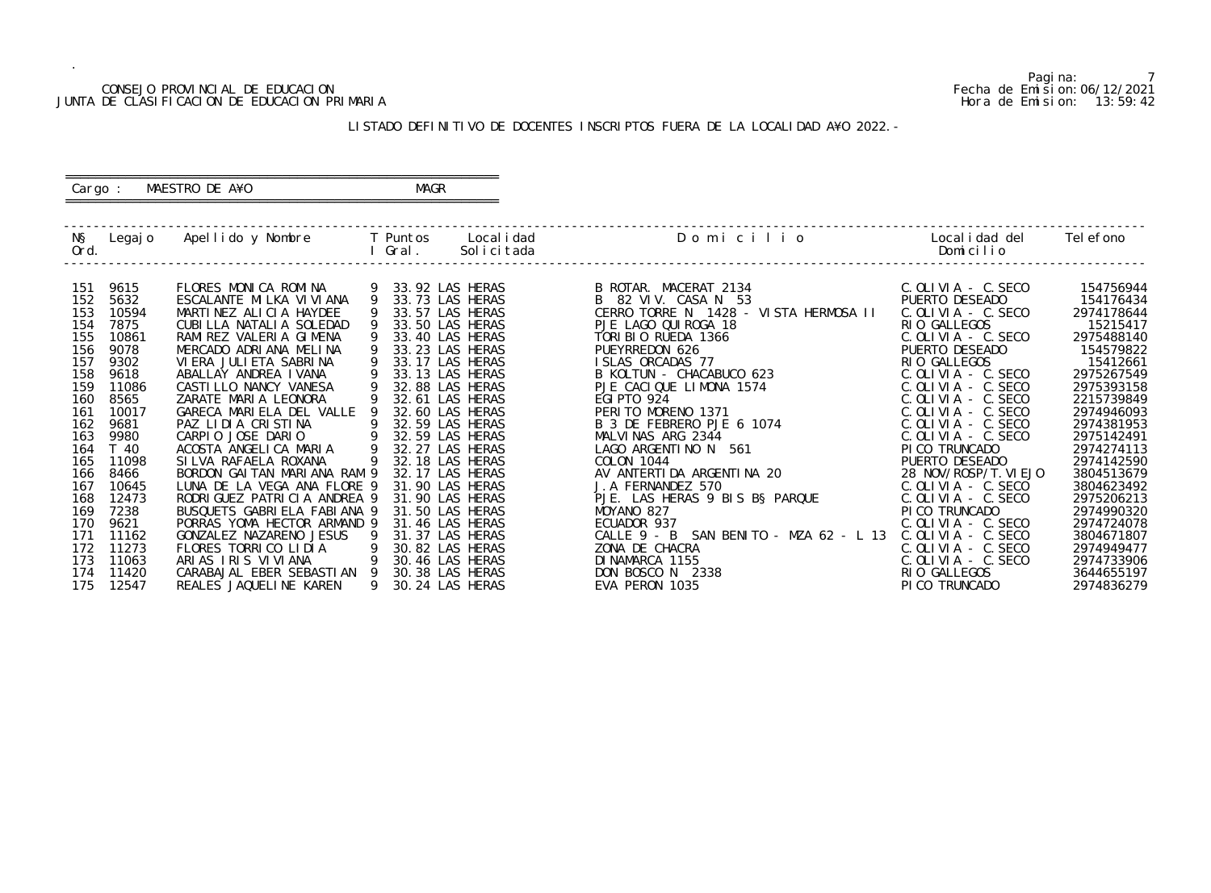CONSEJO PROVINCIAL DE EDUCACION
JUNTA DE CLASIFICACION DE EDUCACION PRIMARIA

Fecha de Emision: 06/12/2021
Hora de Emision: 13:59:42

LISTADO DEFINITIVO DE DOCENTES INSCRIPTOS FUERA DE LA LOCALIDAD A¥O 2022.-

Cargo : MAESTRO DE A¥O MAGR

| N§ Ord. | Legajo | Apellido y Nombre | T I | Puntos Gral. | Localidad Solicitada | Domicilio | Localidad del Domicilio | Telefono |
|---|---|---|---|---|---|---|---|---|
| 151 | 9615 | FLORES MONICA ROMINA | 9 | 33.92 | LAS HERAS | B ROTAR. MACERAT 2134 | C.OLIVIA - C.SECO | 154756944 |
| 152 | 5632 | ESCALANTE MILKA VIVIANA | 9 | 33.73 | LAS HERAS | B 82 VIV. CASA N 53 | PUERTO DESEADO | 154176434 |
| 153 | 10594 | MARTINEZ ALICIA HAYDEE | 9 | 33.57 | LAS HERAS | CERRO TORRE N 1428 - VISTA HERMOSA II | C.OLIVIA - C.SECO | 2974178644 |
| 154 | 7875 | CUBILLA NATALIA SOLEDAD | 9 | 33.50 | LAS HERAS | PJE LAGO QUIROGA 18 | RIO GALLEGOS | 15215417 |
| 155 | 10861 | RAMIREZ VALERIA GIMENA | 9 | 33.40 | LAS HERAS | TORIBIO RUEDA 1366 | C.OLIVIA - C.SECO | 2975488140 |
| 156 | 9078 | MERCADO ADRIANA MELINA | 9 | 33.23 | LAS HERAS | PUEYRREDON 626 | PUERTO DESEADO | 154579822 |
| 157 | 9302 | VIERA JULIETA SABRINA | 9 | 33.17 | LAS HERAS | ISLAS ORCADAS 77 | RIO GALLEGOS | 15412661 |
| 158 | 9618 | ABALLAY ANDREA IVANA | 9 | 33.13 | LAS HERAS | B KOLTUN - CHACABUCO 623 | C.OLIVIA - C.SECO | 2975267549 |
| 159 | 11086 | CASTILLO NANCY VANESA | 9 | 32.88 | LAS HERAS | PJE CACIQUE LIMONA 1574 | C.OLIVIA - C.SECO | 2975393158 |
| 160 | 8565 | ZARATE MARIA LEONORA | 9 | 32.61 | LAS HERAS | EGIPTO 924 | C.OLIVIA - C.SECO | 2215739849 |
| 161 | 10017 | GARECA MARIELA DEL VALLE | 9 | 32.60 | LAS HERAS | PERITO MORENO 1371 | C.OLIVIA - C.SECO | 2974946093 |
| 162 | 9681 | PAZ LIDIA CRISTINA | 9 | 32.59 | LAS HERAS | B 3 DE FEBRERO PJE 6 1074 | C.OLIVIA - C.SECO | 2974381953 |
| 163 | 9980 | CARPIO JOSE DARIO | 9 | 32.59 | LAS HERAS | MALVINAS ARG 2344 | C.OLIVIA - C.SECO | 2975142491 |
| 164 | T 40 | ACOSTA ANGELICA MARIA | 9 | 32.27 | LAS HERAS | LAGO ARGENTINO N 561 | PICO TRUNCADO | 2974274113 |
| 165 | 11098 | SILVA RAFAELA ROXANA | 9 | 32.18 | LAS HERAS | COLON 1044 | PUERTO DESEADO | 2974142590 |
| 166 | 8466 | BORDON GAITAN MARIANA RAM | 9 | 32.17 | LAS HERAS | AV ANTERTIDA ARGENTINA 20 | 28 NOV/ROSP/T.VIEJO | 3804513679 |
| 167 | 10645 | LUNA DE LA VEGA ANA FLORE | 9 | 31.90 | LAS HERAS | J.A FERNANDEZ 570 | C.OLIVIA - C.SECO | 3804623492 |
| 168 | 12473 | RODRIGUEZ PATRICIA ANDREA | 9 | 31.90 | LAS HERAS | PJE. LAS HERAS 9 BIS B§ PARQUE | C.OLIVIA - C.SECO | 2975206213 |
| 169 | 7238 | BUSQUETS GABRIELA FABIANA | 9 | 31.50 | LAS HERAS | MOYANO 827 | PICO TRUNCADO | 2974990320 |
| 170 | 9621 | PORRAS YOMA HECTOR ARMAND | 9 | 31.46 | LAS HERAS | ECUADOR 937 | C.OLIVIA - C.SECO | 2974724078 |
| 171 | 11162 | GONZALEZ NAZARENO JESUS | 9 | 31.37 | LAS HERAS | CALLE 9 - B SAN BENITO - MZA 62 - L 13 | C.OLIVIA - C.SECO | 3804671807 |
| 172 | 11273 | FLORES TORRICO LIDIA | 9 | 30.82 | LAS HERAS | ZONA DE CHACRA | C.OLIVIA - C.SECO | 2974949477 |
| 173 | 11063 | ARIAS IRIS VIVIANA | 9 | 30.46 | LAS HERAS | DINAMARCA 1155 | C.OLIVIA - C.SECO | 2974733906 |
| 174 | 11420 | CARABAJAL EBER SEBASTIAN | 9 | 30.38 | LAS HERAS | DON BOSCO N 2338 | RIO GALLEGOS | 3644655197 |
| 175 | 12547 | REALES JAQUELINE KAREN | 9 | 30.24 | LAS HERAS | EVA PERON 1035 | PICO TRUNCADO | 2974836279 |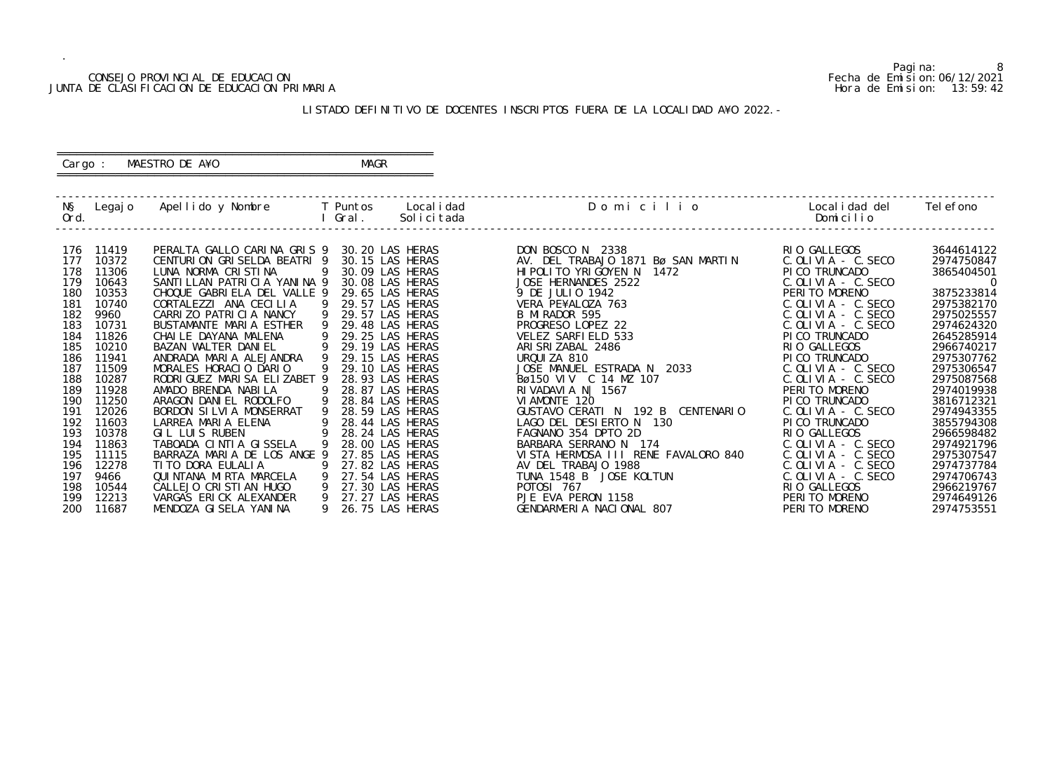CONSEJO PROVINCIAL DE EDUCACION
JUNTA DE CLASIFICACION DE EDUCACION PRIMARIA

Fecha de Emision:06/12/2021
Hora de Emision: 13:59:42

LISTADO DEFINITIVO DE DOCENTES INSCRIPTOS FUERA DE LA LOCALIDAD A¥O 2022.-

Cargo : MAESTRO DE A¥O MAGR

| N§ Ord. | Legajo | Apellido y Nombre | T I | Puntos Gral. | Localidad Solicitada | D o m i c i l i o | Localidad del Domicilio | Telefono |
|---|---|---|---|---|---|---|---|---|
| 176 | 11419 | PERALTA GALLO CARINA GRIS | 9 | 30.20 | LAS HERAS | DON BOSCO N 2338 | RIO GALLEGOS | 3644614122 |
| 177 | 10372 | CENTURION GRISELDA BEATRI | 9 | 30.15 | LAS HERAS | AV. DEL TRABAJO 1871 Bø SAN MARTIN | C.OLIVIA - C.SECO | 2974750847 |
| 178 | 11306 | LUNA NORMA CRISTINA | 9 | 30.09 | LAS HERAS | HIPOLITO YRIGOYEN N 1472 | PICO TRUNCADO | 3865404501 |
| 179 | 10643 | SANTILLAN PATRICIA YANINA | 9 | 30.08 | LAS HERAS | JOSE HERNANDES 2522 | C.OLIVIA - C.SECO | 0 |
| 180 | 10353 | CHOQUE GABRIELA DEL VALLE | 9 | 29.65 | LAS HERAS | 9 DE JULIO 1942 | PERITO MORENO | 3875233814 |
| 181 | 10740 | CORTALEZZI ANA CECILIA | 9 | 29.57 | LAS HERAS | VERA PE¥ALOZA 763 | C.OLIVIA - C.SECO | 2975382170 |
| 182 | 9960 | CARRIZO PATRICIA NANCY | 9 | 29.57 | LAS HERAS | B MIRADOR 595 | C.OLIVIA - C.SECO | 2975025557 |
| 183 | 10731 | BUSTAMANTE MARIA ESTHER | 9 | 29.48 | LAS HERAS | PROGRESO LOPEZ 22 | C.OLIVIA - C.SECO | 2974624320 |
| 184 | 11826 | CHAILE DAYANA MALENA | 9 | 29.25 | LAS HERAS | VELEZ SARFIELD 533 | PICO TRUNCADO | 2645285914 |
| 185 | 10210 | BAZAN WALTER DANIEL | 9 | 29.19 | LAS HERAS | ARISRIZABAL 2486 | RIO GALLEGOS | 2966740217 |
| 186 | 11941 | ANDRADA MARIA ALEJANDRA | 9 | 29.15 | LAS HERAS | URQUIZA 810 | PICO TRUNCADO | 2975307762 |
| 187 | 11509 | MORALES HORACIO DARIO | 9 | 29.10 | LAS HERAS | JOSE MANUEL ESTRADA N 2033 | C.OLIVIA - C.SECO | 2975306547 |
| 188 | 10287 | RODRIGUEZ MARISA ELIZABET | 9 | 28.93 | LAS HERAS | Bø150 VIV C 14 MZ 107 | C.OLIVIA - C.SECO | 2975087568 |
| 189 | 11928 | AMADO BRENDA NABILA | 9 | 28.87 | LAS HERAS | RIVADAVIA N| 1567 | PERITO MORENO | 2974019938 |
| 190 | 11250 | ARAGON DANIEL RODOLFO | 9 | 28.84 | LAS HERAS | VIAMONTE 120 | PICO TRUNCADO | 3816712321 |
| 191 | 12026 | BORDON SILVIA MONSERRAT | 9 | 28.59 | LAS HERAS | GUSTAVO CERATI N 192 B CENTENARIO | C.OLIVIA - C.SECO | 2974943355 |
| 192 | 11603 | LARREA MARIA ELENA | 9 | 28.44 | LAS HERAS | LAGO DEL DESIERTO N 130 | PICO TRUNCADO | 3855794308 |
| 193 | 10378 | GIL LUIS RUBEN | 9 | 28.24 | LAS HERAS | FAGNANO 354 DPTO 2D | RIO GALLEGOS | 2966598482 |
| 194 | 11863 | TABOADA CINTIA GISSELA | 9 | 28.00 | LAS HERAS | BARBARA SERRANO N 174 | C.OLIVIA - C.SECO | 2974921796 |
| 195 | 11115 | BARRAZA MARIA DE LOS ANGE | 9 | 27.85 | LAS HERAS | VISTA HERMOSA III RENE FAVALORO 840 | C.OLIVIA - C.SECO | 2975307547 |
| 196 | 12278 | TITO DORA EULALIA | 9 | 27.82 | LAS HERAS | AV DEL TRABAJO 1988 | C.OLIVIA - C.SECO | 2974737784 |
| 197 | 9466 | QUINTANA MIRTA MARCELA | 9 | 27.54 | LAS HERAS | TUNA 1548 B JOSE KOLTUN | C.OLIVIA - C.SECO | 2974706743 |
| 198 | 10544 | CALLEJO CRISTIAN HUGO | 9 | 27.30 | LAS HERAS | POTOSI 767 | RIO GALLEGOS | 2966219767 |
| 199 | 12213 | VARGAS ERICK ALEXANDER | 9 | 27.27 | LAS HERAS | PJE EVA PERON 1158 | PERITO MORENO | 2974649126 |
| 200 | 11687 | MENDOZA GISELA YANINA | 9 | 26.75 | LAS HERAS | GENDARMERIA NACIONAL 807 | PERITO MORENO | 2974753551 |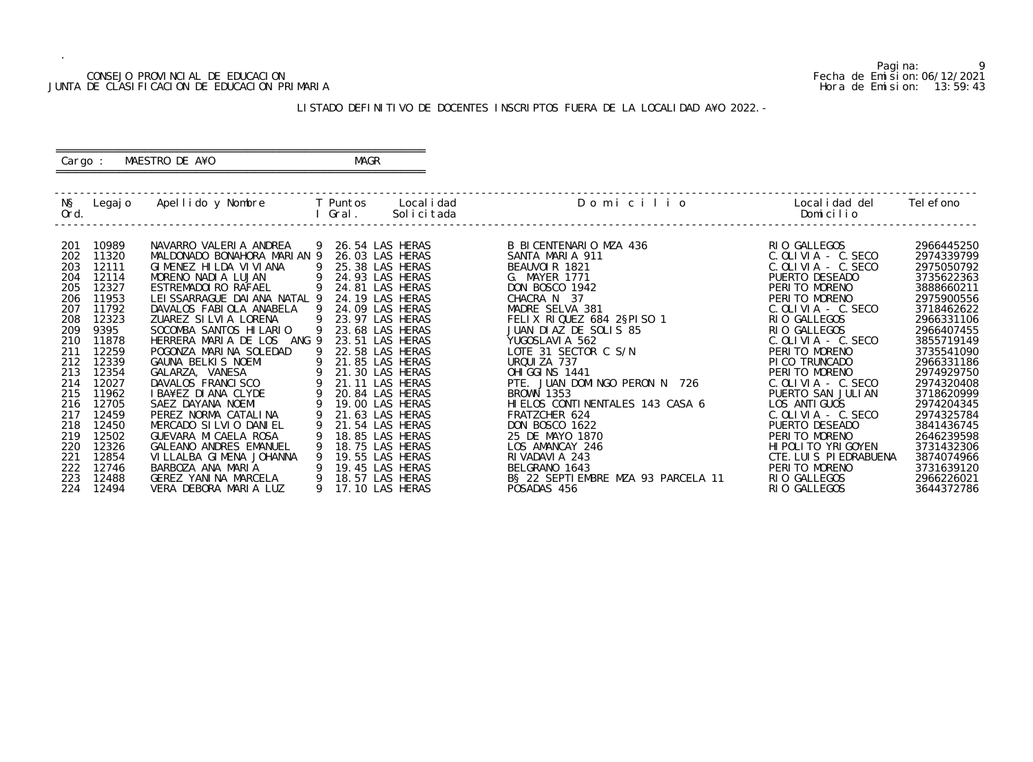CONSEJO PROVINCIAL DE EDUCACION
JUNTA DE CLASIFICACION DE EDUCACION PRIMARIA

Fecha de Emision: 06/12/2021
Hora de Emision: 13:59:43

LISTADO DEFINITIVO DE DOCENTES INSCRIPTOS FUERA DE LA LOCALIDAD A¥O 2022.-

Cargo : MAESTRO DE A¥O — MAGR

| N§ Ord. | Legajo | Apellido y Nombre | T I | Puntos Gral. | Localidad Solicitada | D o m i c i l i o | Localidad del Domicilio | Telefono |
|---|---|---|---|---|---|---|---|---|
| 201 | 10989 | NAVARRO VALERIA ANDREA | 9 | 26.54 | LAS HERAS | B BICENTENARIO MZA 436 | RIO GALLEGOS | 2966445250 |
| 202 | 11320 | MALDONADO BONAHORA MARIAN | 9 | 26.03 | LAS HERAS | SANTA MARIA 911 | C.OLIVIA - C.SECO | 2974339799 |
| 203 | 12111 | GIMENEZ HILDA VIVIANA | 9 | 25.38 | LAS HERAS | BEAUVOIR 1821 | C.OLIVIA - C.SECO | 2975050792 |
| 204 | 12114 | MORENO NADIA LUJAN | 9 | 24.93 | LAS HERAS | G. MAYER 1771 | PUERTO DESEADO | 3735622363 |
| 205 | 12327 | ESTREMADOIRO RAFAEL | 9 | 24.81 | LAS HERAS | DON BOSCO 1942 | PERITO MORENO | 3888660211 |
| 206 | 11953 | LEISSARRAGUE DAIANA NATAL | 9 | 24.19 | LAS HERAS | CHACRA N 37 | PERITO MORENO | 2975900556 |
| 207 | 11792 | DAVALOS FABIOLA ANABELA | 9 | 24.09 | LAS HERAS | MADRE SELVA 381 | C.OLIVIA - C.SECO | 3718462622 |
| 208 | 12323 | ZUAREZ SILVIA LORENA | 9 | 23.97 | LAS HERAS | FELIX RIQUEZ 684 2§PISO 1 | RIO GALLEGOS | 2966331106 |
| 209 | 9395 | SOCOMBA SANTOS HILARIO | 9 | 23.68 | LAS HERAS | JUAN DIAZ DE SOLIS 85 | RIO GALLEGOS | 2966407455 |
| 210 | 11878 | HERRERA MARIA DE LOS ANG | 9 | 23.51 | LAS HERAS | YUGOSLAVIA 562 | C.OLIVIA - C.SECO | 3855719149 |
| 211 | 12259 | POGONZA MARINA SOLEDAD | 9 | 22.58 | LAS HERAS | LOTE 31 SECTOR C S/N | PERITO MORENO | 3735541090 |
| 212 | 12339 | GAUNA BELKIS NOEMI | 9 | 21.85 | LAS HERAS | URQUIZA 737 | PICO TRUNCADO | 2966331186 |
| 213 | 12354 | GALARZA, VANESA | 9 | 21.30 | LAS HERAS | OHIGGINS 1441 | PERITO MORENO | 2974929750 |
| 214 | 12027 | DAVALOS FRANCISCO | 9 | 21.11 | LAS HERAS | PTE. JUAN DOMINGO PERON N 726 | C.OLIVIA - C.SECO | 2974320408 |
| 215 | 11962 | IBA¥EZ DIANA CLYDE | 9 | 20.84 | LAS HERAS | BROWN 1353 | PUERTO SAN JULIAN | 3718620999 |
| 216 | 12705 | SAEZ DAYANA NOEMI | 9 | 19.00 | LAS HERAS | HIELOS CONTINENTALES 143 CASA 6 | LOS ANTIGUOS | 2974204345 |
| 217 | 12459 | PEREZ NORMA CATALINA | 9 | 21.63 | LAS HERAS | FRATZCHER 624 | C.OLIVIA - C.SECO | 2974325784 |
| 218 | 12450 | MERCADO SILVIO DANIEL | 9 | 21.54 | LAS HERAS | DON BOSCO 1622 | PUERTO DESEADO | 3841436745 |
| 219 | 12502 | GUEVARA MICAELA ROSA | 9 | 18.85 | LAS HERAS | 25 DE MAYO 1870 | PERITO MORENO | 2646239598 |
| 220 | 12326 | GALEANO ANDRES EMANUEL | 9 | 18.75 | LAS HERAS | LOS AMANCAY 246 | HIPOLITO YRIGOYEN | 3731432306 |
| 221 | 12854 | VILLALBA GIMENA JOHANNA | 9 | 19.55 | LAS HERAS | RIVADAVIA 243 | CTE.LUIS PIEDRABUENA | 3874074966 |
| 222 | 12746 | BARBOZA ANA MARIA | 9 | 19.45 | LAS HERAS | BELGRANO 1643 | PERITO MORENO | 3731639120 |
| 223 | 12488 | GEREZ YANINA MARCELA | 9 | 18.57 | LAS HERAS | B§ 22 SEPTIEMBRE MZA 93 PARCELA 11 | RIO GALLEGOS | 2966226021 |
| 224 | 12494 | VERA DEBORA MARIA LUZ | 9 | 17.10 | LAS HERAS | POSADAS 456 | RIO GALLEGOS | 3644372786 |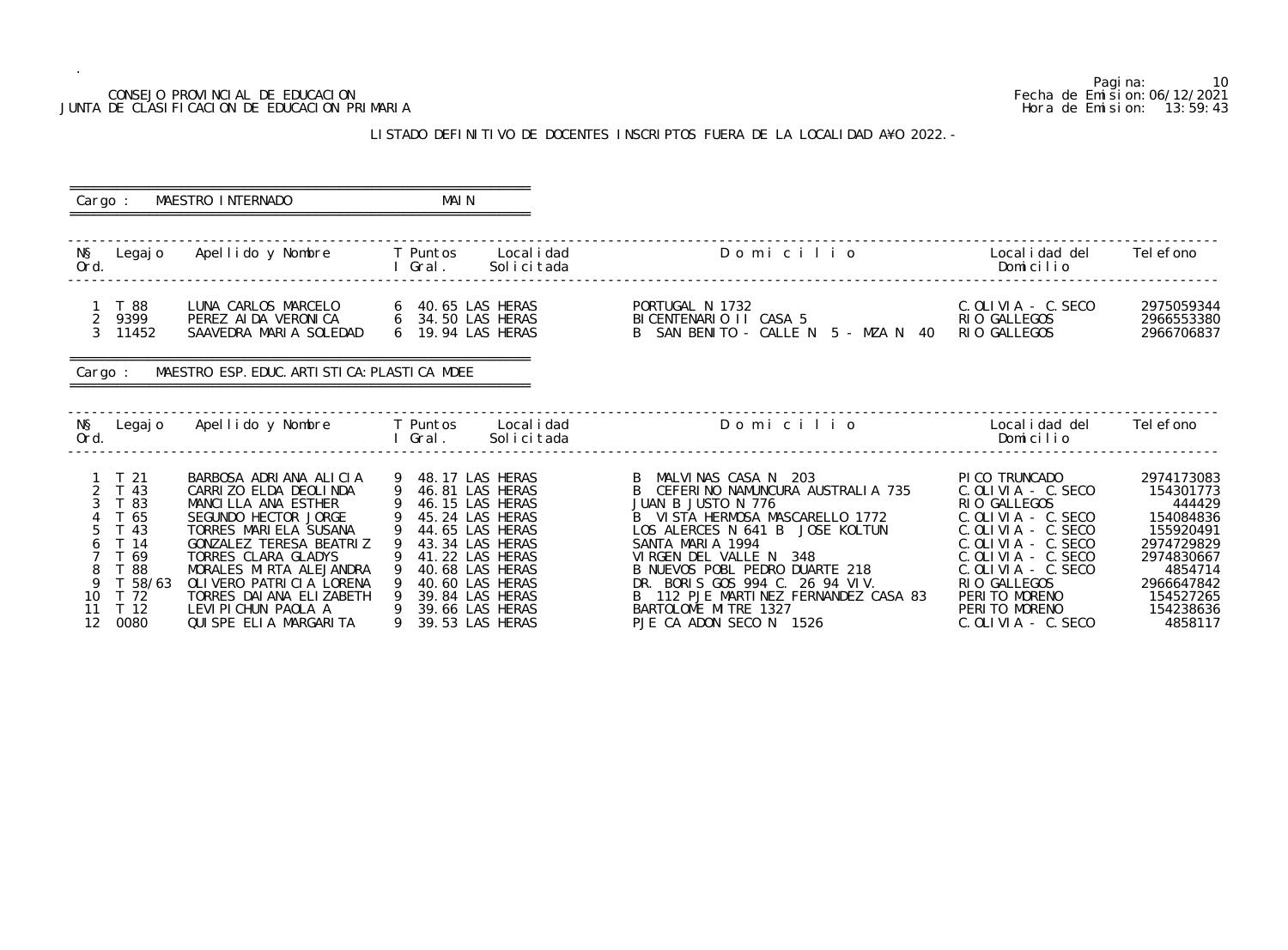CONSEJO PROVINCIAL DE EDUCACION
JUNTA DE CLASIFICACION DE EDUCACION PRIMARIA

Fecha de Emision:06/12/2021
Hora de Emision: 13:59:43

LISTADO DEFINITIVO DE DOCENTES INSCRIPTOS FUERA DE LA LOCALIDAD A¥O 2022.-

Cargo : MAESTRO INTERNADO MAIN

| N§ Ord. | Legajo | Apellido y Nombre | T I | Puntos Gral. | Localidad Solicitada | D o m i c i l i o | Localidad del Domicilio | Telefono |
|---|---|---|---|---|---|---|---|---|
| 1 | T 88 | LUNA CARLOS MARCELO | 6 | 40.65 | LAS HERAS | PORTUGAL N 1732 | C.OLIVIA - C.SECO | 2975059344 |
| 2 | 9399 | PEREZ AIDA VERONICA | 6 | 34.50 | LAS HERAS | BICENTENARIO II CASA 5 | RIO GALLEGOS | 2966553380 |
| 3 | 11452 | SAAVEDRA MARIA SOLEDAD | 6 | 19.94 | LAS HERAS | B SAN BENITO - CALLE N 5 - MZA N 40 | RIO GALLEGOS | 2966706837 |

Cargo : MAESTRO ESP.EDUC.ARTISTICA:PLASTICA MDEE

| N§ Ord. | Legajo | Apellido y Nombre | T I | Puntos Gral. | Localidad Solicitada | D o m i c i l i o | Localidad del Domicilio | Telefono |
|---|---|---|---|---|---|---|---|---|
| 1 | T 21 | BARBOSA ADRIANA ALICIA | 9 | 48.17 | LAS HERAS | B MALVINAS CASA N 203 | PICO TRUNCADO | 2974173083 |
| 2 | T 43 | CARRIZO ELDA DEOLINDA | 9 | 46.81 | LAS HERAS | B CEFERINO NAMUNCURA AUSTRALIA 735 | C.OLIVIA - C.SECO | 154301773 |
| 3 | T 83 | MANCILLA ANA ESTHER | 9 | 46.15 | LAS HERAS | JUAN B JUSTO N 776 | RIO GALLEGOS | 444429 |
| 4 | T 65 | SEGUNDO HECTOR JORGE | 9 | 45.24 | LAS HERAS | B VISTA HERMOSA MASCARELLO 1772 | C.OLIVIA - C.SECO | 154084836 |
| 5 | T 43 | TORRES MARIELA SUSANA | 9 | 44.65 | LAS HERAS | LOS ALERCES N 641 B JOSE KOLTUN | C.OLIVIA - C.SECO | 155920491 |
| 6 | T 14 | GONZALEZ TERESA BEATRIZ | 9 | 43.34 | LAS HERAS | SANTA MARIA 1994 | C.OLIVIA - C.SECO | 2974729829 |
| 7 | T 69 | TORRES CLARA GLADYS | 9 | 41.22 | LAS HERAS | VIRGEN DEL VALLE N 348 | C.OLIVIA - C.SECO | 2974830667 |
| 8 | T 88 | MORALES MIRTA ALEJANDRA | 9 | 40.68 | LAS HERAS | B NUEVOS POBL PEDRO DUARTE 218 | C.OLIVIA - C.SECO | 4854714 |
| 9 | T 58/63 | OLIVERO PATRICIA LORENA | 9 | 40.60 | LAS HERAS | DR. BORIS GOS 994 C. 26 94 VIV. | RIO GALLEGOS | 2966647842 |
| 10 | T 72 | TORRES DAIANA ELIZABETH | 9 | 39.84 | LAS HERAS | B 112 PJE MARTINEZ FERNANDEZ CASA 83 | PERITO MORENO | 154527265 |
| 11 | T 12 | LEVIPICHUN PAOLA A | 9 | 39.66 | LAS HERAS | BARTOLOME MITRE 1327 | PERITO MORENO | 154238636 |
| 12 | 0080 | QUISPE ELIA MARGARITA | 9 | 39.53 | LAS HERAS | PJE CA ADON SECO N 1526 | C.OLIVIA - C.SECO | 4858117 |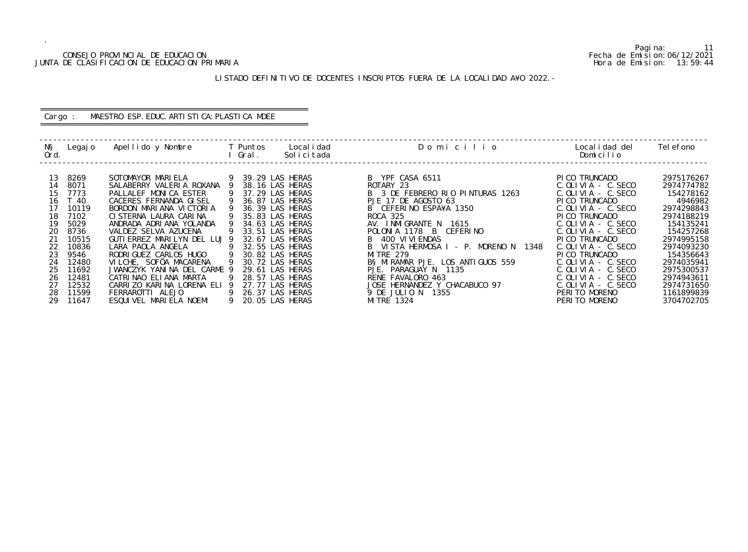CONSEJO PROVINCIAL DE EDUCACION
JUNTA DE CLASIFICACION DE EDUCACION PRIMARIA

Fecha de Emision: 06/12/2021
Hora de Emision: 13:59:44

LISTADO DEFINITIVO DE DOCENTES INSCRIPTOS FUERA DE LA LOCALIDAD A¥O 2022.-

Cargo : MAESTRO ESP. EDUC. ARTISTICA: PLASTICA MDEE

| N§ Ord. | Legajo | Apellido y Nombre | T I | Puntos Gral. | Localidad Solicitada | Domicilio | Localidad del Domicilio | Telefono |
|---|---|---|---|---|---|---|---|---|
| 13 | 8269 | SOTOMAYOR MARIELA | 9 | 39.29 | LAS HERAS | B YPF CASA 6511 | PICO TRUNCADO | 2975176267 |
| 14 | 8071 | SALABERRY VALERIA ROXANA | 9 | 38.16 | LAS HERAS | ROTARY 23 | C.OLIVIA - C.SECO | 2974774782 |
| 15 | 7773 | PALLALEF MONICA ESTER | 9 | 37.29 | LAS HERAS | B 3 DE FEBRERO RIO PINTURAS 1263 | C.OLIVIA - C.SECO | 154278162 |
| 16 | T 40 | CACERES FERNANDA GISEL | 9 | 36.87 | LAS HERAS | PJE 17 DE AGOSTO 63 | PICO TRUNCADO | 4946982 |
| 17 | 10119 | BORDON MARIANA VICTORIA | 9 | 36.39 | LAS HERAS | B CEFERINO ESPA¥A 1350 | C.OLIVIA - C.SECO | 2974298843 |
| 18 | 7102 | CISTERNA LAURA CARINA | 9 | 35.83 | LAS HERAS | ROCA 325 | PICO TRUNCADO | 2974188219 |
| 19 | 5029 | ANDRADA ADRIANA YOLANDA | 9 | 34.63 | LAS HERAS | AV. INMIGRANTE N 1615 | C.OLIVIA - C.SECO | 154135241 |
| 20 | 8736 | VALDEZ SELVA AZUCENA | 9 | 33.51 | LAS HERAS | POLONIA 1178 B CEFERINO | C.OLIVIA - C.SECO | 154257268 |
| 21 | 10515 | GUTIERREZ MARILYN DEL LUJ | 9 | 32.67 | LAS HERAS | B 400 VIVIENDAS | PICO TRUNCADO | 2974995158 |
| 22 | 10836 | LARA PAOLA ANGELA | 9 | 32.55 | LAS HERAS | B VISTA HERMOSA I - P. MORENO N 1348 | C.OLIVIA - C.SECO | 2974093230 |
| 23 | 9546 | RODRIGUEZ CARLOS HUGO | 9 | 30.82 | LAS HERAS | MITRE 279 | PICO TRUNCADO | 154356643 |
| 24 | 12480 | VILCHE, SOFÖA MACARENA | 9 | 30.72 | LAS HERAS | B§ MIRAMAR PJE. LOS ANTIGUOS 559 | C.OLIVIA - C.SECO | 2974035941 |
| 25 | 11692 | JWANCZYK YANINA DEL CARME | 9 | 29.61 | LAS HERAS | PJE. PARAGUAY N 1135 | C.OLIVIA - C.SECO | 2975300537 |
| 26 | 12481 | CATRINAO ELIANA MARTA | 9 | 28.57 | LAS HERAS | RENE FAVALORO 463 | C.OLIVIA - C.SECO | 2974943611 |
| 27 | 12532 | CARRIZO KARINA LORENA ELI | 9 | 27.77 | LAS HERAS | JOSE HERNANDEZ Y CHACABUCO 97 | C.OLIVIA - C.SECO | 2974731650 |
| 28 | 11599 | FERRAROTTI ALEJO | 9 | 26.37 | LAS HERAS | 9 DE JULIO N 1355 | PERITO MORENO | 1161899839 |
| 29 | 11647 | ESQUIVEL MARIELA NOEMI | 9 | 20.05 | LAS HERAS | MITRE 1324 | PERITO MORENO | 3704702705 |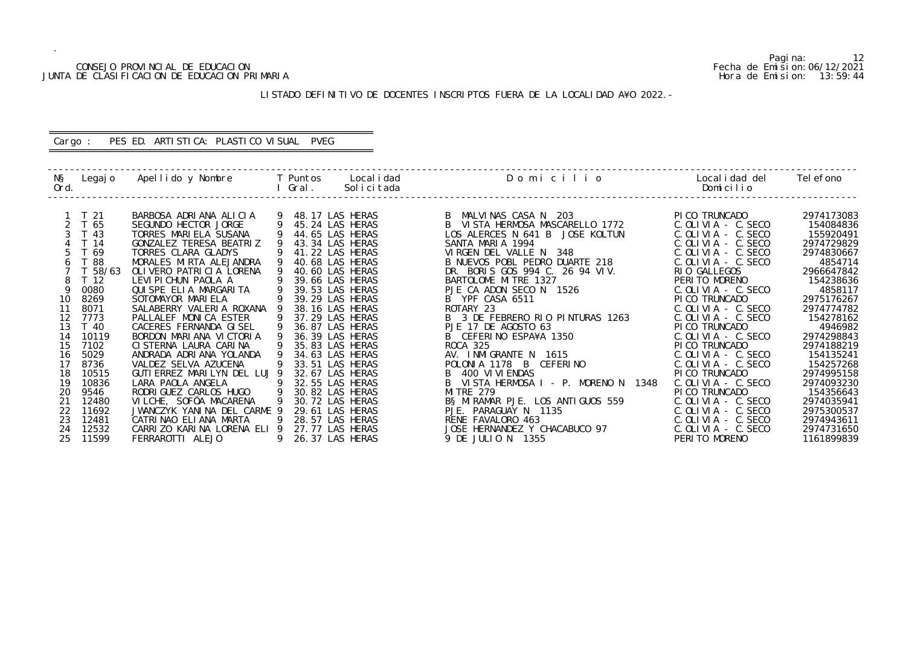CONSEJO PROVINCIAL DE EDUCACION
JUNTA DE CLASIFICACION DE EDUCACION PRIMARIA

Pagina: 12
Fecha de Emision: 06/12/2021
Hora de Emision: 13:59:44

LISTADO DEFINITIVO DE DOCENTES INSCRIPTOS FUERA DE LA LOCALIDAD A¥O 2022.-

Cargo : PES ED. ARTISTICA: PLASTICO VISUAL PVEG

| N§ Ord. | Legajo | Apellido y Nombre | T I | Puntos Gral. | Localidad Solicitada | D o m i c i l i o | Localidad del Domicilio | Telefono |
|---|---|---|---|---|---|---|---|---|
| 1 | T 21 | BARBOSA ADRIANA ALICIA | 9 | 48.17 | LAS HERAS | B MALVINAS CASA N 203 | PICO TRUNCADO | 2974173083 |
| 2 | T 65 | SEGUNDO HECTOR JORGE | 9 | 45.24 | LAS HERAS | B VISTA HERMOSA MASCARELLO 1772 | C.OLIVIA - C.SECO | 154084836 |
| 3 | T 43 | TORRES MARIELA SUSANA | 9 | 44.65 | LAS HERAS | LOS ALERCES N 641 B JOSE KOLTUN | C.OLIVIA - C.SECO | 155920491 |
| 4 | T 14 | GONZALEZ TERESA BEATRIZ | 9 | 43.34 | LAS HERAS | SANTA MARIA 1994 | C.OLIVIA - C.SECO | 2974729829 |
| 5 | T 69 | TORRES CLARA GLADYS | 9 | 41.22 | LAS HERAS | VIRGEN DEL VALLE N 348 | C.OLIVIA - C.SECO | 2974830667 |
| 6 | T 88 | MORALES MIRTA ALEJANDRA | 9 | 40.68 | LAS HERAS | B NUEVOS POBL PEDRO DUARTE 218 | C.OLIVIA - C.SECO | 4854714 |
| 7 | T 58/63 | OLIVERO PATRICIA LORENA | 9 | 40.60 | LAS HERAS | DR. BORIS GOS 994 C. 26 94 VIV. | RIO GALLEGOS | 2966647842 |
| 8 | T 12 | LEVIPICHUN PAOLA A | 9 | 39.66 | LAS HERAS | BARTOLOME MITRE 1327 | PERITO MORENO | 154238636 |
| 9 | 0080 | QUISPE ELIA MARGARITA | 9 | 39.53 | LAS HERAS | PJE CA ADON SECO N 1526 | C.OLIVIA - C.SECO | 4858117 |
| 10 | 8269 | SOTOMAYOR MARIELA | 9 | 39.29 | LAS HERAS | B YPF CASA 6511 | PICO TRUNCADO | 2975176267 |
| 11 | 8071 | SALABERRY VALERIA ROXANA | 9 | 38.16 | LAS HERAS | ROTARY 23 | C.OLIVIA - C.SECO | 2974774782 |
| 12 | 7773 | PALLALEF MONICA ESTER | 9 | 37.29 | LAS HERAS | B 3 DE FEBRERO RIO PINTURAS 1263 | C.OLIVIA - C.SECO | 154278162 |
| 13 | T 40 | CACERES FERNANDA GISEL | 9 | 36.87 | LAS HERAS | PJE 17 DE AGOSTO 63 | PICO TRUNCADO | 4946982 |
| 14 | 10119 | BORDON MARIANA VICTORIA | 9 | 36.39 | LAS HERAS | B CEFERINO ESPA¥A 1350 | C.OLIVIA - C.SECO | 2974298843 |
| 15 | 7102 | CISTERNA LAURA CARINA | 9 | 35.83 | LAS HERAS | ROCA 325 | PICO TRUNCADO | 2974188219 |
| 16 | 5029 | ANDRADA ADRIANA YOLANDA | 9 | 34.63 | LAS HERAS | AV. INMIGRANTE N 1615 | C.OLIVIA - C.SECO | 154135241 |
| 17 | 8736 | VALDEZ SELVA AZUCENA | 9 | 33.51 | LAS HERAS | POLONIA 1178 B CEFERINO | C.OLIVIA - C.SECO | 154257268 |
| 18 | 10515 | GUTIERREZ MARILYN DEL LUJ | 9 | 32.67 | LAS HERAS | B 400 VIVIENDAS | PICO TRUNCADO | 2974995158 |
| 19 | 10836 | LARA PAOLA ANGELA | 9 | 32.55 | LAS HERAS | B VISTA HERMOSA I - P. MORENO N 1348 | C.OLIVIA - C.SECO | 2974093230 |
| 20 | 9546 | RODRIGUEZ CARLOS HUGO | 9 | 30.82 | LAS HERAS | MITRE 279 | PICO TRUNCADO | 154356643 |
| 21 | 12480 | VILCHE, SOFÖA MACARENA | 9 | 30.72 | LAS HERAS | B§ MIRAMAR PJE. LOS ANTIGUOS 559 | C.OLIVIA - C.SECO | 2974035941 |
| 22 | 11692 | JWANCZYK YANINA DEL CARME | 9 | 29.61 | LAS HERAS | PJE. PARAGUAY N 1135 | C.OLIVIA - C.SECO | 2975300537 |
| 23 | 12481 | CATRINAO ELIANA MARTA | 9 | 28.57 | LAS HERAS | RENE FAVALORO 463 | C.OLIVIA - C.SECO | 2974943611 |
| 24 | 12532 | CARRIZO KARINA LORENA ELI | 9 | 27.77 | LAS HERAS | JOSE HERNANDEZ Y CHACABUCO 97 | C.OLIVIA - C.SECO | 2974731650 |
| 25 | 11599 | FERRAROTTI ALEJO | 9 | 26.37 | LAS HERAS | 9 DE JULIO N 1355 | PERITO MORENO | 1161899839 |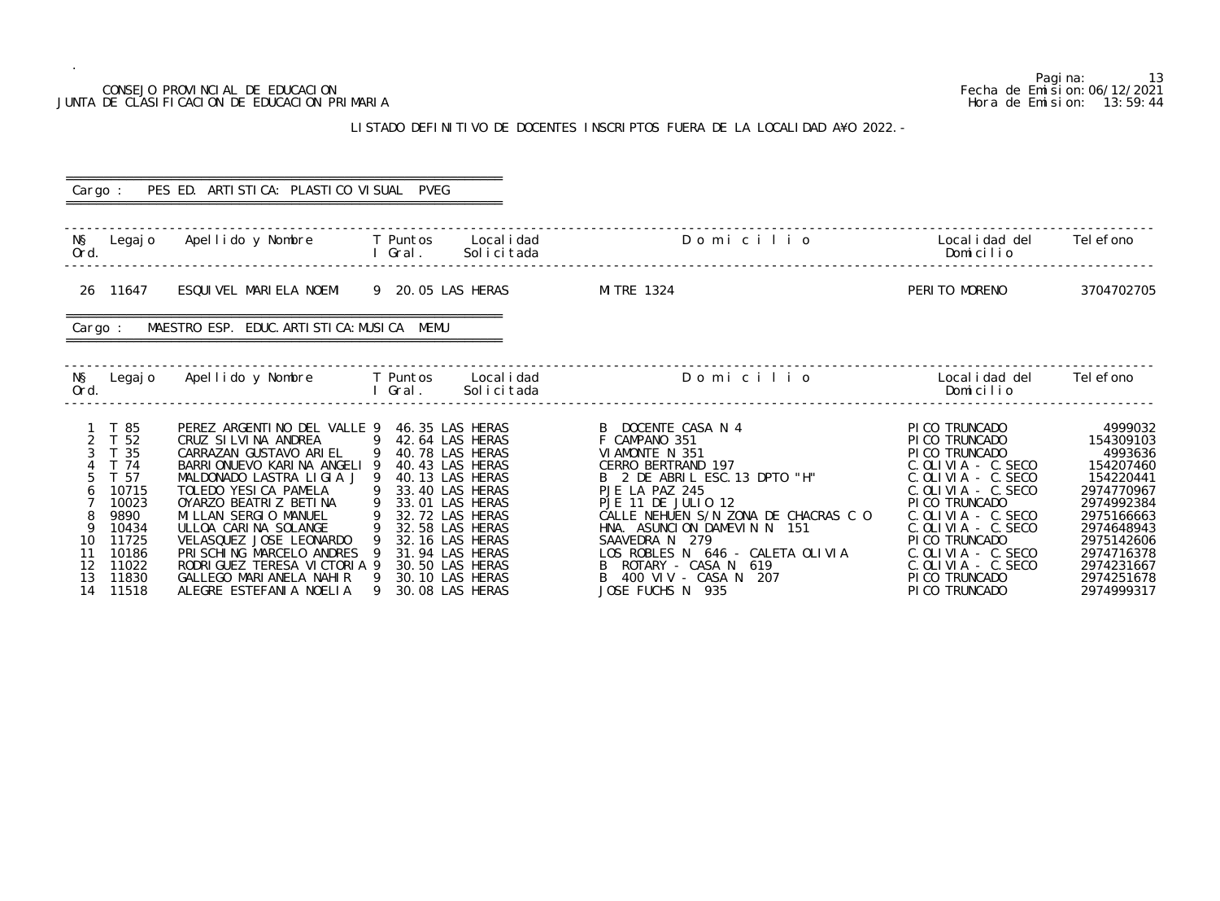CONSEJO PROVINCIAL DE EDUCACION
JUNTA DE CLASIFICACION DE EDUCACION PRIMARIA

Pagina: 13
Fecha de Emision: 06/12/2021
Hora de Emision: 13:59:44

LISTADO DEFINITIVO DE DOCENTES INSCRIPTOS FUERA DE LA LOCALIDAD A¥O 2022.-

Cargo : PES ED. ARTISTICA: PLASTICO VISUAL PVEG

| N§ Ord. | Legajo | Apellido y Nombre | T I | Puntos Gral. | Localidad Solicitada | Domicilio | Localidad del Domicilio | Telefono |
|---|---|---|---|---|---|---|---|---|
| 26 | 11647 | ESQUIVEL MARIELA NOEMI | 9 | 20.05 | LAS HERAS | MITRE 1324 | PERITO MORENO | 3704702705 |

Cargo : MAESTRO ESP. EDUC.ARTISTICA:MUSICA MEMU

| N§ Ord. | Legajo | Apellido y Nombre | T I | Puntos Gral. | Localidad Solicitada | Domicilio | Localidad del Domicilio | Telefono |
|---|---|---|---|---|---|---|---|---|
| 1 | T 85 | PEREZ ARGENTINO DEL VALLE | 9 | 46.35 | LAS HERAS | B DOCENTE CASA N 4 | PICO TRUNCADO | 4999032 |
| 2 | T 52 | CRUZ SILVINA ANDREA | 9 | 42.64 | LAS HERAS | F CAMPANO 351 | PICO TRUNCADO | 154309103 |
| 3 | T 35 | CARRAZAN GUSTAVO ARIEL | 9 | 40.78 | LAS HERAS | VIAMONTE N 351 | PICO TRUNCADO | 4993636 |
| 4 | T 74 | BARRIONUEVO KARINA ANGELI | 9 | 40.43 | LAS HERAS | CERRO BERTRAND 197 | C.OLIVIA - C.SECO | 154207460 |
| 5 | T 57 | MALDONADO LASTRA LIGIA J | 9 | 40.13 | LAS HERAS | B 2 DE ABRIL ESC.13 DPTO "H" | C.OLIVIA - C.SECO | 154220441 |
| 6 | 10715 | TOLEDO YESICA PAMELA | 9 | 33.40 | LAS HERAS | PJE LA PAZ 245 | C.OLIVIA - C.SECO | 2974770967 |
| 7 | 10023 | OYARZO BEATRIZ BETINA | 9 | 33.01 | LAS HERAS | PJE 11 DE JULIO 12 | PICO TRUNCADO | 2974992384 |
| 8 | 9890 | MILLAN SERGIO MANUEL | 9 | 32.72 | LAS HERAS | CALLE NEHUEN S/N ZONA DE CHACRAS C O | C.OLIVIA - C.SECO | 2975166663 |
| 9 | 10434 | ULLOA CARINA SOLANGE | 9 | 32.58 | LAS HERAS | HNA. ASUNCION DAMEVIN N 151 | C.OLIVIA - C.SECO | 2974648943 |
| 10 | 11725 | VELASQUEZ JOSE LEONARDO | 9 | 32.16 | LAS HERAS | SAAVEDRA N 279 | PICO TRUNCADO | 2975142606 |
| 11 | 10186 | PRISCHING MARCELO ANDRES | 9 | 31.94 | LAS HERAS | LOS ROBLES N 646 - CALETA OLIVIA | C.OLIVIA - C.SECO | 2974716378 |
| 12 | 11022 | RODRIGUEZ TERESA VICTORIA | 9 | 30.50 | LAS HERAS | B ROTARY - CASA N 619 | C.OLIVIA - C.SECO | 2974231667 |
| 13 | 11830 | GALLEGO MARIANELA NAHIR | 9 | 30.10 | LAS HERAS | B 400 VIV - CASA N 207 | PICO TRUNCADO | 2974251678 |
| 14 | 11518 | ALEGRE ESTEFANIA NOELIA | 9 | 30.08 | LAS HERAS | JOSE FUCHS N 935 | PICO TRUNCADO | 2974999317 |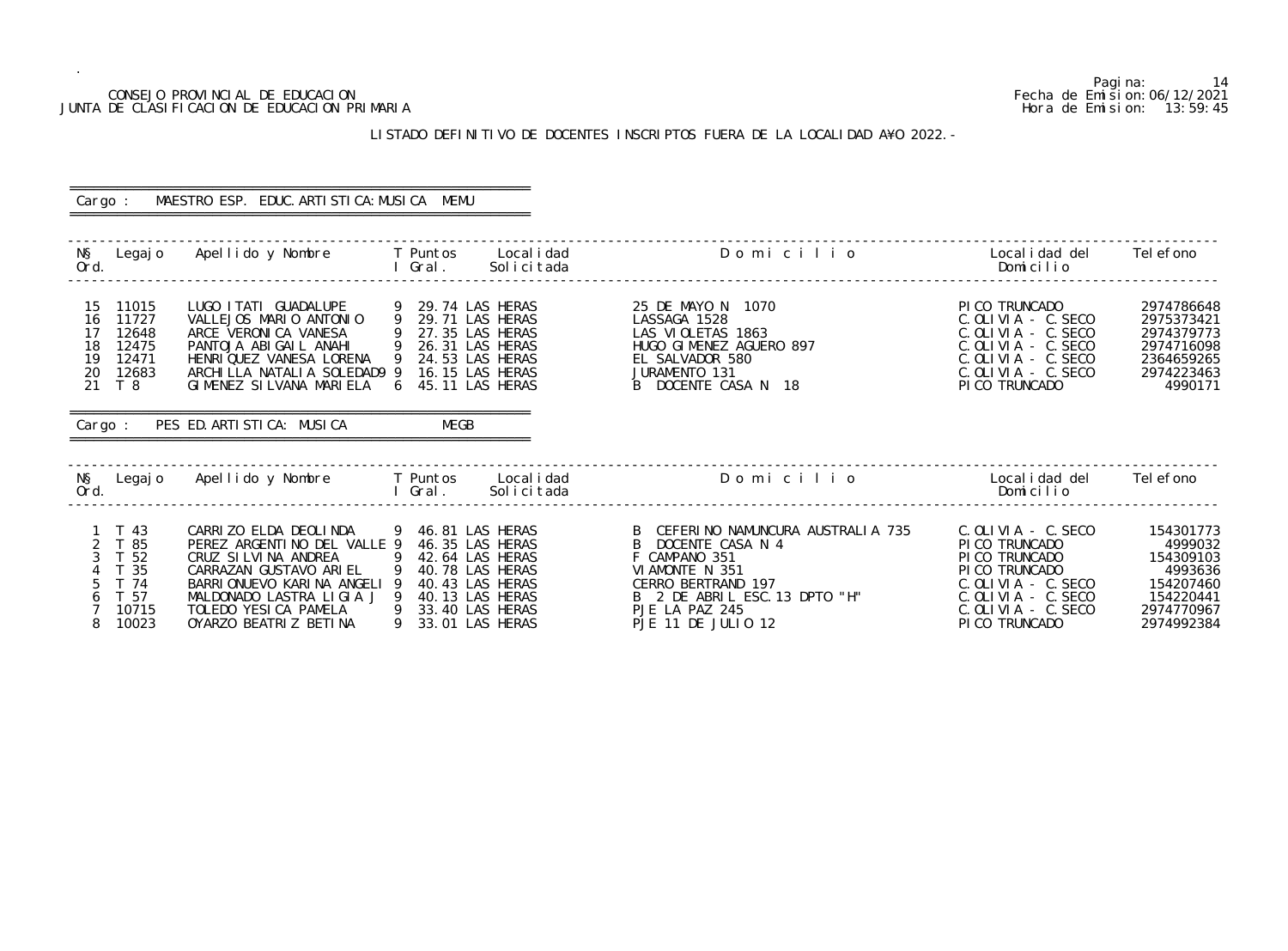CONSEJO PROVINCIAL DE EDUCACION
JUNTA DE CLASIFICACION DE EDUCACION PRIMARIA

Fecha de Emision: 06/12/2021
Hora de Emision: 13:59:45

## LISTADO DEFINITIVO DE DOCENTES INSCRIPTOS FUERA DE LA LOCALIDAD A¥O 2022.-

Cargo : MAESTRO ESP. EDUC.ARTISTICA:MUSICA MEMU

| N§ Ord. | Legajo | Apellido y Nombre | T I | Puntos Gral. | Localidad Solicitada | Domicilio | Localidad del Domicilio | Telefono |
|---|---|---|---|---|---|---|---|---|
| 15 | 11015 | LUGO ITATI GUADALUPE | 9 | 29.74 | LAS HERAS | 25 DE MAYO N 1070 | PICO TRUNCADO | 2974786648 |
| 16 | 11727 | VALLEJOS MARIO ANTONIO | 9 | 29.71 | LAS HERAS | LASSAGA 1528 | C.OLIVIA - C.SECO | 2975373421 |
| 17 | 12648 | ARCE VERONICA VANESA | 9 | 27.35 | LAS HERAS | LAS VIOLETAS 1863 | C.OLIVIA - C.SECO | 2974379773 |
| 18 | 12475 | PANTOJA ABIGAIL ANAHI | 9 | 26.31 | LAS HERAS | HUGO GIMENEZ AGUERO 897 | C.OLIVIA - C.SECO | 2974716098 |
| 19 | 12471 | HENRIQUEZ VANESA LORENA | 9 | 24.53 | LAS HERAS | EL SALVADOR 580 | C.OLIVIA - C.SECO | 2364659265 |
| 20 | 12683 | ARCHILLA NATALIA SOLEDAD | 9 | 16.15 | LAS HERAS | JURAMENTO 131 | C.OLIVIA - C.SECO | 2974223463 |
| 21 | T 8 | GIMENEZ SILVANA MARIELA | 6 | 45.11 | LAS HERAS | B DOCENTE CASA N 18 | PICO TRUNCADO | 4990171 |

Cargo : PES ED.ARTISTICA: MUSICA MEGB

| N§ Ord. | Legajo | Apellido y Nombre | T I | Puntos Gral. | Localidad Solicitada | Domicilio | Localidad del Domicilio | Telefono |
|---|---|---|---|---|---|---|---|---|
| 1 | T 43 | CARRIZO ELDA DEOLINDA | 9 | 46.81 | LAS HERAS | B CEFERINO NAMUNCURA AUSTRALIA 735 | C.OLIVIA - C.SECO | 154301773 |
| 2 | T 85 | PEREZ ARGENTINO DEL VALLE | 9 | 46.35 | LAS HERAS | B DOCENTE CASA N 4 | PICO TRUNCADO | 4999032 |
| 3 | T 52 | CRUZ SILVINA ANDREA | 9 | 42.64 | LAS HERAS | F CAMPANO 351 | PICO TRUNCADO | 154309103 |
| 4 | T 35 | CARRAZAN GUSTAVO ARIEL | 9 | 40.78 | LAS HERAS | VIAMONTE N 351 | PICO TRUNCADO | 4993636 |
| 5 | T 74 | BARRIONUEVO KARINA ANGELI | 9 | 40.43 | LAS HERAS | CERRO BERTRAND 197 | C.OLIVIA - C.SECO | 154207460 |
| 6 | T 57 | MALDONADO LASTRA LIGIA J | 9 | 40.13 | LAS HERAS | B 2 DE ABRIL ESC.13 DPTO "H" | C.OLIVIA - C.SECO | 154220441 |
| 7 | 10715 | TOLEDO YESICA PAMELA | 9 | 33.40 | LAS HERAS | PJE LA PAZ 245 | C.OLIVIA - C.SECO | 2974770967 |
| 8 | 10023 | OYARZO BEATRIZ BETINA | 9 | 33.01 | LAS HERAS | PJE 11 DE JULIO 12 | PICO TRUNCADO | 2974992384 |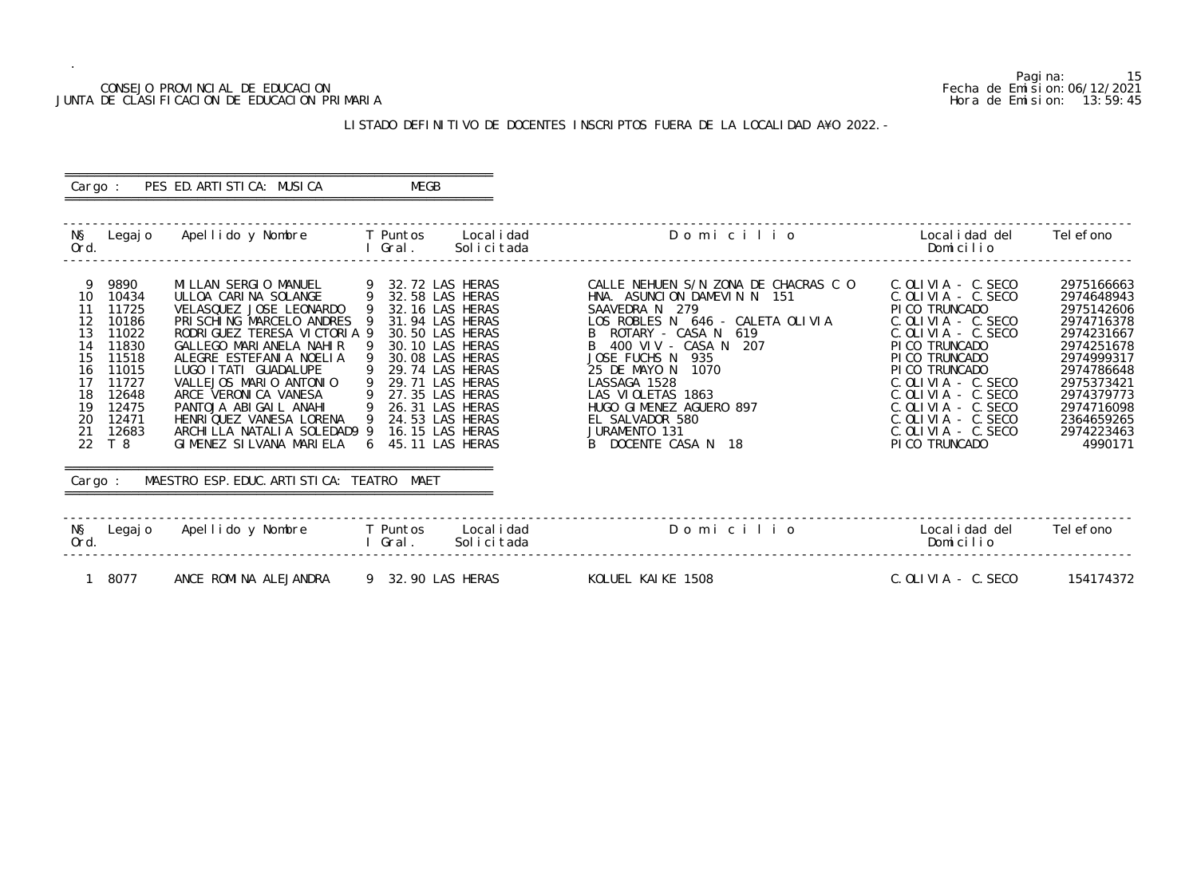CONSEJO PROVINCIAL DE EDUCACION
JUNTA DE CLASIFICACION DE EDUCACION PRIMARIA

Fecha de Emision: 06/12/2021
Hora de Emision: 13:59:45

## LISTADO DEFINITIVO DE DOCENTES INSCRIPTOS FUERA DE LA LOCALIDAD AÑO 2022.-

**Cargo : PES ED. ARTISTICA: MUSICA MEGB**

| Nº Ord. | Legajo | Apellido y Nombre | T I | Puntos Gral. | Localidad Solicitada | Domicilio | Localidad del Domicilio | Telefono |
|---|---|---|---|---|---|---|---|---|
| 9 | 9890 | MILLAN SERGIO MANUEL | 9 | 32.72 | LAS HERAS | CALLE NEHUEN S/N ZONA DE CHACRAS C O | C.OLIVIA - C.SECO | 2975166663 |
| 10 | 10434 | ULLOA CARINA SOLANGE | 9 | 32.58 | LAS HERAS | HNA. ASUNCION DAMEVIN N 151 | C.OLIVIA - C.SECO | 2974648943 |
| 11 | 11725 | VELASQUEZ JOSE LEONARDO | 9 | 32.16 | LAS HERAS | SAAVEDRA N 279 | PICO TRUNCADO | 2975142606 |
| 12 | 10186 | PRISCHING MARCELO ANDRES | 9 | 31.94 | LAS HERAS | LOS ROBLES N 646 - CALETA OLIVIA | C.OLIVIA - C.SECO | 2974716378 |
| 13 | 11022 | RODRIGUEZ TERESA VICTORIA | 9 | 30.50 | LAS HERAS | B ROTARY - CASA N 619 | C.OLIVIA - C.SECO | 2974231667 |
| 14 | 11830 | GALLEGO MARIANELA NAHIR | 9 | 30.10 | LAS HERAS | B 400 VIV - CASA N 207 | PICO TRUNCADO | 2974251678 |
| 15 | 11518 | ALEGRE ESTEFANIA NOELIA | 9 | 30.08 | LAS HERAS | JOSE FUCHS N 935 | PICO TRUNCADO | 2974999317 |
| 16 | 11015 | LUGO ITATI GUADALUPE | 9 | 29.74 | LAS HERAS | 25 DE MAYO N 1070 | PICO TRUNCADO | 2974786648 |
| 17 | 11727 | VALLEJOS MARIO ANTONIO | 9 | 29.71 | LAS HERAS | LASSAGA 1528 | C.OLIVIA - C.SECO | 2975373421 |
| 18 | 12648 | ARCE VERONICA VANESA | 9 | 27.35 | LAS HERAS | LAS VIOLETAS 1863 | C.OLIVIA - C.SECO | 2974379773 |
| 19 | 12475 | PANTOJA ABIGAIL ANAHI | 9 | 26.31 | LAS HERAS | HUGO GIMENEZ AGUERO 897 | C.OLIVIA - C.SECO | 2974716098 |
| 20 | 12471 | HENRIQUEZ VANESA LORENA | 9 | 24.53 | LAS HERAS | EL SALVADOR 580 | C.OLIVIA - C.SECO | 2364659265 |
| 21 | 12683 | ARCHILLA NATALIA SOLEDAD | 9 | 16.15 | LAS HERAS | JURAMENTO 131 | C.OLIVIA - C.SECO | 2974223463 |
| 22 | T 8 | GIMENEZ SILVANA MARIELA | 6 | 45.11 | LAS HERAS | B DOCENTE CASA N 18 | PICO TRUNCADO | 4990171 |

**Cargo : MAESTRO ESP.EDUC.ARTISTICA: TEATRO MAET**

| Nº Ord. | Legajo | Apellido y Nombre | T I | Puntos Gral. | Localidad Solicitada | Domicilio | Localidad del Domicilio | Telefono |
|---|---|---|---|---|---|---|---|---|
| 1 | 8077 | ANCE ROMINA ALEJANDRA | 9 | 32.90 | LAS HERAS | KOLUEL KAIKE 1508 | C.OLIVIA - C.SECO | 154174372 |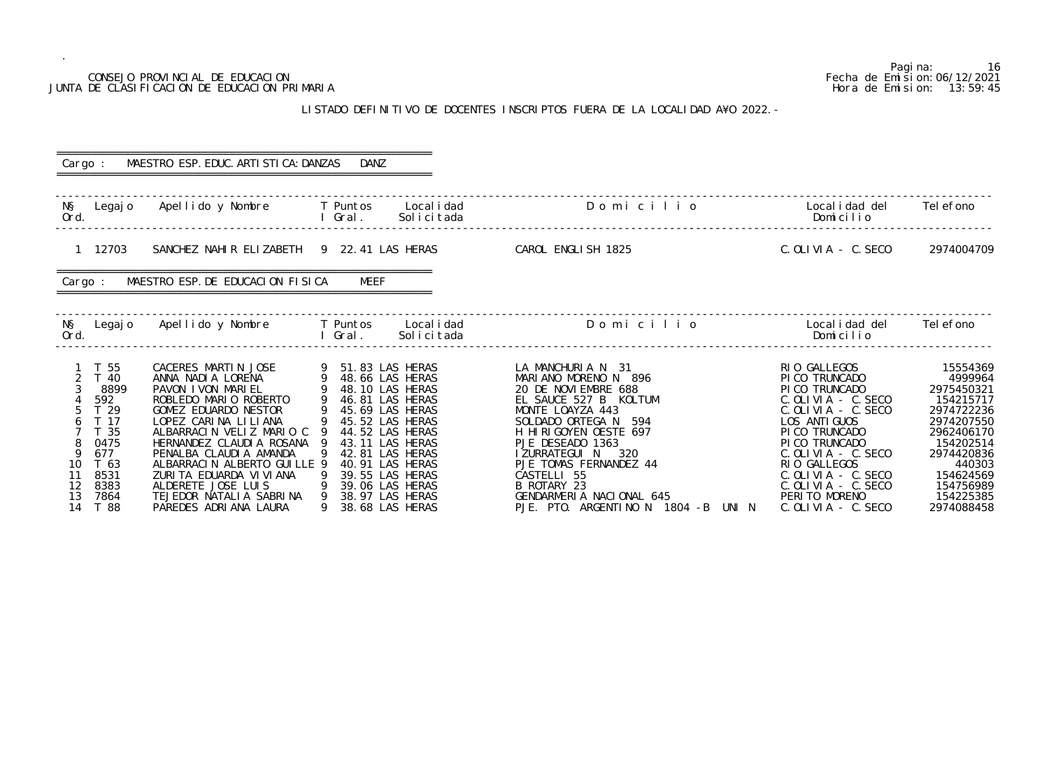CONSEJO PROVINCIAL DE EDUCACION
JUNTA DE CLASIFICACION DE EDUCACION PRIMARIA

Pagina: 16
Fecha de Emision: 06/12/2021
Hora de Emision: 13:59:45

LISTADO DEFINITIVO DE DOCENTES INSCRIPTOS FUERA DE LA LOCALIDAD A¥O 2022.-

Cargo : MAESTRO ESP. EDUC. ARTISTICA: DANZAS DANZ

| N§ Ord. | Legajo | Apellido y Nombre | T I | Puntos Gral. | Localidad Solicitada | D o m i c i l i o | Localidad del Domicilio | Telefono |
|---|---|---|---|---|---|---|---|---|
| 1 | 12703 | SANCHEZ NAHIR ELIZABETH | 9 | 22.41 | LAS HERAS | CAROL ENGLISH 1825 | C.OLIVIA - C.SECO | 2974004709 |

Cargo : MAESTRO ESP. DE EDUCACION FISICA MEEF

| N§ Ord. | Legajo | Apellido y Nombre | T I | Puntos Gral. | Localidad Solicitada | D o m i c i l i o | Localidad del Domicilio | Telefono |
|---|---|---|---|---|---|---|---|---|
| 1 | T 55 | CACERES MARTIN JOSE | 9 | 51.83 | LAS HERAS | LA MANCHURIA N 31 | RIO GALLEGOS | 15554369 |
| 2 | T 40 | ANNA NADIA LORENA | 9 | 48.66 | LAS HERAS | MARIANO MORENO N 896 | PICO TRUNCADO | 4999964 |
| 3 | 8899 | PAVON IVON MARIEL | 9 | 48.10 | LAS HERAS | 20 DE NOVIEMBRE 688 | PICO TRUNCADO | 2975450321 |
| 4 | 592 | ROBLEDO MARIO ROBERTO | 9 | 46.81 | LAS HERAS | EL SAUCE 527 B KOLTUM | C.OLIVIA - C.SECO | 154215717 |
| 5 | T 29 | GOMEZ EDUARDO NESTOR | 9 | 45.69 | LAS HERAS | MONTE LOAYZA 443 | C.OLIVIA - C.SECO | 2974722236 |
| 6 | T 17 | LOPEZ CARINA LILIANA | 9 | 45.52 | LAS HERAS | SOLDADO ORTEGA N 594 | LOS ANTIGUOS | 2974207550 |
| 7 | T 35 | ALBARRACIN VELIZ MARIO C | 9 | 44.52 | LAS HERAS | H HIRIGOYEN OESTE 697 | PICO TRUNCADO | 2962406170 |
| 8 | 0475 | HERNANDEZ CLAUDIA ROSANA | 9 | 43.11 | LAS HERAS | PJE DESEADO 1363 | PICO TRUNCADO | 154202514 |
| 9 | 677 | PENALBA CLAUDIA AMANDA | 9 | 42.81 | LAS HERAS | IZURRATEGUI N 320 | C.OLIVIA - C.SECO | 2974420836 |
| 10 | T 63 | ALBARRACIN ALBERTO GUILLE | 9 | 40.91 | LAS HERAS | PJE TOMAS FERNANDEZ 44 | RIO GALLEGOS | 440303 |
| 11 | 8531 | ZURITA EDUARDA VIVIANA | 9 | 39.55 | LAS HERAS | CASTELLI 55 | C.OLIVIA - C.SECO | 154624569 |
| 12 | 8383 | ALDERETE JOSE LUIS | 9 | 39.06 | LAS HERAS | B ROTARY 23 | C.OLIVIA - C.SECO | 154756989 |
| 13 | 7864 | TEJEDOR NATALIA SABRINA | 9 | 38.97 | LAS HERAS | GENDARMERIA NACIONAL 645 | PERITO MORENO | 154225385 |
| 14 | T 88 | PAREDES ADRIANA LAURA | 9 | 38.68 | LAS HERAS | PJE. PTO. ARGENTINO N 1804 -B UNI N | C.OLIVIA - C.SECO | 2974088458 |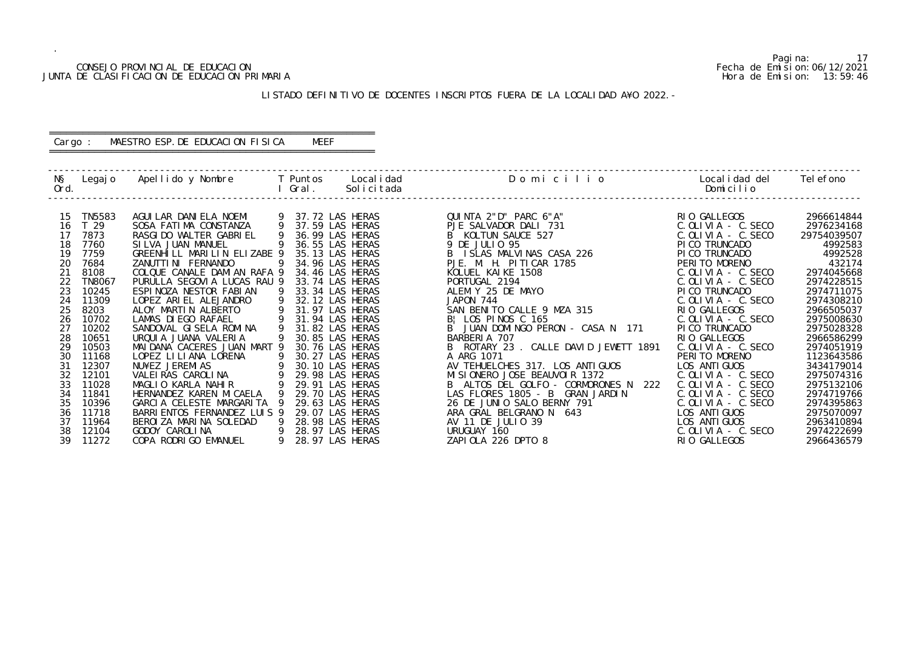CONSEJO PROVINCIAL DE EDUCACION
JUNTA DE CLASIFICACION DE EDUCACION PRIMARIA

Fecha de Emision: 06/12/2021
Hora de Emision: 13:59:46

LISTADO DEFINITIVO DE DOCENTES INSCRIPTOS FUERA DE LA LOCALIDAD A¥O 2022.-

Cargo : MAESTRO ESP. DE EDUCACION FISICA MEEF

| N§ Ord. | Legajo | Apellido y Nombre | T I | Puntos Gral. | Localidad Solicitada | Domicilio | Localidad del Domicilio | Telefono |
|---|---|---|---|---|---|---|---|---|
| 15 | TN5583 | AGUILAR DANIELA NOEMI | 9 | 37.72 | LAS HERAS | QUINTA 2"D" PARC 6"A" | RIO GALLEGOS | 2966614844 |
| 16 | T 29 | SOSA FATIMA CONSTANZA | 9 | 37.59 | LAS HERAS | PJE SALVADOR DALI 731 | C.OLIVIA - C.SECO | 2976234168 |
| 17 | 7873 | RASGIDO WALTER GABRIEL | 9 | 36.99 | LAS HERAS | B KOLTUN SAUCE 527 | C.OLIVIA - C.SECO | 29754039507 |
| 18 | 7760 | SILVA JUAN MANUEL | 9 | 36.55 | LAS HERAS | 9 DE JULIO 95 | PICO TRUNCADO | 4992583 |
| 19 | 7759 | GREENHILL MARILIN ELIZABE | 9 | 35.13 | LAS HERAS | B ISLAS MALVINAS CASA 226 | PICO TRUNCADO | 4992528 |
| 20 | 7684 | ZANUTTINI FERNANDO | 9 | 34.96 | LAS HERAS | PJE. M. H. PITICAR 1785 | PERITO MORENO | 432174 |
| 21 | 8108 | COLQUE CANALE DAMIAN RAFA | 9 | 34.46 | LAS HERAS | KOLUEL KAIKE 1508 | C.OLIVIA - C.SECO | 2974045668 |
| 22 | TN8067 | PURULLA SEGOVIA LUCAS RAU | 9 | 33.74 | LAS HERAS | PORTUGAL 2194 | C.OLIVIA - C.SECO | 2974228515 |
| 23 | 10245 | ESPINOZA NESTOR FABIAN | 9 | 33.34 | LAS HERAS | ALEM Y 25 DE MAYO | PICO TRUNCADO | 2974711075 |
| 24 | 11309 | LOPEZ ARIEL ALEJANDRO | 9 | 32.12 | LAS HERAS | JAPON 744 | C.OLIVIA - C.SECO | 2974308210 |
| 25 | 8203 | ALOY MARTIN ALBERTO | 9 | 31.97 | LAS HERAS | SAN BENITO CALLE 9 MZA 315 | RIO GALLEGOS | 2966505037 |
| 26 | 10702 | LAMAS DIEGO RAFAEL | 9 | 31.94 | LAS HERAS | B¦ LOS PINOS C 165 | C.OLIVIA - C.SECO | 2975008630 |
| 27 | 10202 | SANDOVAL GISELA ROMINA | 9 | 31.82 | LAS HERAS | B JUAN DOMINGO PERON - CASA N 171 | PICO TRUNCADO | 2975028328 |
| 28 | 10651 | URQUIA JUANA VALERIA | 9 | 30.85 | LAS HERAS | BARBERIA 707 | RIO GALLEGOS | 2966586299 |
| 29 | 10503 | MAIDANA CACERES JUAN MART | 9 | 30.76 | LAS HERAS | B ROTARY 23 . CALLE DAVID JEWETT 1891 | C.OLIVIA - C.SECO | 2974051919 |
| 30 | 11168 | LOPEZ LILIANA LORENA | 9 | 30.27 | LAS HERAS | A ARG 1071 | PERITO MORENO | 1123643586 |
| 31 | 12307 | NU¥EZ JEREMIAS | 9 | 30.10 | LAS HERAS | AV TEHUELCHES 317. LOS ANTIGUOS | LOS ANTIGUOS | 3434179014 |
| 32 | 12101 | VALEIRAS CAROLINA | 9 | 29.98 | LAS HERAS | MISIONERO JOSE BEAUVOIR 1372 | C.OLIVIA - C.SECO | 2975074316 |
| 33 | 11028 | MAGLIO KARLA NAHIR | 9 | 29.91 | LAS HERAS | B ALTOS DEL GOLFO - CORMORONES N 222 | C.OLIVIA - C.SECO | 2975132106 |
| 34 | 11841 | HERNANDEZ KAREN MICAELA | 9 | 29.70 | LAS HERAS | LAS FLORES 1805 - B GRAN JARDIN | C.OLIVIA - C.SECO | 2974719766 |
| 35 | 10396 | GARCIA CELESTE MARGARITA | 9 | 29.63 | LAS HERAS | 26 DE JUNIO SALO BERNY 791 | C.OLIVIA - C.SECO | 2974395863 |
| 36 | 11718 | BARRIENTOS FERNANDEZ LUIS | 9 | 29.07 | LAS HERAS | ARA GRAL BELGRANO N 643 | LOS ANTIGUOS | 2975070097 |
| 37 | 11964 | BEROIZA MARINA SOLEDAD | 9 | 28.98 | LAS HERAS | AV 11 DE JULIO 39 | LOS ANTIGUOS | 2963410894 |
| 38 | 12104 | GODOY CAROLINA | 9 | 28.97 | LAS HERAS | URUGUAY 160 | C.OLIVIA - C.SECO | 2974222699 |
| 39 | 11272 | COPA RODRIGO EMANUEL | 9 | 28.97 | LAS HERAS | ZAPIOLA 226 DPTO 8 | RIO GALLEGOS | 2966436579 |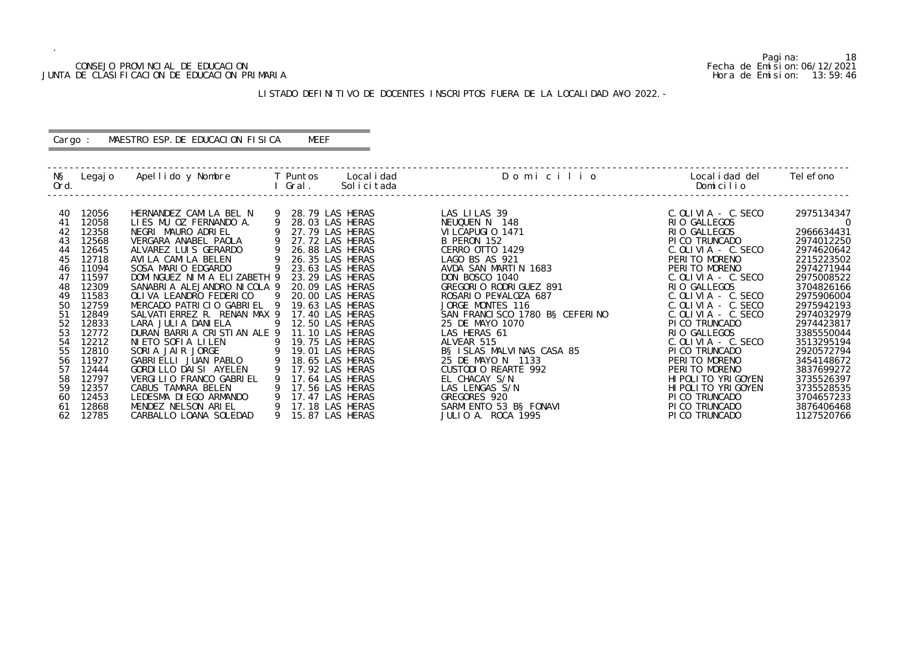CONSEJO PROVINCIAL DE EDUCACION
JUNTA DE CLASIFICACION DE EDUCACION PRIMARIA

Fecha de Emision: 06/12/2021
Hora de Emision: 13:59:46

LISTADO DEFINITIVO DE DOCENTES INSCRIPTOS FUERA DE LA LOCALIDAD A¥O 2022.-

Cargo : MAESTRO ESP. DE EDUCACION FISICA MEEF

| N§ Ord. | Legajo | Apellido y Nombre | T I | Puntos Gral. | Localidad Solicitada | Domicilio | Localidad del Domicilio | Telefono |
|---|---|---|---|---|---|---|---|---|
| 40 | 12056 | HERNANDEZ CAMILA BEL N | 9 | 28.79 | LAS HERAS | LAS LILAS 39 | C.OLIVIA - C.SECO | 2975134347 |
| 41 | 12058 | LIES MU OZ FERNANDO A. | 9 | 28.03 | LAS HERAS | NEUQUEN N 148 | RIO GALLEGOS | 0 |
| 42 | 12358 | NEGRI MAURO ADRIEL | 9 | 27.79 | LAS HERAS | VILCAPUGIO 1471 | RIO GALLEGOS | 2966634431 |
| 43 | 12568 | VERGARA ANABEL PAOLA | 9 | 27.72 | LAS HERAS | B PERON 152 | PICO TRUNCADO | 2974012250 |
| 44 | 12645 | ALVAREZ LUIS GERARDO | 9 | 26.88 | LAS HERAS | CERRO OTTO 1429 | C.OLIVIA - C.SECO | 2974620642 |
| 45 | 12718 | AVILA CAMILA BELEN | 9 | 26.35 | LAS HERAS | LAGO BS AS 921 | PERITO MORENO | 2215223502 |
| 46 | 11094 | SOSA MARIO EDGARDO | 9 | 23.63 | LAS HERAS | AVDA SAN MARTIN 1683 | PERITO MORENO | 2974271944 |
| 47 | 11597 | DOMINGUEZ NIMIA ELIZABETH | 9 | 23.29 | LAS HERAS | DON BOSCO 1040 | C.OLIVIA - C.SECO | 2975008522 |
| 48 | 12309 | SANABRIA ALEJANDRO NICOLA | 9 | 20.09 | LAS HERAS | GREGORIO RODRIGUEZ 891 | RIO GALLEGOS | 3704826166 |
| 49 | 11583 | OLIVA LEANDRO FEDERICO | 9 | 20.00 | LAS HERAS | ROSARIO PE¥ALOZA 687 | C.OLIVIA - C.SECO | 2975906004 |
| 50 | 12759 | MERCADO PATRICIO GABRIEL | 9 | 19.63 | LAS HERAS | JORGE MONTES 116 | C.OLIVIA - C.SECO | 2975942193 |
| 51 | 12849 | SALVATIERREZ R. RENAN MAX | 9 | 17.40 | LAS HERAS | SAN FRANCISCO 1780 B§ CEFERINO | C.OLIVIA - C.SECO | 2974032979 |
| 52 | 12833 | LARA JULIA DANIELA | 9 | 12.50 | LAS HERAS | 25 DE MAYO 1070 | PICO TRUNCADO | 2974423817 |
| 53 | 12772 | DURAN BARRIA CRISTIAN ALE | 9 | 11.10 | LAS HERAS | LAS HERAS 61 | RIO GALLEGOS | 3385550044 |
| 54 | 12212 | NIETO SOFIA LILEN | 9 | 19.75 | LAS HERAS | ALVEAR 515 | C.OLIVIA - C.SECO | 3513295194 |
| 55 | 12810 | SORIA JAIR JORGE | 9 | 19.01 | LAS HERAS | B§ ISLAS MALVINAS CASA 85 | PICO TRUNCADO | 2920572794 |
| 56 | 11927 | GABRIELLI JUAN PABLO | 9 | 18.65 | LAS HERAS | 25 DE MAYO N 1133 | PERITO MORENO | 3454148672 |
| 57 | 12444 | GORDILLO DAISI AYELEN | 9 | 17.92 | LAS HERAS | CUSTODIO REARTE 992 | PERITO MORENO | 3837699272 |
| 58 | 12797 | VERGILIO FRANCO GABRIEL | 9 | 17.64 | LAS HERAS | EL CHACAY S/N | HIPOLITO YRIGOYEN | 3735526397 |
| 59 | 12357 | CABUS TAMARA BELEN | 9 | 17.56 | LAS HERAS | LAS LENGAS S/N | HIPOLITO YRIGOYEN | 3735528535 |
| 60 | 12453 | LEDESMA DIEGO ARMANDO | 9 | 17.47 | LAS HERAS | GREGORES 920 | PICO TRUNCADO | 3704657233 |
| 61 | 12868 | MENDEZ NELSON ARIEL | 9 | 17.18 | LAS HERAS | SARMIENTO 53 B§ FONAVI | PICO TRUNCADO | 3876406468 |
| 62 | 12785 | CARBALLO LOANA SOLEDAD | 9 | 15.87 | LAS HERAS | JULIO A. ROCA 1995 | PICO TRUNCADO | 1127520766 |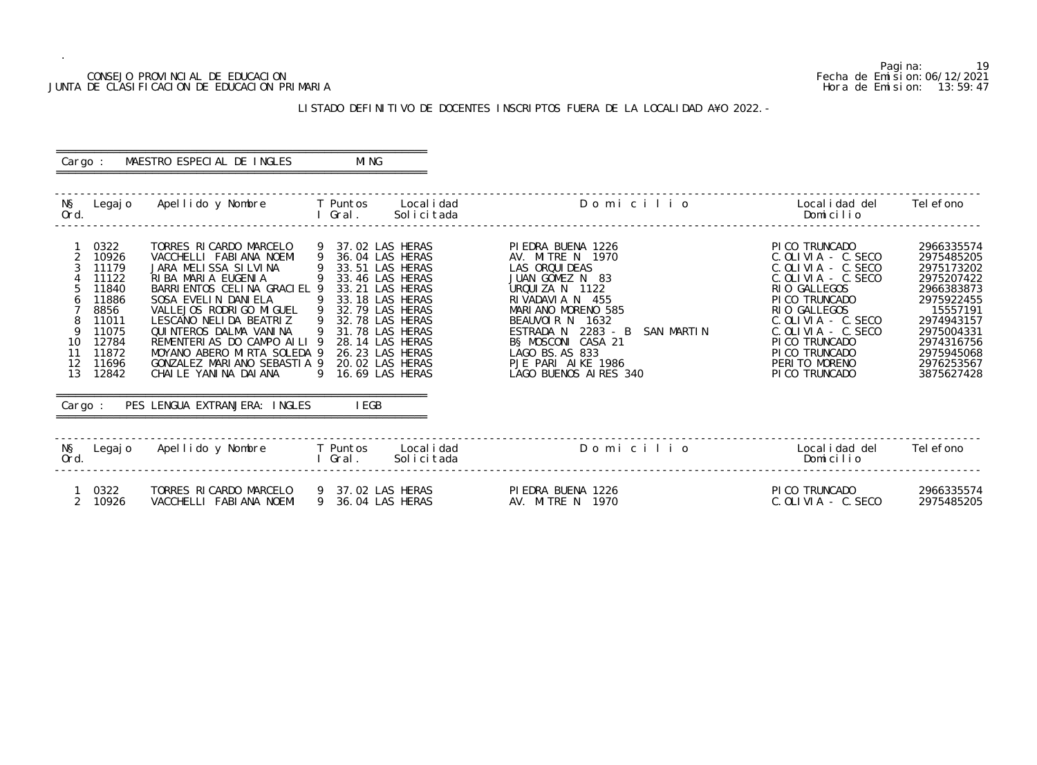CONSEJO PROVINCIAL DE EDUCACION
JUNTA DE CLASIFICACION DE EDUCACION PRIMARIA

Pagina: 19
Fecha de Emision: 06/12/2021
Hora de Emision: 13:59:47

LISTADO DEFINITIVO DE DOCENTES INSCRIPTOS FUERA DE LA LOCALIDAD A¥O 2022.-

Cargo : MAESTRO ESPECIAL DE INGLES — MING

| N§ Ord. | Legajo | Apellido y Nombre | T I | Puntos Gral. | Localidad Solicitada | Domicilio | Localidad del Domicilio | Telefono |
|---|---|---|---|---|---|---|---|---|
| 1 | 0322 | TORRES RICARDO MARCELO | 9 | 37.02 | LAS HERAS | PIEDRA BUENA 1226 | PICO TRUNCADO | 2966335574 |
| 2 | 10926 | VACCHELLI FABIANA NOEMI | 9 | 36.04 | LAS HERAS | AV. MITRE N 1970 | C.OLIVIA - C.SECO | 2975485205 |
| 3 | 11179 | JARA MELISSA SILVINA | 9 | 33.51 | LAS HERAS | LAS ORQUIDEAS | C.OLIVIA - C.SECO | 2975173202 |
| 4 | 11122 | RIBA MARIA EUGENIA | 9 | 33.46 | LAS HERAS | JUAN GOMEZ N 83 | C.OLIVIA - C.SECO | 2975207422 |
| 5 | 11840 | BARRIENTOS CELINA GRACIEL | 9 | 33.21 | LAS HERAS | URQUIZA N 1122 | RIO GALLEGOS | 2966383873 |
| 6 | 11886 | SOSA EVELIN DANIELA | 9 | 33.18 | LAS HERAS | RIVADAVIA N 455 | PICO TRUNCADO | 2975922455 |
| 7 | 8856 | VALLEJOS RODRIGO MIGUEL | 9 | 32.79 | LAS HERAS | MARIANO MORENO 585 | RIO GALLEGOS | 15557191 |
| 8 | 11011 | LESCANO NELIDA BEATRIZ | 9 | 32.78 | LAS HERAS | BEAUVOIR N 1632 | C.OLIVIA - C.SECO | 2974943157 |
| 9 | 11075 | QUINTEROS DALMA VANINA | 9 | 31.78 | LAS HERAS | ESTRADA N 2283 - B SAN MARTIN | C.OLIVIA - C.SECO | 2975004331 |
| 10 | 12784 | REMENTERIAS DO CAMPO AILI | 9 | 28.14 | LAS HERAS | B§ MOSCONI CASA 21 | PICO TRUNCADO | 2974316756 |
| 11 | 11872 | MOYANO ABERO MIRTA SOLEDA | 9 | 26.23 | LAS HERAS | LAGO BS.AS 833 | PICO TRUNCADO | 2975945068 |
| 12 | 11696 | GONZALEZ MARIANO SEBASTIA | 9 | 20.02 | LAS HERAS | PJE PARI AIKE 1986 | PERITO MORENO | 2976253567 |
| 13 | 12842 | CHAILE YANINA DAIANA | 9 | 16.69 | LAS HERAS | LAGO BUENOS AIRES 340 | PICO TRUNCADO | 3875627428 |

Cargo : PES LENGUA EXTRANJERA: INGLES — IEGB

| N§ Ord. | Legajo | Apellido y Nombre | T I | Puntos Gral. | Localidad Solicitada | Domicilio | Localidad del Domicilio | Telefono |
|---|---|---|---|---|---|---|---|---|
| 1 | 0322 | TORRES RICARDO MARCELO | 9 | 37.02 | LAS HERAS | PIEDRA BUENA 1226 | PICO TRUNCADO | 2966335574 |
| 2 | 10926 | VACCHELLI FABIANA NOEMI | 9 | 36.04 | LAS HERAS | AV. MITRE N 1970 | C.OLIVIA - C.SECO | 2975485205 |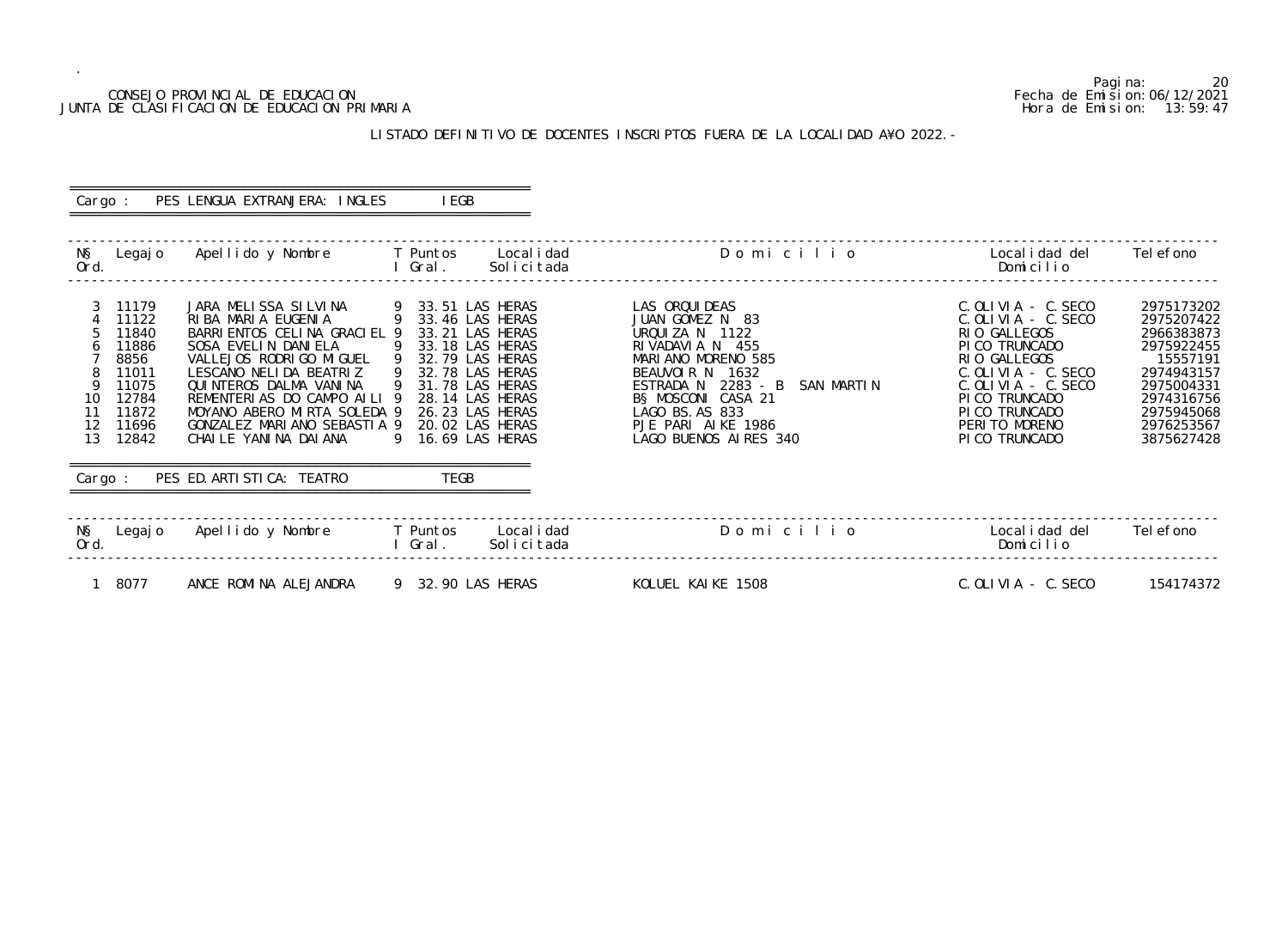CONSEJO PROVINCIAL DE EDUCACION
JUNTA DE CLASIFICACION DE EDUCACION PRIMARIA

Fecha de Emision: 06/12/2021
Hora de Emision: 13:59:47

LISTADO DEFINITIVO DE DOCENTES INSCRIPTOS FUERA DE LA LOCALIDAD A¥O 2022.-

Cargo : PES LENGUA EXTRANJERA: INGLES IEGB

| N§ Ord. | Legajo | Apellido y Nombre | T I | Puntos Gral. | Localidad Solicitada | D o m i c i l i o | Localidad del Domicilio | Telefono |
|---|---|---|---|---|---|---|---|---|
| 3 | 11179 | JARA MELISSA SILVINA | 9 | 33.51 | LAS HERAS | LAS ORQUIDEAS | C.OLIVIA - C.SECO | 2975173202 |
| 4 | 11122 | RIBA MARIA EUGENIA | 9 | 33.46 | LAS HERAS | JUAN GOMEZ N 83 | C.OLIVIA - C.SECO | 2975207422 |
| 5 | 11840 | BARRIENTOS CELINA GRACIEL | 9 | 33.21 | LAS HERAS | URQUIZA N 1122 | RIO GALLEGOS | 2966383873 |
| 6 | 11886 | SOSA EVELIN DANIELA | 9 | 33.18 | LAS HERAS | RIVADAVIA N 455 | PICO TRUNCADO | 2975922455 |
| 7 | 8856 | VALLEJOS RODRIGO MIGUEL | 9 | 32.79 | LAS HERAS | MARIANO MORENO 585 | RIO GALLEGOS | 15557191 |
| 8 | 11011 | LESCANO NELIDA BEATRIZ | 9 | 32.78 | LAS HERAS | BEAUVOIR N 1632 | C.OLIVIA - C.SECO | 2974943157 |
| 9 | 11075 | QUINTEROS DALMA VANINA | 9 | 31.78 | LAS HERAS | ESTRADA N 2283 - B SAN MARTIN | C.OLIVIA - C.SECO | 2975004331 |
| 10 | 12784 | REMENTERIAS DO CAMPO AILI | 9 | 28.14 | LAS HERAS | B§ MOSCONI CASA 21 | PICO TRUNCADO | 2974316756 |
| 11 | 11872 | MOYANO ABERO MIRTA SOLEDA | 9 | 26.23 | LAS HERAS | LAGO BS.AS 833 | PICO TRUNCADO | 2975945068 |
| 12 | 11696 | GONZALEZ MARIANO SEBASTIA | 9 | 20.02 | LAS HERAS | PJE PARI AIKE 1986 | PERITO MORENO | 2976253567 |
| 13 | 12842 | CHAILE YANINA DAIANA | 9 | 16.69 | LAS HERAS | LAGO BUENOS AIRES 340 | PICO TRUNCADO | 3875627428 |

Cargo : PES ED.ARTISTICA: TEATRO TEGB

| N§ Ord. | Legajo | Apellido y Nombre | T I | Puntos Gral. | Localidad Solicitada | D o m i c i l i o | Localidad del Domicilio | Telefono |
|---|---|---|---|---|---|---|---|---|
| 1 | 8077 | ANCE ROMINA ALEJANDRA | 9 | 32.90 | LAS HERAS | KOLUEL KAIKE 1508 | C.OLIVIA - C.SECO | 154174372 |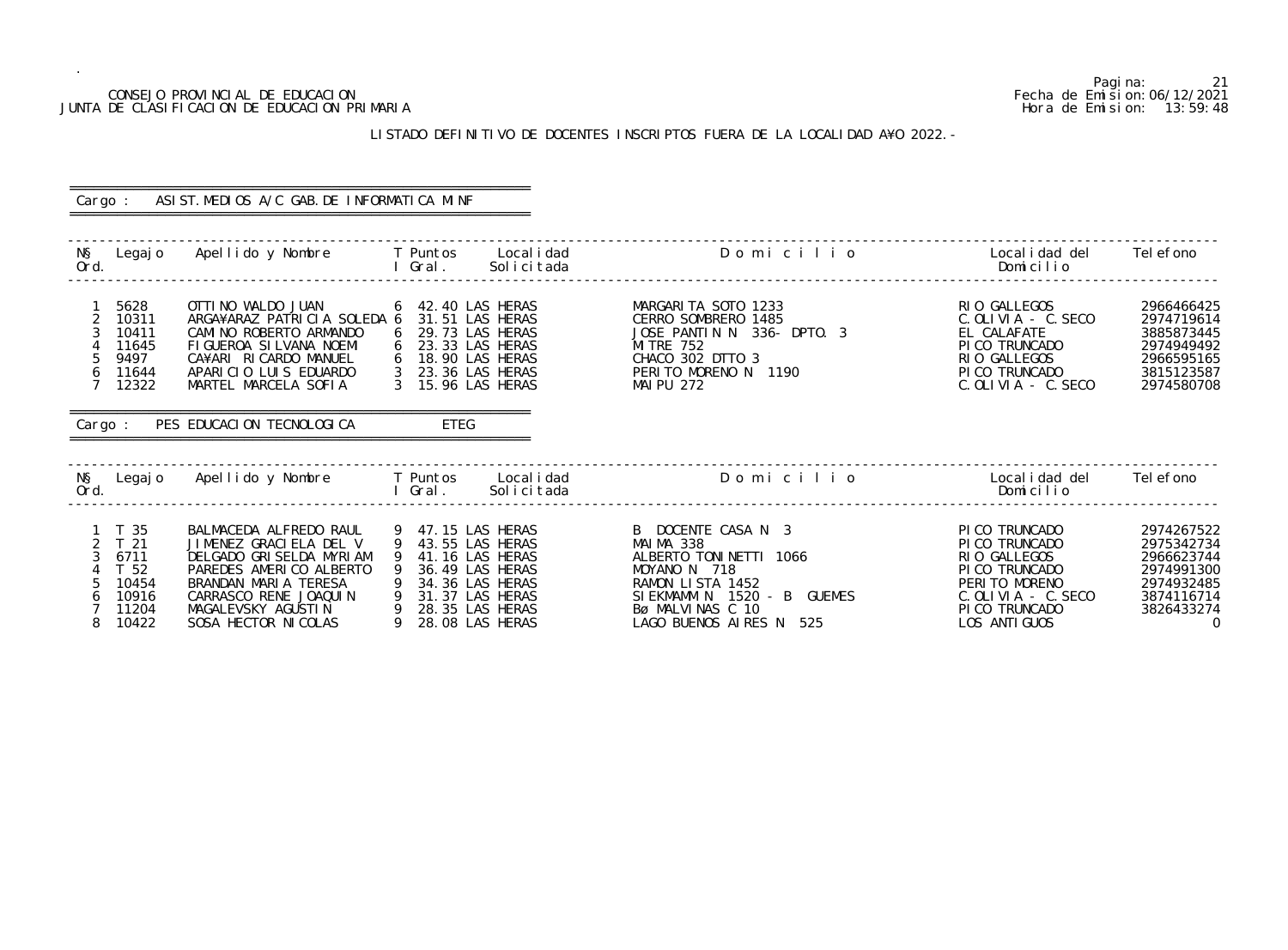CONSEJO PROVINCIAL DE EDUCACION
JUNTA DE CLASIFICACION DE EDUCACION PRIMARIA

Fecha de Emision: 06/12/2021
Hora de Emision: 13:59:48

## LISTADO DEFINITIVO DE DOCENTES INSCRIPTOS FUERA DE LA LOCALIDAD A¥O 2022.-

**Cargo : ASIST.MEDIOS A/C GAB.DE INFORMATICA MINF**

| N§ Ord. | Legajo | Apellido y Nombre | T I | Puntos Gral. | Localidad Solicitada | Domicilio | Localidad del Domicilio | Telefono |
|---|---|---|---|---|---|---|---|---|
| 1 | 5628 | OTTINO WALDO JUAN | 6 | 42.40 | LAS HERAS | MARGARITA SOTO 1233 | RIO GALLEGOS | 2966466425 |
| 2 | 10311 | ARGA¥ARAZ PATRICIA SOLEDA | 6 | 31.51 | LAS HERAS | CERRO SOMBRERO 1485 | C.OLIVIA - C.SECO | 2974719614 |
| 3 | 10411 | CAMINO ROBERTO ARMANDO | 6 | 29.73 | LAS HERAS | JOSE PANTIN N 336- DPTO. 3 | EL CALAFATE | 3885873445 |
| 4 | 11645 | FIGUEROA SILVANA NOEMI | 6 | 23.33 | LAS HERAS | MITRE 752 | PICO TRUNCADO | 2974949492 |
| 5 | 9497 | CA¥ARI RICARDO MANUEL | 6 | 18.90 | LAS HERAS | CHACO 302 DTTO 3 | RIO GALLEGOS | 2966595165 |
| 6 | 11644 | APARICIO LUIS EDUARDO | 3 | 23.36 | LAS HERAS | PERITO MORENO N 1190 | PICO TRUNCADO | 3815123587 |
| 7 | 12322 | MARTEL MARCELA SOFIA | 3 | 15.96 | LAS HERAS | MAIPU 272 | C.OLIVIA - C.SECO | 2974580708 |

**Cargo : PES EDUCACION TECNOLOGICA ETEG**

| N§ Ord. | Legajo | Apellido y Nombre | T I | Puntos Gral. | Localidad Solicitada | Domicilio | Localidad del Domicilio | Telefono |
|---|---|---|---|---|---|---|---|---|
| 1 | T 35 | BALMACEDA ALFREDO RAUL | 9 | 47.15 | LAS HERAS | B DOCENTE CASA N 3 | PICO TRUNCADO | 2974267522 |
| 2 | T 21 | JIMENEZ GRACIELA DEL V | 9 | 43.55 | LAS HERAS | MAIMA 338 | PICO TRUNCADO | 2975342734 |
| 3 | 6711 | DELGADO GRISELDA MYRIAM | 9 | 41.16 | LAS HERAS | ALBERTO TONINETTI 1066 | RIO GALLEGOS | 2966623744 |
| 4 | T 52 | PAREDES AMERICO ALBERTO | 9 | 36.49 | LAS HERAS | MOYANO N 718 | PICO TRUNCADO | 2974991300 |
| 5 | 10454 | BRANDAN MARIA TERESA | 9 | 34.36 | LAS HERAS | RAMON LISTA 1452 | PERITO MORENO | 2974932485 |
| 6 | 10916 | CARRASCO RENE JOAQUIN | 9 | 31.37 | LAS HERAS | SIEKMAMM N 1520 - B GUEMES | C.OLIVIA - C.SECO | 3874116714 |
| 7 | 11204 | MAGALEVSKY AGUSTIN | 9 | 28.35 | LAS HERAS | Bø MALVINAS C 10 | PICO TRUNCADO | 3826433274 |
| 8 | 10422 | SOSA HECTOR NICOLAS | 9 | 28.08 | LAS HERAS | LAGO BUENOS AIRES N 525 | LOS ANTIGUOS | 0 |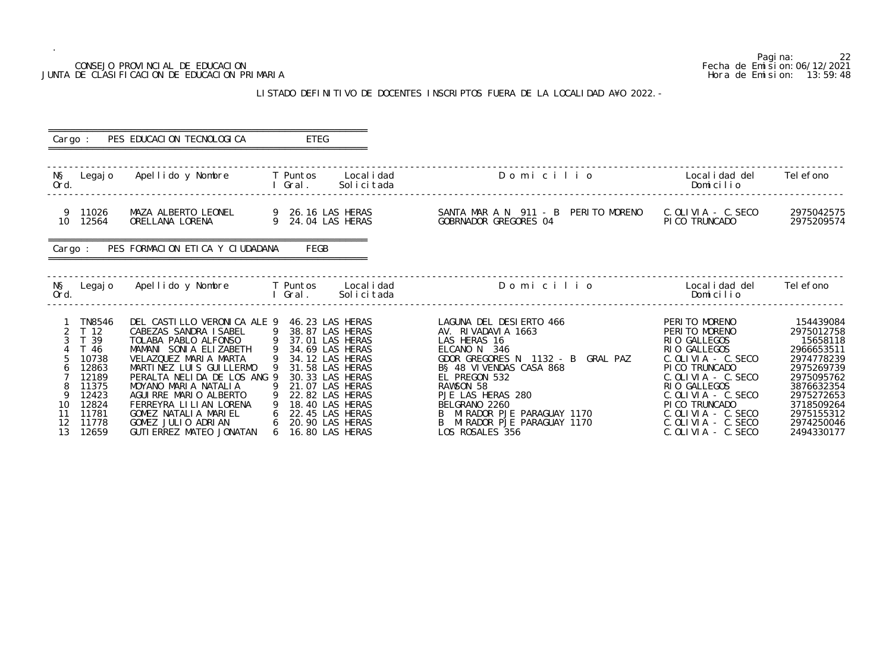CONSEJO PROVINCIAL DE EDUCACION
JUNTA DE CLASIFICACION DE EDUCACION PRIMARIA

Pagina: 22
Fecha de Emision: 06/12/2021
Hora de Emision: 13:59:48

## LISTADO DEFINITIVO DE DOCENTES INSCRIPTOS FUERA DE LA LOCALIDAD A¥O 2022.-

Cargo : PES EDUCACION TECNOLOGICA ETEG

| N§ Ord. | Legajo | Apellido y Nombre | T I | Puntos Gral. | Localidad Solicitada | Domicilio | Localidad del Domicilio | Telefono |
|---|---|---|---|---|---|---|---|---|
| 9 | 11026 | MAZA ALBERTO LEONEL | 9 | 26.16 | LAS HERAS | SANTA MAR A N 911 - B PERITO MORENO | C.OLIVIA - C.SECO | 2975042575 |
| 10 | 12564 | ORELLANA LORENA | 9 | 24.04 | LAS HERAS | GOBRNADOR GREGORES 04 | PICO TRUNCADO | 2975209574 |

Cargo : PES FORMACION ETICA Y CIUDADANA FEGB

| N§ Ord. | Legajo | Apellido y Nombre | T I | Puntos Gral. | Localidad Solicitada | Domicilio | Localidad del Domicilio | Telefono |
|---|---|---|---|---|---|---|---|---|
| 1 | TN8546 | DEL CASTILLO VERONICA ALE | 9 | 46.23 | LAS HERAS | LAGUNA DEL DESIERTO 466 | PERITO MORENO | 154439084 |
| 2 | T 12 | CABEZAS SANDRA ISABEL | 9 | 38.87 | LAS HERAS | AV. RIVADAVIA 1663 | PERITO MORENO | 2975012758 |
| 3 | T 39 | TOLABA PABLO ALFONSO | 9 | 37.01 | LAS HERAS | LAS HERAS 16 | RIO GALLEGOS | 15658118 |
| 4 | T 46 | MAMANI SONIA ELIZABETH | 9 | 34.69 | LAS HERAS | ELCANO N 346 | RIO GALLEGOS | 2966653511 |
| 5 | 10738 | VELAZQUEZ MARIA MARTA | 9 | 34.12 | LAS HERAS | GDOR GREGORES N 1132 - B GRAL PAZ | C.OLIVIA - C.SECO | 2974778239 |
| 6 | 12863 | MARTINEZ LUIS GUILLERMO | 9 | 31.58 | LAS HERAS | B§ 48 VIVENDAS CASA 868 | PICO TRUNCADO | 2975269739 |
| 7 | 12189 | PERALTA NELIDA DE LOS ANG | 9 | 30.33 | LAS HERAS | EL PREGON 532 | C.OLIVIA - C.SECO | 2975095762 |
| 8 | 11375 | MOYANO MARIA NATALIA | 9 | 21.07 | LAS HERAS | RAWSON 58 | RIO GALLEGOS | 3876632354 |
| 9 | 12423 | AGUIRRE MARIO ALBERTO | 9 | 22.82 | LAS HERAS | PJE LAS HERAS 280 | C.OLIVIA - C.SECO | 2975272653 |
| 10 | 12824 | FERREYRA LILIAN LORENA | 9 | 18.40 | LAS HERAS | BELGRANO 2260 | PICO TRUNCADO | 3718509264 |
| 11 | 11781 | GOMEZ NATALIA MARIEL | 6 | 22.45 | LAS HERAS | B MIRADOR PJE PARAGUAY 1170 | C.OLIVIA - C.SECO | 2975155312 |
| 12 | 11778 | GOMEZ JULIO ADRIAN | 6 | 20.90 | LAS HERAS | B MIRADOR PJE PARAGUAY 1170 | C.OLIVIA - C.SECO | 2974250046 |
| 13 | 12659 | GUTIERREZ MATEO JONATAN | 6 | 16.80 | LAS HERAS | LOS ROSALES 356 | C.OLIVIA - C.SECO | 2494330177 |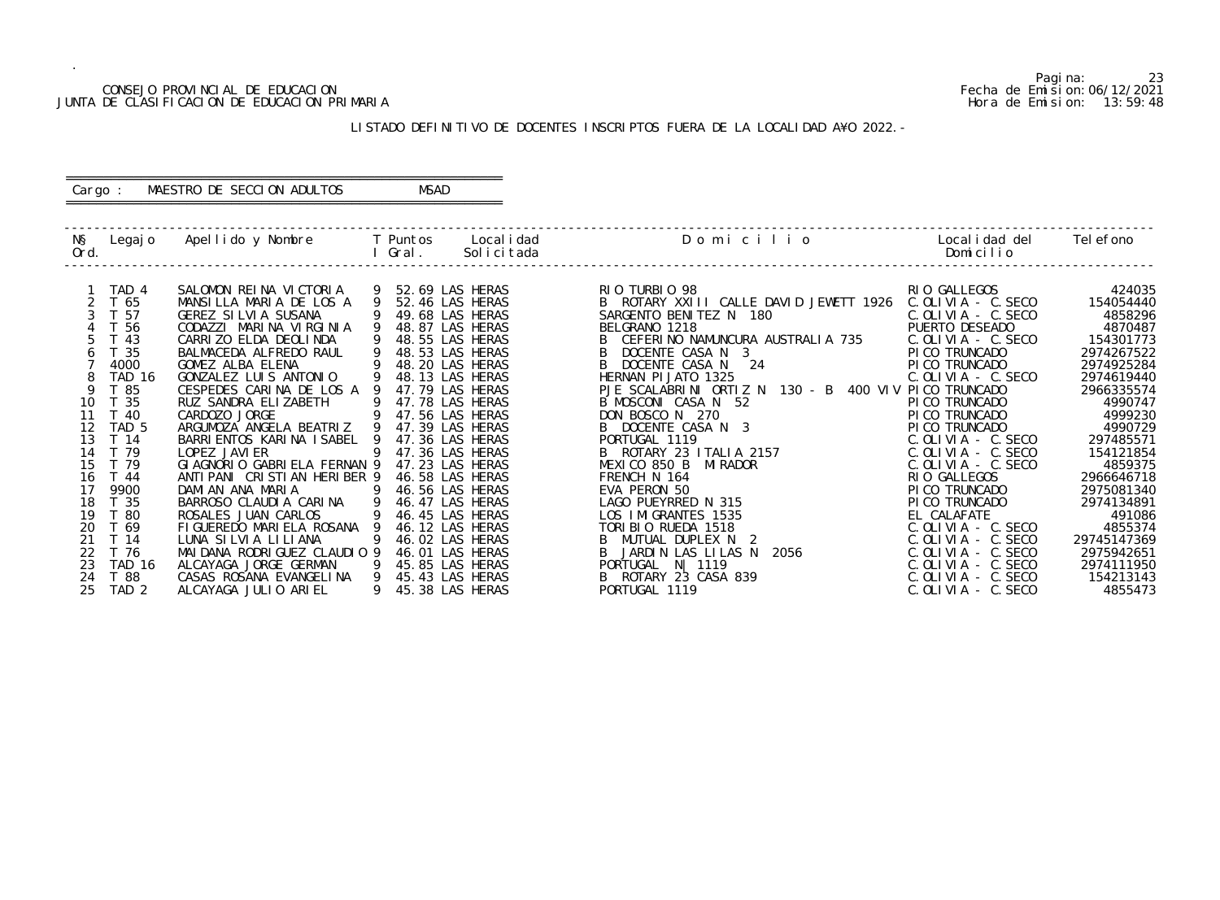CONSEJO PROVINCIAL DE EDUCACION
JUNTA DE CLASIFICACION DE EDUCACION PRIMARIA

Fecha de Emision: 06/12/2021
Hora de Emision: 13:59:48

## LISTADO DEFINITIVO DE DOCENTES INSCRIPTOS FUERA DE LA LOCALIDAD A¥O 2022.-

Cargo : MAESTRO DE SECCION ADULTOS MSAD

| N§ Ord. | Legajo | Apellido y Nombre | T I | Puntos Gral. | Localidad Solicitada | Domicilio | Localidad del Domicilio | Telefono |
|---|---|---|---|---|---|---|---|---|
| 1 | TAD 4 | SALOMON REINA VICTORIA | 9 | 52.69 | LAS HERAS | RIO TURBIO 98 | RIO GALLEGOS | 424035 |
| 2 | T 65 | MANSILLA MARIA DE LOS A | 9 | 52.46 | LAS HERAS | B ROTARY XXIII CALLE DAVID JEWETT 1926 | C.OLIVIA - C.SECO | 154054440 |
| 3 | T 57 | GEREZ SILVIA SUSANA | 9 | 49.68 | LAS HERAS | SARGENTO BENITEZ N 180 | C.OLIVIA - C.SECO | 4858296 |
| 4 | T 56 | CODAZZI MARINA VIRGINIA | 9 | 48.87 | LAS HERAS | BELGRANO 1218 | PUERTO DESEADO | 4870487 |
| 5 | T 43 | CARRIZO ELDA DEOLINDA | 9 | 48.55 | LAS HERAS | B CEFERINO NAMUNCURA AUSTRALIA 735 | C.OLIVIA - C.SECO | 154301773 |
| 6 | T 35 | BALMACEDA ALFREDO RAUL | 9 | 48.53 | LAS HERAS | B DOCENTE CASA N 3 | PICO TRUNCADO | 2974267522 |
| 7 | 4000 | GOMEZ ALBA ELENA | 9 | 48.20 | LAS HERAS | B DOCENTE CASA N 24 | PICO TRUNCADO | 2974925284 |
| 8 | TAD 16 | GONZALEZ LUIS ANTONIO | 9 | 48.13 | LAS HERAS | HERNAN PIJATO 1325 | C.OLIVIA - C.SECO | 2974619440 |
| 9 | T 85 | CESPEDES CARINA DE LOS A | 9 | 47.79 | LAS HERAS | PJE SCALABRINI ORTIZ N 130 - B 400 VIV | PICO TRUNCADO | 2966335574 |
| 10 | T 35 | RUZ SANDRA ELIZABETH | 9 | 47.78 | LAS HERAS | B MOSCONI CASA N 52 | PICO TRUNCADO | 4990747 |
| 11 | T 40 | CARDOZO JORGE | 9 | 47.56 | LAS HERAS | DON BOSCO N 270 | PICO TRUNCADO | 4999230 |
| 12 | TAD 5 | ARGUMOZA ANGELA BEATRIZ | 9 | 47.39 | LAS HERAS | B DOCENTE CASA N 3 | PICO TRUNCADO | 4990729 |
| 13 | T 14 | BARRIENTOS KARINA ISABEL | 9 | 47.36 | LAS HERAS | PORTUGAL 1119 | C.OLIVIA - C.SECO | 297485571 |
| 14 | T 79 | LOPEZ JAVIER | 9 | 47.36 | LAS HERAS | B ROTARY 23 ITALIA 2157 | C.OLIVIA - C.SECO | 154121854 |
| 15 | T 79 | GIAGNORIO GABRIELA FERNAN | 9 | 47.23 | LAS HERAS | MEXICO 850 B MIRADOR | C.OLIVIA - C.SECO | 4859375 |
| 16 | T 44 | ANTIPANI CRISTIAN HERIBER | 9 | 46.58 | LAS HERAS | FRENCH N 164 | RIO GALLEGOS | 2966646718 |
| 17 | 9900 | DAMIAN ANA MARIA | 9 | 46.56 | LAS HERAS | EVA PERON 50 | PICO TRUNCADO | 2975081340 |
| 18 | T 35 | BARROSO CLAUDIA CARINA | 9 | 46.47 | LAS HERAS | LAGO PUEYRRED N 315 | PICO TRUNCADO | 2974134891 |
| 19 | T 80 | ROSALES JUAN CARLOS | 9 | 46.45 | LAS HERAS | LOS IMIGRANTES 1535 | EL CALAFATE | 491086 |
| 20 | T 69 | FIGUEREDO MARIELA ROSANA | 9 | 46.12 | LAS HERAS | TORIBIO RUEDA 1518 | C.OLIVIA - C.SECO | 4855374 |
| 21 | T 14 | LUNA SILVIA LILIANA | 9 | 46.02 | LAS HERAS | B MUTUAL DUPLEX N 2 | C.OLIVIA - C.SECO | 29745147369 |
| 22 | T 76 | MAIDANA RODRIGUEZ CLAUDIO | 9 | 46.01 | LAS HERAS | B JARDIN LAS LILAS N 2056 | C.OLIVIA - C.SECO | 2975942651 |
| 23 | TAD 16 | ALCAYAGA JORGE GERMAN | 9 | 45.85 | LAS HERAS | PORTUGAL N| 1119 | C.OLIVIA - C.SECO | 2974111950 |
| 24 | T 88 | CASAS ROSANA EVANGELINA | 9 | 45.43 | LAS HERAS | B ROTARY 23 CASA 839 | C.OLIVIA - C.SECO | 154213143 |
| 25 | TAD 2 | ALCAYAGA JULIO ARIEL | 9 | 45.38 | LAS HERAS | PORTUGAL 1119 | C.OLIVIA - C.SECO | 4855473 |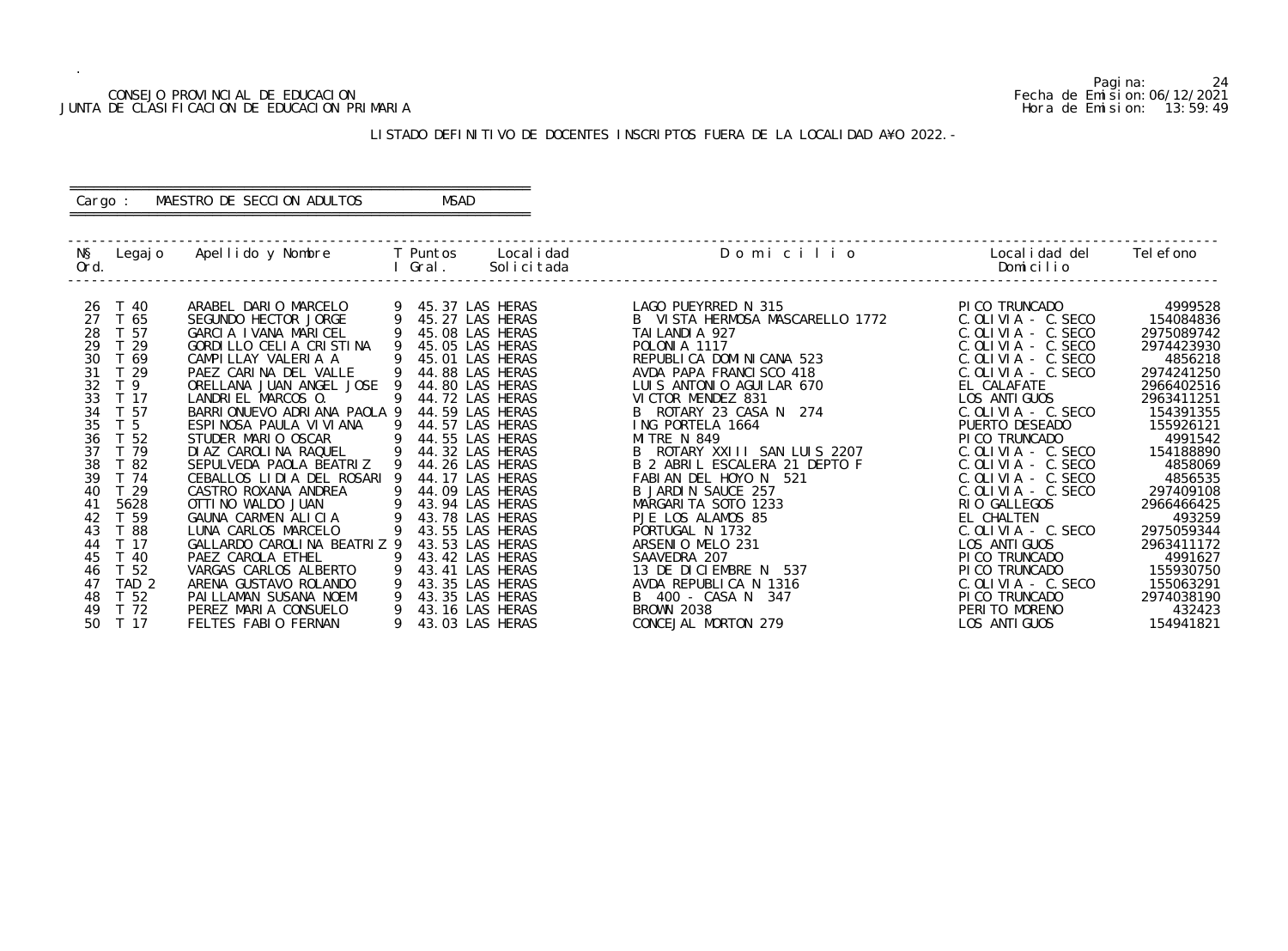CONSEJO PROVINCIAL DE EDUCACION
JUNTA DE CLASIFICACION DE EDUCACION PRIMARIA

Fecha de Emision: 06/12/2021
Hora de Emision: 13:59:49

LISTADO DEFINITIVO DE DOCENTES INSCRIPTOS FUERA DE LA LOCALIDAD A¥O 2022.-

Cargo : MAESTRO DE SECCION ADULTOS MSAD

| Nº Ord. | Legajo | Apellido y Nombre | T I | Puntos Gral. | Localidad Solicitada | D o m i c i l i o | Localidad del Domicilio | Telefono |
|---|---|---|---|---|---|---|---|---|
| 26 | T 40 | ARABEL DARIO MARCELO | 9 | 45.37 | LAS HERAS | LAGO PUEYRRED N 315 | PICO TRUNCADO | 4999528 |
| 27 | T 65 | SEGUNDO HECTOR JORGE | 9 | 45.27 | LAS HERAS | B VISTA HERMOSA MASCARELLO 1772 | C.OLIVIA - C.SECO | 154084836 |
| 28 | T 57 | GARCIA IVANA MARICEL | 9 | 45.08 | LAS HERAS | TAILANDIA 927 | C.OLIVIA - C.SECO | 2975089742 |
| 29 | T 29 | GORDILLO CELIA CRISTINA | 9 | 45.05 | LAS HERAS | POLONIA 1117 | C.OLIVIA - C.SECO | 2974423930 |
| 30 | T 69 | CAMPILLAY VALERIA A | 9 | 45.01 | LAS HERAS | REPUBLICA DOMINICANA 523 | C.OLIVIA - C.SECO | 4856218 |
| 31 | T 29 | PAEZ CARINA DEL VALLE | 9 | 44.88 | LAS HERAS | AVDA PAPA FRANCISCO 418 | C.OLIVIA - C.SECO | 2974241250 |
| 32 | T 9 | ORELLANA JUAN ANGEL JOSE | 9 | 44.80 | LAS HERAS | LUIS ANTONIO AGUILAR 670 | EL CALAFATE | 2966402516 |
| 33 | T 17 | LANDRIEL MARCOS O. | 9 | 44.72 | LAS HERAS | VICTOR MENDEZ 831 | LOS ANTIGUOS | 2963411251 |
| 34 | T 57 | BARRIONUEVO ADRIANA PAOLA | 9 | 44.59 | LAS HERAS | B ROTARY 23 CASA N 274 | C.OLIVIA - C.SECO | 154391355 |
| 35 | T 5 | ESPINOSA PAULA VIVIANA | 9 | 44.57 | LAS HERAS | ING PORTELA 1664 | PUERTO DESEADO | 155926121 |
| 36 | T 52 | STUDER MARIO OSCAR | 9 | 44.55 | LAS HERAS | MITRE N 849 | PICO TRUNCADO | 4991542 |
| 37 | T 79 | DIAZ CAROLINA RAQUEL | 9 | 44.32 | LAS HERAS | B ROTARY XXIII SAN LUIS 2207 | C.OLIVIA - C.SECO | 154188890 |
| 38 | T 82 | SEPULVEDA PAOLA BEATRIZ | 9 | 44.26 | LAS HERAS | B 2 ABRIL ESCALERA 21 DEPTO F | C.OLIVIA - C.SECO | 4858069 |
| 39 | T 74 | CEBALLOS LIDIA DEL ROSARI | 9 | 44.17 | LAS HERAS | FABIAN DEL HOYO N 521 | C.OLIVIA - C.SECO | 4856535 |
| 40 | T 29 | CASTRO ROXANA ANDREA | 9 | 44.09 | LAS HERAS | B JARDIN SAUCE 257 | C.OLIVIA - C.SECO | 297409108 |
| 41 | 5628 | OTTINO WALDO JUAN | 9 | 43.94 | LAS HERAS | MARGARITA SOTO 1233 | RIO GALLEGOS | 2966466425 |
| 42 | T 59 | GAUNA CARMEN ALICIA | 9 | 43.78 | LAS HERAS | PJE LOS ALAMOS 85 | EL CHALTEN | 493259 |
| 43 | T 88 | LUNA CARLOS MARCELO | 9 | 43.55 | LAS HERAS | PORTUGAL N 1732 | C.OLIVIA - C.SECO | 2975059344 |
| 44 | T 17 | GALLARDO CAROLINA BEATRIZ | 9 | 43.53 | LAS HERAS | ARSENIO MELO 231 | LOS ANTIGUOS | 2963411172 |
| 45 | T 40 | PAEZ CAROLA ETHEL | 9 | 43.42 | LAS HERAS | SAAVEDRA 207 | PICO TRUNCADO | 4991627 |
| 46 | T 52 | VARGAS CARLOS ALBERTO | 9 | 43.41 | LAS HERAS | 13 DE DICIEMBRE N 537 | PICO TRUNCADO | 155930750 |
| 47 | TAD 2 | ARENA GUSTAVO ROLANDO | 9 | 43.35 | LAS HERAS | AVDA REPUBLICA N 1316 | C.OLIVIA - C.SECO | 155063291 |
| 48 | T 52 | PAILLAMAN SUSANA NOEMI | 9 | 43.35 | LAS HERAS | B 400 - CASA N 347 | PICO TRUNCADO | 2974038190 |
| 49 | T 72 | PEREZ MARIA CONSUELO | 9 | 43.16 | LAS HERAS | BROWN 2038 | PERITO MORENO | 432423 |
| 50 | T 17 | FELTES FABIO FERNAN | 9 | 43.03 | LAS HERAS | CONCEJAL MORTON 279 | LOS ANTIGUOS | 154941821 |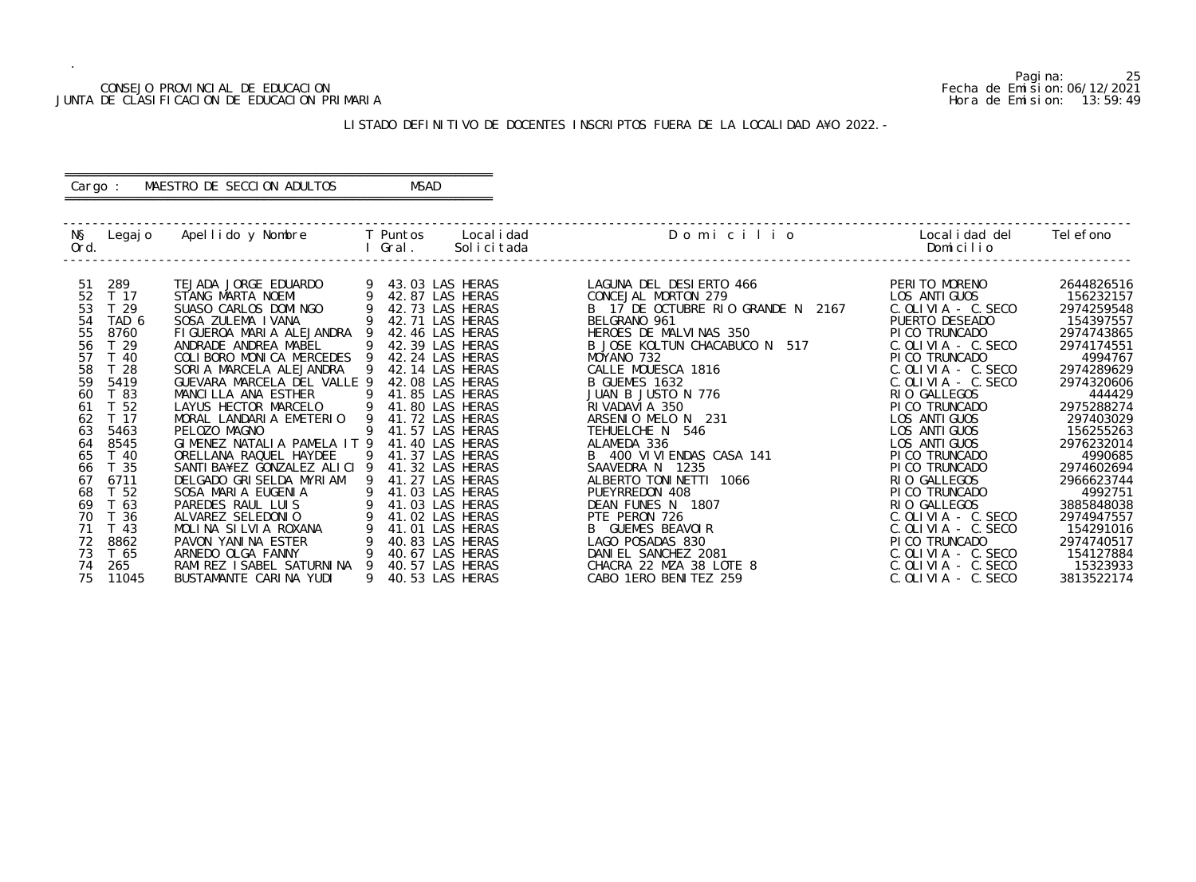CONSEJO PROVINCIAL DE EDUCACION
JUNTA DE CLASIFICACION DE EDUCACION PRIMARIA

Pagina: 25
Fecha de Emision: 06/12/2021
Hora de Emision: 13:59:49

LISTADO DEFINITIVO DE DOCENTES INSCRIPTOS FUERA DE LA LOCALIDAD A¥O 2022.-

Cargo : MAESTRO DE SECCION ADULTOS MSAD

| Nº Ord. | Legajo | Apellido y Nombre | T I | Puntos Gral. | Localidad Solicitada | Domicilio | Localidad del Domicilio | Telefono |
|---|---|---|---|---|---|---|---|---|
| 51 | 289 | TEJADA JORGE EDUARDO | 9 | 43.03 | LAS HERAS | LAGUNA DEL DESIERTO 466 | PERITO MORENO | 2644826516 |
| 52 | T 17 | STANG MARTA NOEMI | 9 | 42.87 | LAS HERAS | CONCEJAL MORTON 279 | LOS ANTIGUOS | 156232157 |
| 53 | T 29 | SUASO CARLOS DOMINGO | 9 | 42.73 | LAS HERAS | B 17 DE OCTUBRE RIO GRANDE N 2167 | C.OLIVIA - C.SECO | 2974259548 |
| 54 | TAD 6 | SOSA ZULEMA IVANA | 9 | 42.71 | LAS HERAS | BELGRANO 961 | PUERTO DESEADO | 154397557 |
| 55 | 8760 | FIGUEROA MARIA ALEJANDRA | 9 | 42.46 | LAS HERAS | HEROES DE MALVINAS 350 | PICO TRUNCADO | 2974743865 |
| 56 | T 29 | ANDRADE ANDREA MABEL | 9 | 42.39 | LAS HERAS | B JOSE KOLTUN CHACABUCO N 517 | C.OLIVIA - C.SECO | 2974174551 |
| 57 | T 40 | COLIBORO MONICA MERCEDES | 9 | 42.24 | LAS HERAS | MOYANO 732 | PICO TRUNCADO | 4994767 |
| 58 | T 28 | SORIA MARCELA ALEJANDRA | 9 | 42.14 | LAS HERAS | CALLE MOUESCA 1816 | C.OLIVIA - C.SECO | 2974289629 |
| 59 | 5419 | GUEVARA MARCELA DEL VALLE | 9 | 42.08 | LAS HERAS | B GUEMES 1632 | C.OLIVIA - C.SECO | 2974320606 |
| 60 | T 83 | MANCILLA ANA ESTHER | 9 | 41.85 | LAS HERAS | JUAN B JUSTO N 776 | RIO GALLEGOS | 444429 |
| 61 | T 52 | LAYUS HECTOR MARCELO | 9 | 41.80 | LAS HERAS | RIVADAVIA 350 | PICO TRUNCADO | 2975288274 |
| 62 | T 17 | MORAL LANDARIA EMETERIO | 9 | 41.72 | LAS HERAS | ARSENIO MELO N 231 | LOS ANTIGUOS | 297403029 |
| 63 | 5463 | PELOZO MAGNO | 9 | 41.57 | LAS HERAS | TEHUELCHE N 546 | LOS ANTIGUOS | 156255263 |
| 64 | 8545 | GIMENEZ NATALIA PAMELA IT | 9 | 41.40 | LAS HERAS | ALAMEDA 336 | LOS ANTIGUOS | 2976232014 |
| 65 | T 40 | ORELLANA RAQUEL HAYDEE | 9 | 41.37 | LAS HERAS | B 400 VIVIENDAS CASA 141 | PICO TRUNCADO | 4990685 |
| 66 | T 35 | SANTIBA¥EZ GONZALEZ ALICI | 9 | 41.32 | LAS HERAS | SAAVEDRA N 1235 | PICO TRUNCADO | 2974602694 |
| 67 | 6711 | DELGADO GRISELDA MYRIAM | 9 | 41.27 | LAS HERAS | ALBERTO TONINETTI 1066 | RIO GALLEGOS | 2966623744 |
| 68 | T 52 | SOSA MARIA EUGENIA | 9 | 41.03 | LAS HERAS | PUEYRREDON 408 | PICO TRUNCADO | 4992751 |
| 69 | T 63 | PAREDES RAUL LUIS | 9 | 41.03 | LAS HERAS | DEAN FUNES N 1807 | RIO GALLEGOS | 3885848038 |
| 70 | T 36 | ALVAREZ SELEDONIO | 9 | 41.02 | LAS HERAS | PTE PERON 726 | C.OLIVIA - C.SECO | 2974947557 |
| 71 | T 43 | MOLINA SILVIA ROXANA | 9 | 41.01 | LAS HERAS | B GUEMES BEAVOIR | C.OLIVIA - C.SECO | 154291016 |
| 72 | 8862 | PAVON YANINA ESTER | 9 | 40.83 | LAS HERAS | LAGO POSADAS 830 | PICO TRUNCADO | 2974740517 |
| 73 | T 65 | ARNEDO OLGA FANNY | 9 | 40.67 | LAS HERAS | DANIEL SANCHEZ 2081 | C.OLIVIA - C.SECO | 154127884 |
| 74 | 265 | RAMIREZ ISABEL SATURNINA | 9 | 40.57 | LAS HERAS | CHACRA 22 MZA 38 LOTE 8 | C.OLIVIA - C.SECO | 15323933 |
| 75 | 11045 | BUSTAMANTE CARINA YUDI | 9 | 40.53 | LAS HERAS | CABO 1ERO BENITEZ 259 | C.OLIVIA - C.SECO | 3813522174 |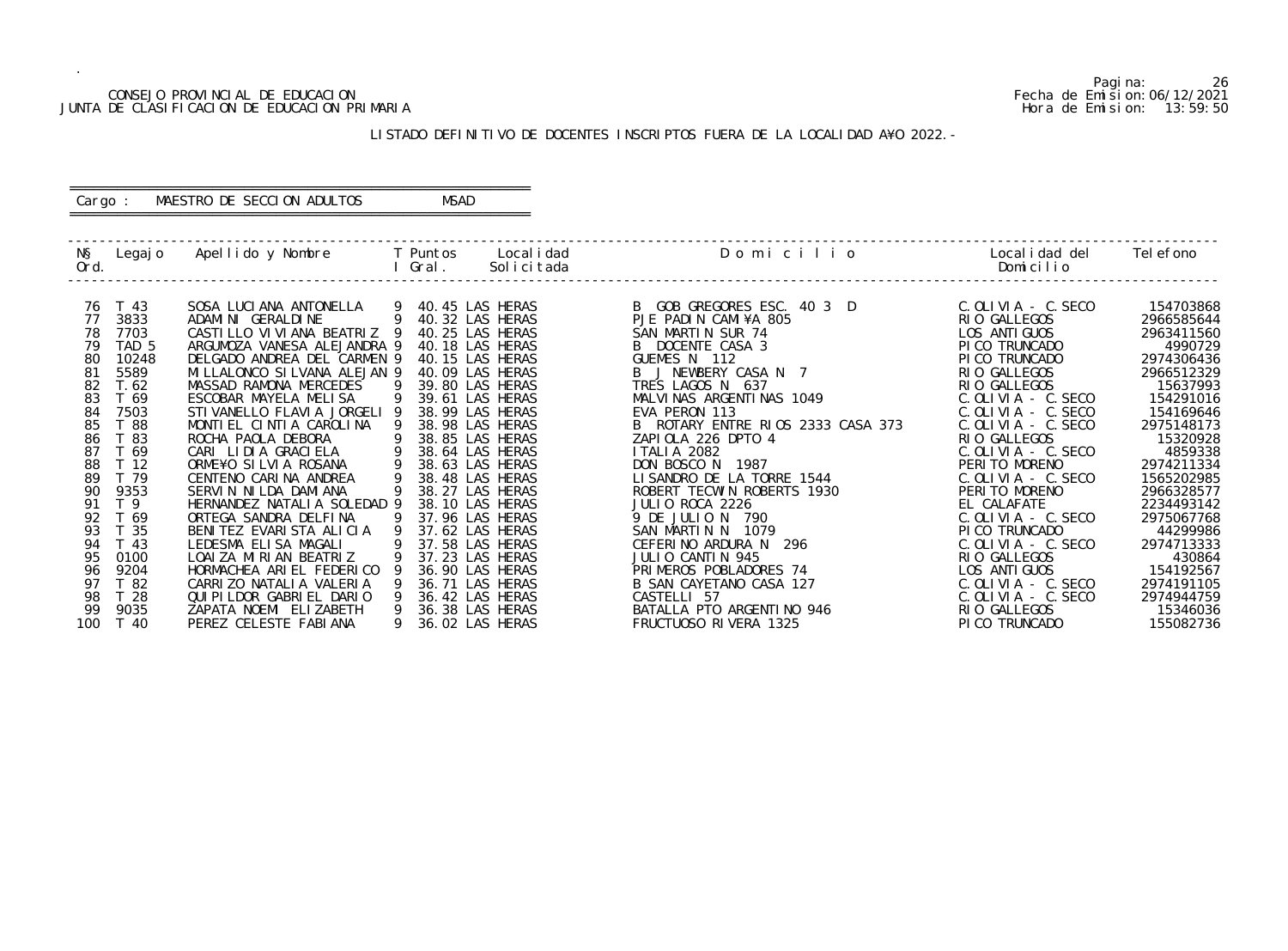CONSEJO PROVINCIAL DE EDUCACION
JUNTA DE CLASIFICACION DE EDUCACION PRIMARIA

Pagina: 26
Fecha de Emision: 06/12/2021
Hora de Emision: 13:59:50

LISTADO DEFINITIVO DE DOCENTES INSCRIPTOS FUERA DE LA LOCALIDAD A¥O 2022.-

Cargo : MAESTRO DE SECCION ADULTOS MSAD

| N§ Ord. | Legajo | Apellido y Nombre | T I | Puntos Gral. | Localidad Solicitada | D o m i c i l i o | Localidad del Domicilio | Telefono |
|---|---|---|---|---|---|---|---|---|
| 76 | T 43 | SOSA LUCIANA ANTONELLA | 9 | 40.45 | LAS HERAS | B GOB GREGORES ESC. 40 3 D | C.OLIVIA - C.SECO | 154703868 |
| 77 | 3833 | ADAMINI GERALDINE | 9 | 40.32 | LAS HERAS | PJE PADIN CAMI¥A 805 | RIO GALLEGOS | 2966585644 |
| 78 | 7703 | CASTILLO VIVIANA BEATRIZ | 9 | 40.25 | LAS HERAS | SAN MARTIN SUR 74 | LOS ANTIGUOS | 2963411560 |
| 79 | TAD 5 | ARGUMOZA VANESA ALEJANDRA | 9 | 40.18 | LAS HERAS | B DOCENTE CASA 3 | PICO TRUNCADO | 4990729 |
| 80 | 10248 | DELGADO ANDREA DEL CARMEN | 9 | 40.15 | LAS HERAS | GUEMES N 112 | PICO TRUNCADO | 2974306436 |
| 81 | 5589 | MILLALONCO SILVANA ALEJAN | 9 | 40.09 | LAS HERAS | B J NEWBERY CASA N 7 | RIO GALLEGOS | 2966512329 |
| 82 | T.62 | MASSAD RAMONA MERCEDES | 9 | 39.80 | LAS HERAS | TRES LAGOS N 637 | RIO GALLEGOS | 15637993 |
| 83 | T 69 | ESCOBAR MAYELA MELISA | 9 | 39.61 | LAS HERAS | MALVINAS ARGENTINAS 1049 | C.OLIVIA - C.SECO | 154291016 |
| 84 | 7503 | STIVANELLO FLAVIA JORGELI | 9 | 38.99 | LAS HERAS | EVA PERON 113 | C.OLIVIA - C.SECO | 154169646 |
| 85 | T 88 | MONTIEL CINTIA CAROLINA | 9 | 38.98 | LAS HERAS | B ROTARY ENTRE RIOS 2333 CASA 373 | C.OLIVIA - C.SECO | 2975148173 |
| 86 | T 83 | ROCHA PAOLA DEBORA | 9 | 38.85 | LAS HERAS | ZAPIOLA 226 DPTO 4 | RIO GALLEGOS | 15320928 |
| 87 | T 69 | CARI LIDIA GRACIELA | 9 | 38.64 | LAS HERAS | ITALIA 2082 | C.OLIVIA - C.SECO | 4859338 |
| 88 | T 12 | ORME¥O SILVIA ROSANA | 9 | 38.63 | LAS HERAS | DON BOSCO N 1987 | PERITO MORENO | 2974211334 |
| 89 | T 79 | CENTENO CARINA ANDREA | 9 | 38.48 | LAS HERAS | LISANDRO DE LA TORRE 1544 | C.OLIVIA - C.SECO | 1565202985 |
| 90 | 9353 | SERVIN NILDA DAMIANA | 9 | 38.27 | LAS HERAS | ROBERT TECWIN ROBERTS 1930 | PERITO MORENO | 2966328577 |
| 91 | T 9 | HERNANDEZ NATALIA SOLEDAD | 9 | 38.10 | LAS HERAS | JULIO ROCA 2226 | EL CALAFATE | 2234493142 |
| 92 | T 69 | ORTEGA SANDRA DELFINA | 9 | 37.96 | LAS HERAS | 9 DE JULIO N 790 | C.OLIVIA - C.SECO | 2975067768 |
| 93 | T 35 | BENITEZ EVARISTA ALICIA | 9 | 37.62 | LAS HERAS | SAN MARTIN N 1079 | PICO TRUNCADO | 44299986 |
| 94 | T 43 | LEDESMA ELISA MAGALI | 9 | 37.58 | LAS HERAS | CEFERINO ARDURA N 296 | C.OLIVIA - C.SECO | 2974713333 |
| 95 | 0100 | LOAIZA MIRIAN BEATRIZ | 9 | 37.23 | LAS HERAS | JULIO CANTIN 945 | RIO GALLEGOS | 430864 |
| 96 | 9204 | HORMACHEA ARIEL FEDERICO | 9 | 36.90 | LAS HERAS | PRIMEROS POBLADORES 74 | LOS ANTIGUOS | 154192567 |
| 97 | T 82 | CARRIZO NATALIA VALERIA | 9 | 36.71 | LAS HERAS | B SAN CAYETANO CASA 127 | C.OLIVIA - C.SECO | 2974191105 |
| 98 | T 28 | QUIPILDOR GABRIEL DARIO | 9 | 36.42 | LAS HERAS | CASTELLI 57 | C.OLIVIA - C.SECO | 2974944759 |
| 99 | 9035 | ZAPATA NOEMI ELIZABETH | 9 | 36.38 | LAS HERAS | BATALLA PTO ARGENTINO 946 | RIO GALLEGOS | 15346036 |
| 100 | T 40 | PEREZ CELESTE FABIANA | 9 | 36.02 | LAS HERAS | FRUCTUOSO RIVERA 1325 | PICO TRUNCADO | 155082736 |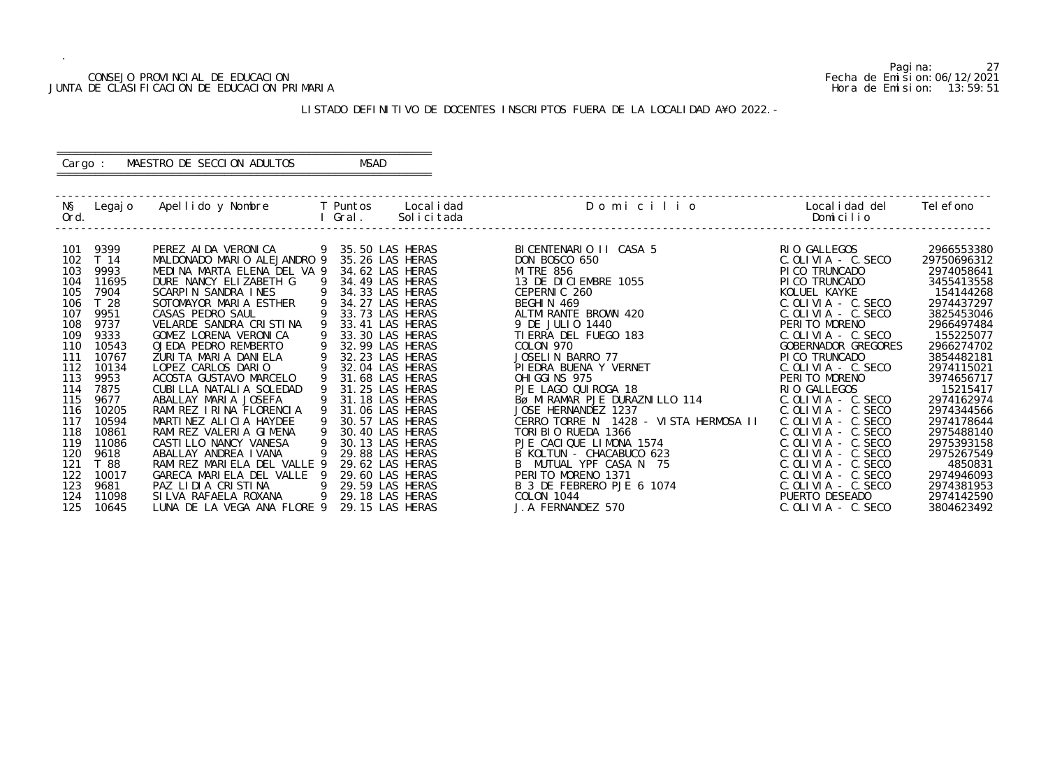CONSEJO PROVINCIAL DE EDUCACION
JUNTA DE CLASIFICACION DE EDUCACION PRIMARIA

Pagina: 27
Fecha de Emision: 06/12/2021
Hora de Emision: 13:59:51

LISTADO DEFINITIVO DE DOCENTES INSCRIPTOS FUERA DE LA LOCALIDAD A¥O 2022.-

Cargo : MAESTRO DE SECCION ADULTOS MSAD

| N§ Ord. | Legajo | Apellido y Nombre | T I | Puntos Gral. | Localidad Solicitada | D o m i c i l i o | Localidad del Domicilio | Telefono |
|---|---|---|---|---|---|---|---|---|
| 101 | 9399 | PEREZ AIDA VERONICA | 9 | 35.50 | LAS HERAS | BICENTENARIO II CASA 5 | RIO GALLEGOS | 2966553380 |
| 102 | T 14 | MALDONADO MARIO ALEJANDRO | 9 | 35.26 | LAS HERAS | DON BOSCO 650 | C.OLIVIA - C.SECO | 29750696312 |
| 103 | 9993 | MEDINA MARTA ELENA DEL VA | 9 | 34.62 | LAS HERAS | MITRE 856 | PICO TRUNCADO | 2974058641 |
| 104 | 11695 | DURE NANCY ELIZABETH G | 9 | 34.49 | LAS HERAS | 13 DE DICIEMBRE 1055 | PICO TRUNCADO | 3455413558 |
| 105 | 7904 | SCARPIN SANDRA INES | 9 | 34.33 | LAS HERAS | CEPERNIC 260 | KOLUEL KAYKE | 154144268 |
| 106 | T 28 | SOTOMAYOR MARIA ESTHER | 9 | 34.27 | LAS HERAS | BEGHIN 469 | C.OLIVIA - C.SECO | 2974437297 |
| 107 | 9951 | CASAS PEDRO SAUL | 9 | 33.73 | LAS HERAS | ALTMIRANTE BROWN 420 | C.OLIVIA - C.SECO | 3825453046 |
| 108 | 9737 | VELARDE SANDRA CRISTINA | 9 | 33.41 | LAS HERAS | 9 DE JULIO 1440 | PERITO MORENO | 2966497484 |
| 109 | 9333 | GOMEZ LORENA VERONICA | 9 | 33.30 | LAS HERAS | TIERRA DEL FUEGO 183 | C.OLIVIA - C.SECO | 155225077 |
| 110 | 10543 | OJEDA PEDRO REMBERTO | 9 | 32.99 | LAS HERAS | COLON 970 | GOBERNADOR GREGORES | 2966274702 |
| 111 | 10767 | ZURITA MARIA DANIELA | 9 | 32.23 | LAS HERAS | JOSELIN BARRO 77 | PICO TRUNCADO | 3854482181 |
| 112 | 10134 | LOPEZ CARLOS DARIO | 9 | 32.04 | LAS HERAS | PIEDRA BUENA Y VERNET | C.OLIVIA - C.SECO | 2974115021 |
| 113 | 9953 | ACOSTA GUSTAVO MARCELO | 9 | 31.68 | LAS HERAS | OHIGGINS 975 | PERITO MORENO | 3974656717 |
| 114 | 7875 | CUBILLA NATALIA SOLEDAD | 9 | 31.25 | LAS HERAS | PJE LAGO QUIROGA 18 | RIO GALLEGOS | 15215417 |
| 115 | 9677 | ABALLAY MARIA JOSEFA | 9 | 31.18 | LAS HERAS | Bø MIRAMAR PJE DURAZNILLO 114 | C.OLIVIA - C.SECO | 2974162974 |
| 116 | 10205 | RAMIREZ IRINA FLORENCIA | 9 | 31.06 | LAS HERAS | JOSE HERNANDEZ 1237 | C.OLIVIA - C.SECO | 2974344566 |
| 117 | 10594 | MARTINEZ ALICIA HAYDEE | 9 | 30.57 | LAS HERAS | CERRO TORRE N 1428 - VISTA HERMOSA II | C.OLIVIA - C.SECO | 2974178644 |
| 118 | 10861 | RAMIREZ VALERIA GIMENA | 9 | 30.40 | LAS HERAS | TORIBIO RUEDA 1366 | C.OLIVIA - C.SECO | 2975488140 |
| 119 | 11086 | CASTILLO NANCY VANESA | 9 | 30.13 | LAS HERAS | PJE CACIQUE LIMONA 1574 | C.OLIVIA - C.SECO | 2975393158 |
| 120 | 9618 | ABALLAY ANDREA IVANA | 9 | 29.88 | LAS HERAS | B KOLTUN - CHACABUCO 623 | C.OLIVIA - C.SECO | 2975267549 |
| 121 | T 88 | RAMIREZ MARIELA DEL VALLE | 9 | 29.62 | LAS HERAS | B MUTUAL YPF CASA N 75 | C.OLIVIA - C.SECO | 4850831 |
| 122 | 10017 | GARECA MARIELA DEL VALLE | 9 | 29.60 | LAS HERAS | PERITO MORENO 1371 | C.OLIVIA - C.SECO | 2974946093 |
| 123 | 9681 | PAZ LIDIA CRISTINA | 9 | 29.59 | LAS HERAS | B 3 DE FEBRERO PJE 6 1074 | C.OLIVIA - C.SECO | 2974381953 |
| 124 | 11098 | SILVA RAFAELA ROXANA | 9 | 29.18 | LAS HERAS | COLON 1044 | PUERTO DESEADO | 2974142590 |
| 125 | 10645 | LUNA DE LA VEGA ANA FLORE | 9 | 29.15 | LAS HERAS | J.A FERNANDEZ 570 | C.OLIVIA - C.SECO | 3804623492 |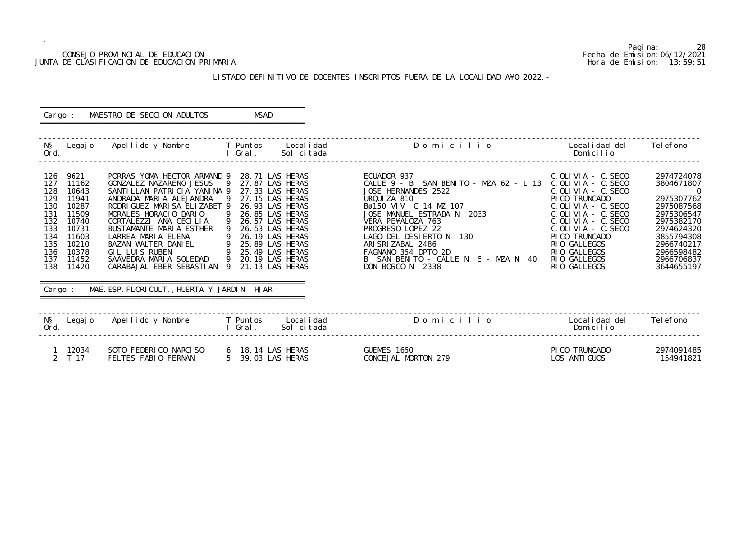CONSEJO PROVINCIAL DE EDUCACION
JUNTA DE CLASIFICACION DE EDUCACION PRIMARIA

Fecha de Emision: 06/12/2021
Hora de Emision: 13:59:51

LISTADO DEFINITIVO DE DOCENTES INSCRIPTOS FUERA DE LA LOCALIDAD A¥O 2022.-

Cargo : MAESTRO DE SECCION ADULTOS MSAD

| N§ Ord. | Legajo | Apellido y Nombre | T I | Puntos Gral. | Localidad Solicitada | Domicilio | Localidad del Domicilio | Telefono |
|---|---|---|---|---|---|---|---|---|
| 126 | 9621 | PORRAS YOMA HECTOR ARMAND | 9 | 28.71 | LAS HERAS | ECUADOR 937 | C.OLIVIA - C.SECO | 2974724078 |
| 127 | 11162 | GONZALEZ NAZARENO JESUS | 9 | 27.87 | LAS HERAS | CALLE 9 - B SAN BENITO - MZA 62 - L 13 | C.OLIVIA - C.SECO | 3804671807 |
| 128 | 10643 | SANTILLAN PATRICIA YANINA | 9 | 27.33 | LAS HERAS | JOSE HERNANDES 2522 | C.OLIVIA - C.SECO | 0 |
| 129 | 11941 | ANDRADA MARIA ALEJANDRA | 9 | 27.15 | LAS HERAS | URQUIZA 810 | PICO TRUNCADO | 2975307762 |
| 130 | 10287 | RODRIGUEZ MARISA ELIZABET | 9 | 26.93 | LAS HERAS | Bø150 VIV C 14 MZ 107 | C.OLIVIA - C.SECO | 2975087568 |
| 131 | 11509 | MORALES HORACIO DARIO | 9 | 26.85 | LAS HERAS | JOSE MANUEL ESTRADA N 2033 | C.OLIVIA - C.SECO | 2975306547 |
| 132 | 10740 | CORTALEZZI ANA CECILIA | 9 | 26.57 | LAS HERAS | VERA PE¥ALOZA 763 | C.OLIVIA - C.SECO | 2975382170 |
| 133 | 10731 | BUSTAMANTE MARIA ESTHER | 9 | 26.53 | LAS HERAS | PROGRESO LOPEZ 22 | C.OLIVIA - C.SECO | 2974624320 |
| 134 | 11603 | LARREA MARIA ELENA | 9 | 26.19 | LAS HERAS | LAGO DEL DESIERTO N 130 | PICO TRUNCADO | 3855794308 |
| 135 | 10210 | BAZAN WALTER DANIEL | 9 | 25.89 | LAS HERAS | ARISRIZABAL 2486 | RIO GALLEGOS | 2966740217 |
| 136 | 10378 | GIL LUIS RUBEN | 9 | 25.49 | LAS HERAS | FAGNANO 354 DPTO 2D | RIO GALLEGOS | 2966598482 |
| 137 | 11452 | SAAVEDRA MARIA SOLEDAD | 9 | 20.19 | LAS HERAS | B SAN BENITO - CALLE N 5 - MZA N 40 | RIO GALLEGOS | 2966706837 |
| 138 | 11420 | CARABAJAL EBER SEBASTIAN | 9 | 21.13 | LAS HERAS | DON BOSCO N 2338 | RIO GALLEGOS | 3644655197 |

Cargo : MAE.ESP.FLORICULT.,HUERTA Y JARDIN HJAR

| N§ Ord. | Legajo | Apellido y Nombre | T I | Puntos Gral. | Localidad Solicitada | Domicilio | Localidad del Domicilio | Telefono |
|---|---|---|---|---|---|---|---|---|
| 1 | 12034 | SOTO FEDERICO NARCISO | 6 | 18.14 | LAS HERAS | GUEMES 1650 | PICO TRUNCADO | 2974091485 |
| 2 | T 17 | FELTES FABIO FERNAN | 5 | 39.03 | LAS HERAS | CONCEJAL MORTON 279 | LOS ANTIGUOS | 154941821 |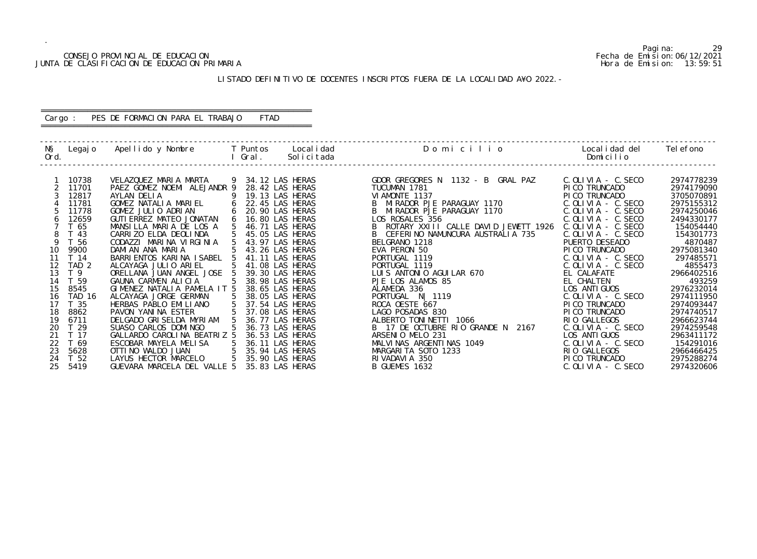CONSEJO PROVINCIAL DE EDUCACION
JUNTA DE CLASIFICACION DE EDUCACION PRIMARIA

Fecha de Emision: 06/12/2021
Hora de Emision: 13:59:51

LISTADO DEFINITIVO DE DOCENTES INSCRIPTOS FUERA DE LA LOCALIDAD A¥O 2022.-

Cargo : PES DE FORMACION PARA EL TRABAJO FTAD

| Nº Ord. | Legajo | Apellido y Nombre | T I | Puntos Gral. | Localidad Solicitada | D o m i c i l i o | Localidad del Domicilio | Telefono |
|---|---|---|---|---|---|---|---|---|
| 1 | 10738 | VELAZQUEZ MARIA MARTA | 9 | 34.12 | LAS HERAS | GDOR GREGORES N 1132 - B GRAL PAZ | C.OLIVIA - C.SECO | 2974778239 |
| 2 | 11701 | PAEZ GOMEZ NOEMI ALEJANDR | 9 | 28.42 | LAS HERAS | TUCUMAN 1781 | PICO TRUNCADO | 2974179090 |
| 3 | 12817 | AYLAN DELIA | 9 | 19.13 | LAS HERAS | VIAMONTE 1137 | PICO TRUNCADO | 3705070891 |
| 4 | 11781 | GOMEZ NATALIA MARIEL | 6 | 22.45 | LAS HERAS | B MIRADOR PJE PARAGUAY 1170 | C.OLIVIA - C.SECO | 2975155312 |
| 5 | 11778 | GOMEZ JULIO ADRIAN | 6 | 20.90 | LAS HERAS | B MIRADOR PJE PARAGUAY 1170 | C.OLIVIA - C.SECO | 2974250046 |
| 6 | 12659 | GUTIERREZ MATEO JONATAN | 6 | 16.80 | LAS HERAS | LOS ROSALES 356 | C.OLIVIA - C.SECO | 2494330177 |
| 7 | T 65 | MANSILLA MARIA DE LOS A | 5 | 46.71 | LAS HERAS | B ROTARY XXIII CALLE DAVID JEWETT 1926 | C.OLIVIA - C.SECO | 154054440 |
| 8 | T 43 | CARRIZO ELDA DEOLINDA | 5 | 45.05 | LAS HERAS | B CEFERINO NAMUNCURA AUSTRALIA 735 | C.OLIVIA - C.SECO | 154301773 |
| 9 | T 56 | CODAZZI MARINA VIRGINIA | 5 | 43.97 | LAS HERAS | BELGRANO 1218 | PUERTO DESEADO | 4870487 |
| 10 | 9900 | DAMIAN ANA MARIA | 5 | 43.26 | LAS HERAS | EVA PERON 50 | PICO TRUNCADO | 2975081340 |
| 11 | T 14 | BARRIENTOS KARINA ISABEL | 5 | 41.11 | LAS HERAS | PORTUGAL 1119 | C.OLIVIA - C.SECO | 297485571 |
| 12 | TAD 2 | ALCAYAGA JULIO ARIEL | 5 | 41.08 | LAS HERAS | PORTUGAL 1119 | C.OLIVIA - C.SECO | 4855473 |
| 13 | T 9 | ORELLANA JUAN ANGEL JOSE | 5 | 39.30 | LAS HERAS | LUIS ANTONIO AGUILAR 670 | EL CALAFATE | 2966402516 |
| 14 | T 59 | GAUNA CARMEN ALICIA | 5 | 38.98 | LAS HERAS | PJE LOS ALAMOS 85 | EL CHALTEN | 493259 |
| 15 | 8545 | GIMENEZ NATALIA PAMELA IT | 5 | 38.65 | LAS HERAS | ALAMEDA 336 | LOS ANTIGUOS | 2976232014 |
| 16 | TAD 16 | ALCAYAGA JORGE GERMAN | 5 | 38.05 | LAS HERAS | PORTUGAL N| 1119 | C.OLIVIA - C.SECO | 2974111950 |
| 17 | T 35 | HERBAS PABLO EMILIANO | 5 | 37.54 | LAS HERAS | ROCA OESTE 667 | PICO TRUNCADO | 2974093447 |
| 18 | 8862 | PAVON YANINA ESTER | 5 | 37.08 | LAS HERAS | LAGO POSADAS 830 | PICO TRUNCADO | 2974740517 |
| 19 | 6711 | DELGADO GRISELDA MYRIAM | 5 | 36.77 | LAS HERAS | ALBERTO TONINETTI 1066 | RIO GALLEGOS | 2966623744 |
| 20 | T 29 | SUASO CARLOS DOMINGO | 5 | 36.73 | LAS HERAS | B 17 DE OCTUBRE RIO GRANDE N 2167 | C.OLIVIA - C.SECO | 2974259548 |
| 21 | T 17 | GALLARDO CAROLINA BEATRIZ | 5 | 36.53 | LAS HERAS | ARSENIO MELO 231 | LOS ANTIGUOS | 2963411172 |
| 22 | T 69 | ESCOBAR MAYELA MELISA | 5 | 36.11 | LAS HERAS | MALVINAS ARGENTINAS 1049 | C.OLIVIA - C.SECO | 154291016 |
| 23 | 5628 | OTTINO WALDO JUAN | 5 | 35.94 | LAS HERAS | MARGARITA SOTO 1233 | RIO GALLEGOS | 2966466425 |
| 24 | T 52 | LAYUS HECTOR MARCELO | 5 | 35.90 | LAS HERAS | RIVADAVIA 350 | PICO TRUNCADO | 2975288274 |
| 25 | 5419 | GUEVARA MARCELA DEL VALLE | 5 | 35.83 | LAS HERAS | B GUEMES 1632 | C.OLIVIA - C.SECO | 2974320606 |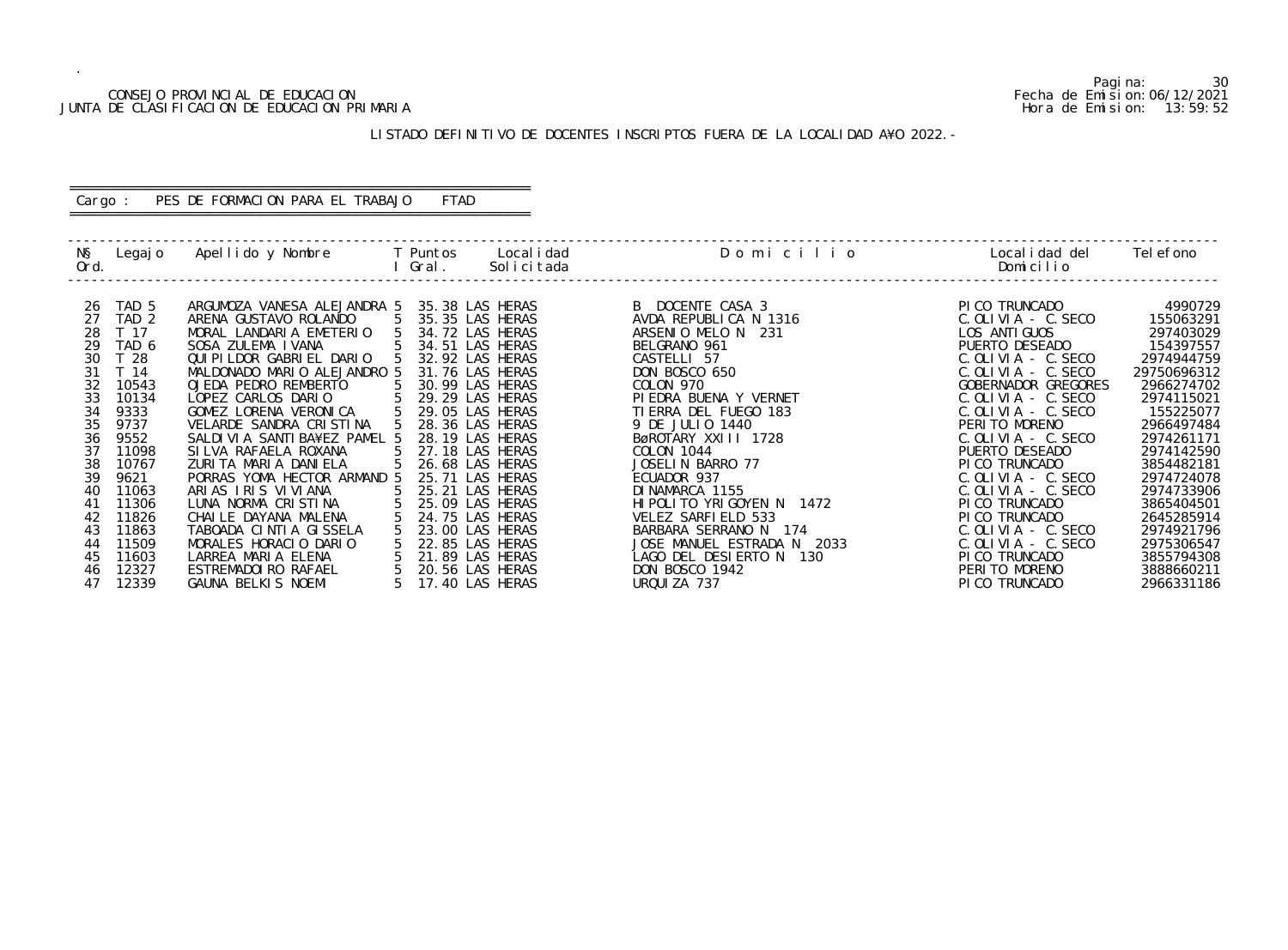CONSEJO PROVINCIAL DE EDUCACION
JUNTA DE CLASIFICACION DE EDUCACION PRIMARIA

Pagina: 30
Fecha de Emision: 06/12/2021
Hora de Emision: 13:59:52

LISTADO DEFINITIVO DE DOCENTES INSCRIPTOS FUERA DE LA LOCALIDAD A¥O 2022.-

Cargo : PES DE FORMACION PARA EL TRABAJO FTAD

| N§ Ord. | Legajo | Apellido y Nombre | T I | Puntos Gral. | Localidad Solicitada | D o m i c i l i o | Localidad del Domicilio | Telefono |
|---|---|---|---|---|---|---|---|---|
| 26 | TAD 5 | ARGUMOZA VANESA ALEJANDRA | 5 | 35.38 | LAS HERAS | B DOCENTE CASA 3 | PICO TRUNCADO | 4990729 |
| 27 | TAD 2 | ARENA GUSTAVO ROLANDO | 5 | 35.35 | LAS HERAS | AVDA REPUBLICA N 1316 | C.OLIVIA - C.SECO | 155063291 |
| 28 | T 17 | MORAL LANDARIA EMETERIO | 5 | 34.72 | LAS HERAS | ARSENIO MELO N 231 | LOS ANTIGUOS | 297403029 |
| 29 | TAD 6 | SOSA ZULEMA IVANA | 5 | 34.51 | LAS HERAS | BELGRANO 961 | PUERTO DESEADO | 154397557 |
| 30 | T 28 | QUIPILDOR GABRIEL DARIO | 5 | 32.92 | LAS HERAS | CASTELLI 57 | C.OLIVIA - C.SECO | 2974944759 |
| 31 | T 14 | MALDONADO MARIO ALEJANDRO | 5 | 31.76 | LAS HERAS | DON BOSCO 650 | C.OLIVIA - C.SECO | 29750696312 |
| 32 | 10543 | OJEDA PEDRO REMBERTO | 5 | 30.99 | LAS HERAS | COLON 970 | GOBERNADOR GREGORES | 2966274702 |
| 33 | 10134 | LOPEZ CARLOS DARIO | 5 | 29.29 | LAS HERAS | PIEDRA BUENA Y VERNET | C.OLIVIA - C.SECO | 2974115021 |
| 34 | 9333 | GOMEZ LORENA VERONICA | 5 | 29.05 | LAS HERAS | TIERRA DEL FUEGO 183 | C.OLIVIA - C.SECO | 155225077 |
| 35 | 9737 | VELARDE SANDRA CRISTINA | 5 | 28.36 | LAS HERAS | 9 DE JULIO 1440 | PERITO MORENO | 2966497484 |
| 36 | 9552 | SALDIVIA SANTIBA¥EZ PAMEL | 5 | 28.19 | LAS HERAS | BøROTARY XXIII 1728 | C.OLIVIA - C.SECO | 2974261171 |
| 37 | 11098 | SILVA RAFAELA ROXANA | 5 | 27.18 | LAS HERAS | COLON 1044 | PUERTO DESEADO | 2974142590 |
| 38 | 10767 | ZURITA MARIA DANIELA | 5 | 26.68 | LAS HERAS | JOSELIN BARRO 77 | PICO TRUNCADO | 3854482181 |
| 39 | 9621 | PORRAS YOMA HECTOR ARMAND | 5 | 25.71 | LAS HERAS | ECUADOR 937 | C.OLIVIA - C.SECO | 2974724078 |
| 40 | 11063 | ARIAS IRIS VIVIANA | 5 | 25.21 | LAS HERAS | DINAMARCA 1155 | C.OLIVIA - C.SECO | 2974733906 |
| 41 | 11306 | LUNA NORMA CRISTINA | 5 | 25.09 | LAS HERAS | HIPOLITO YRIGOYEN N 1472 | PICO TRUNCADO | 3865404501 |
| 42 | 11826 | CHAILE DAYANA MALENA | 5 | 24.75 | LAS HERAS | VELEZ SARFIELD 533 | PICO TRUNCADO | 2645285914 |
| 43 | 11863 | TABOADA CINTIA GISSELA | 5 | 23.00 | LAS HERAS | BARBARA SERRANO N 174 | C.OLIVIA - C.SECO | 2974921796 |
| 44 | 11509 | MORALES HORACIO DARIO | 5 | 22.85 | LAS HERAS | JOSE MANUEL ESTRADA N 2033 | C.OLIVIA - C.SECO | 2975306547 |
| 45 | 11603 | LARREA MARIA ELENA | 5 | 21.89 | LAS HERAS | LAGO DEL DESIERTO N 130 | PICO TRUNCADO | 3855794308 |
| 46 | 12327 | ESTREMADOIRO RAFAEL | 5 | 20.56 | LAS HERAS | DON BOSCO 1942 | PERITO MORENO | 3888660211 |
| 47 | 12339 | GAUNA BELKIS NOEMI | 5 | 17.40 | LAS HERAS | URQUIZA 737 | PICO TRUNCADO | 2966331186 |